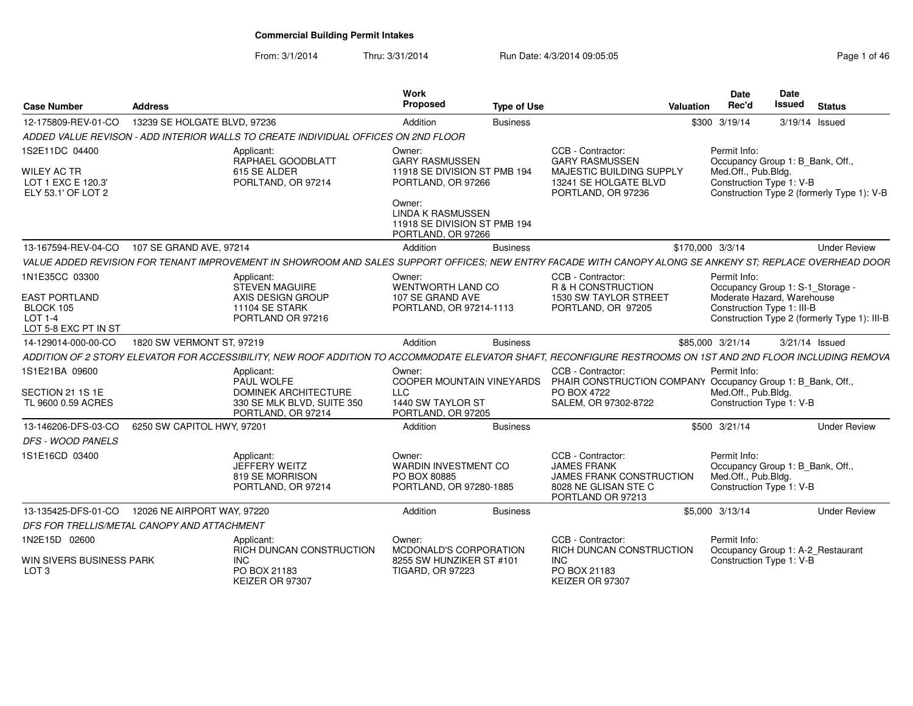# Commercial Building Permit Intakes

From: 3/1/2014 Thru: 3/31/2014 Run Date: 4/3/2014 09:05:05

| Case Number | Address | Work Proposed | Type of Use | Valuation | Date Rec'd | Date Issued | Status |
|---|---|---|---|---|---|---|---|
| 12-175809-REV-01-CO | 13239 SE HOLGATE BLVD, 97236 | Addition | Business | $300 | 3/19/14 | 3/19/14 | Issued |

*ADDED VALUE REVISON - ADD INTERIOR WALLS TO CREATE INDIVIDUAL OFFICES ON 2ND FLOOR*

1S2E11DC 04400

WILEY AC TR
LOT 1 EXC E 120.3'
ELY 53.1' OF LOT 2

Applicant:
RAPHAEL GOODBLATT
615 SE ALDER
PORLTAND, OR 97214

Owner:
GARY RASMUSSEN
11918 SE DIVISION ST PMB 194
PORTLAND, OR 97266

Owner:
LINDA K RASMUSSEN
11918 SE DIVISION ST PMB 194
PORTLAND, OR 97266

CCB - Contractor:
GARY RASMUSSEN
MAJESTIC BUILDING SUPPLY
13241 SE HOLGATE BLVD
PORTLAND, OR 97236

Permit Info:
Occupancy Group 1: B_Bank, Off., Med.Off., Pub.Bldg.
Construction Type 1: V-B
Construction Type 2 (formerly Type 1): V-B

---

| Case Number | Address | Work Proposed | Type of Use | Valuation | Date Rec'd | Date Issued | Status |
|---|---|---|---|---|---|---|---|
| 13-167594-REV-04-CO | 107 SE GRAND AVE, 97214 | Addition | Business | $170,000 | 3/3/14 | | Under Review |

*VALUE ADDED REVISION FOR TENANT IMPROVEMENT IN SHOWROOM AND SALES SUPPORT OFFICES; NEW ENTRY FACADE WITH CANOPY ALONG SE ANKENY ST; REPLACE OVERHEAD DOOR*

1N1E35CC 03300

EAST PORTLAND
BLOCK 105
LOT 1-4
LOT 5-8 EXC PT IN ST

Applicant:
STEVEN MAGUIRE
AXIS DESIGN GROUP
11104 SE STARK
PORTLAND OR 97216

Owner:
WENTWORTH LAND CO
107 SE GRAND AVE
PORTLAND, OR 97214-1113

CCB - Contractor:
R & H CONSTRUCTION
1530 SW TAYLOR STREET
PORTLAND, OR 97205

Permit Info:
Occupancy Group 1: S-1_Storage - Moderate Hazard, Warehouse
Construction Type 1: III-B
Construction Type 2 (formerly Type 1): III-B

---

| Case Number | Address | Work Proposed | Type of Use | Valuation | Date Rec'd | Date Issued | Status |
|---|---|---|---|---|---|---|---|
| 14-129014-000-00-CO | 1820 SW VERMONT ST, 97219 | Addition | Business | $85,000 | 3/21/14 | 3/21/14 | Issued |

*ADDITION OF 2 STORY ELEVATOR FOR ACCESSIBILITY, NEW ROOF ADDITION TO ACCOMMODATE ELEVATOR SHAFT, RECONFIGURE RESTROOMS ON 1ST AND 2ND FLOOR INCLUDING REMOVA*

1S1E21BA 09600

SECTION 21 1S 1E
TL 9600 0.59 ACRES

Applicant:
PAUL WOLFE
DOMINEK ARCHITECTURE
330 SE MLK BLVD, SUITE 350
PORTLAND, OR 97214

Owner:
COOPER MOUNTAIN VINEYARDS LLC
1440 SW TAYLOR ST
PORTLAND, OR 97205

CCB - Contractor:
PHAIR CONSTRUCTION COMPANY
PO BOX 4722
SALEM, OR 97302-8722

Permit Info:
Occupancy Group 1: B_Bank, Off., Med.Off., Pub.Bldg.
Construction Type 1: V-B

---

| Case Number | Address | Work Proposed | Type of Use | Valuation | Date Rec'd | Date Issued | Status |
|---|---|---|---|---|---|---|---|
| 13-146206-DFS-03-CO | 6250 SW CAPITOL HWY, 97201 | Addition | Business | $500 | 3/21/14 | | Under Review |

*DFS - WOOD PANELS*

1S1E16CD 03400

Applicant:
JEFFERY WEITZ
819 SE MORRISON
PORTLAND, OR 97214

Owner:
WARDIN INVESTMENT CO
PO BOX 80885
PORTLAND, OR 97280-1885

CCB - Contractor:
JAMES FRANK
JAMES FRANK CONSTRUCTION
8028 NE GLISAN STE C
PORTLAND OR 97213

Permit Info:
Occupancy Group 1: B_Bank, Off., Med.Off., Pub.Bldg.
Construction Type 1: V-B

---

| Case Number | Address | Work Proposed | Type of Use | Valuation | Date Rec'd | Date Issued | Status |
|---|---|---|---|---|---|---|---|
| 13-135425-DFS-01-CO | 12026 NE AIRPORT WAY, 97220 | Addition | Business | $5,000 | 3/13/14 | | Under Review |

*DFS FOR TRELLIS/METAL CANOPY AND ATTACHMENT*

1N2E15D 02600

WIN SIVERS BUSINESS PARK
LOT 3

Applicant:
RICH DUNCAN CONSTRUCTION INC
PO BOX 21183
KEIZER OR 97307

Owner:
MCDONALD'S CORPORATION
8255 SW HUNZIKER ST #101
TIGARD, OR 97223

CCB - Contractor:
RICH DUNCAN CONSTRUCTION INC
PO BOX 21183
KEIZER OR 97307

Permit Info:
Occupancy Group 1: A-2_Restaurant
Construction Type 1: V-B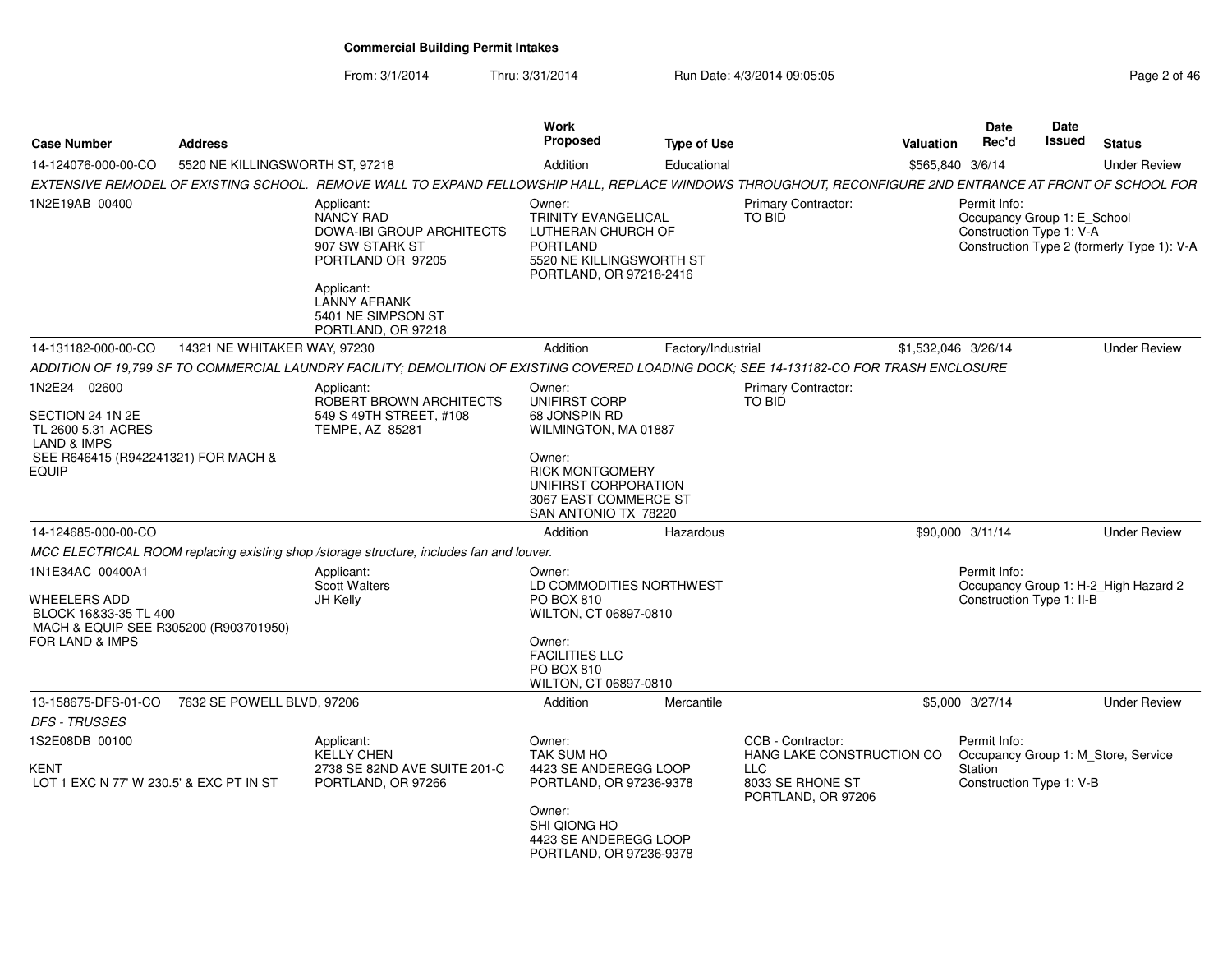# Commercial Building Permit Intakes

From: 3/1/2014 Thru: 3/31/2014 Run Date: 4/3/2014 09:05:05

| Case Number | Address | Work Proposed | Type of Use | Valuation | Date Rec'd | Date Issued | Status |
|---|---|---|---|---|---|---|---|
| 14-124076-000-00-CO | 5520 NE KILLINGSWORTH ST, 97218 | Addition | Educational | $565,840 | 3/6/14 | | Under Review |

*EXTENSIVE REMODEL OF EXISTING SCHOOL. REMOVE WALL TO EXPAND FELLOWSHIP HALL, REPLACE WINDOWS THROUGHOUT, RECONFIGURE 2ND ENTRANCE AT FRONT OF SCHOOL FOR*

1N2E19AB 00400

Applicant:
NANCY RAD
DOWA-IBI GROUP ARCHITECTS
907 SW STARK ST
PORTLAND OR 97205

Applicant:
LANNY AFRANK
5401 NE SIMPSON ST
PORTLAND, OR 97218

Owner:
TRINITY EVANGELICAL LUTHERAN CHURCH OF PORTLAND
5520 NE KILLINGSWORTH ST
PORTLAND, OR 97218-2416

Primary Contractor:
TO BID

Permit Info:
Occupancy Group 1: E_School
Construction Type 1: V-A
Construction Type 2 (formerly Type 1): V-A

---

| Case Number | Address | Work Proposed | Type of Use | Valuation | Date Rec'd | Date Issued | Status |
|---|---|---|---|---|---|---|---|
| 14-131182-000-00-CO | 14321 NE WHITAKER WAY, 97230 | Addition | Factory/Industrial | $1,532,046 | 3/26/14 | | Under Review |

*ADDITION OF 19,799 SF TO COMMERCIAL LAUNDRY FACILITY; DEMOLITION OF EXISTING COVERED LOADING DOCK; SEE 14-131182-CO FOR TRASH ENCLOSURE*

1N2E24 02600

SECTION 24 1N 2E
TL 2600 5.31 ACRES
LAND & IMPS
SEE R646415 (R942241321) FOR MACH & EQUIP

Applicant:
ROBERT BROWN ARCHITECTS
549 S 49TH STREET, #108
TEMPE, AZ 85281

Owner:
UNIFIRST CORP
68 JONSPIN RD
WILMINGTON, MA 01887

Owner:
RICK MONTGOMERY
UNIFIRST CORPORATION
3067 EAST COMMERCE ST
SAN ANTONIO TX 78220

Primary Contractor:
TO BID

---

| Case Number | Address | Work Proposed | Type of Use | Valuation | Date Rec'd | Date Issued | Status |
|---|---|---|---|---|---|---|---|
| 14-124685-000-00-CO | | Addition | Hazardous | $90,000 | 3/11/14 | | Under Review |

*MCC ELECTRICAL ROOM replacing existing shop /storage structure, includes fan and louver.*

1N1E34AC 00400A1

WHEELERS ADD
BLOCK 16&33-35 TL 400
MACH & EQUIP SEE R305200 (R903701950)
FOR LAND & IMPS

Applicant:
Scott Walters
JH Kelly

Owner:
LD COMMODITIES NORTHWEST
PO BOX 810
WILTON, CT 06897-0810

Owner:
FACILITIES LLC
PO BOX 810
WILTON, CT 06897-0810

Permit Info:
Occupancy Group 1: H-2_High Hazard 2
Construction Type 1: II-B

---

| Case Number | Address | Work Proposed | Type of Use | Valuation | Date Rec'd | Date Issued | Status |
|---|---|---|---|---|---|---|---|
| 13-158675-DFS-01-CO | 7632 SE POWELL BLVD, 97206 | Addition | Mercantile | $5,000 | 3/27/14 | | Under Review |

*DFS - TRUSSES*

1S2E08DB 00100

KENT
LOT 1 EXC N 77' W 230.5' & EXC PT IN ST

Applicant:
KELLY CHEN
2738 SE 82ND AVE SUITE 201-C
PORTLAND, OR 97266

Owner:
TAK SUM HO
4423 SE ANDEREGG LOOP
PORTLAND, OR 97236-9378

Owner:
SHI QIONG HO
4423 SE ANDEREGG LOOP
PORTLAND, OR 97236-9378

CCB - Contractor:
HANG LAKE CONSTRUCTION CO LLC
8033 SE RHONE ST
PORTLAND, OR 97206

Permit Info:
Occupancy Group 1: M_Store, Service Station
Construction Type 1: V-B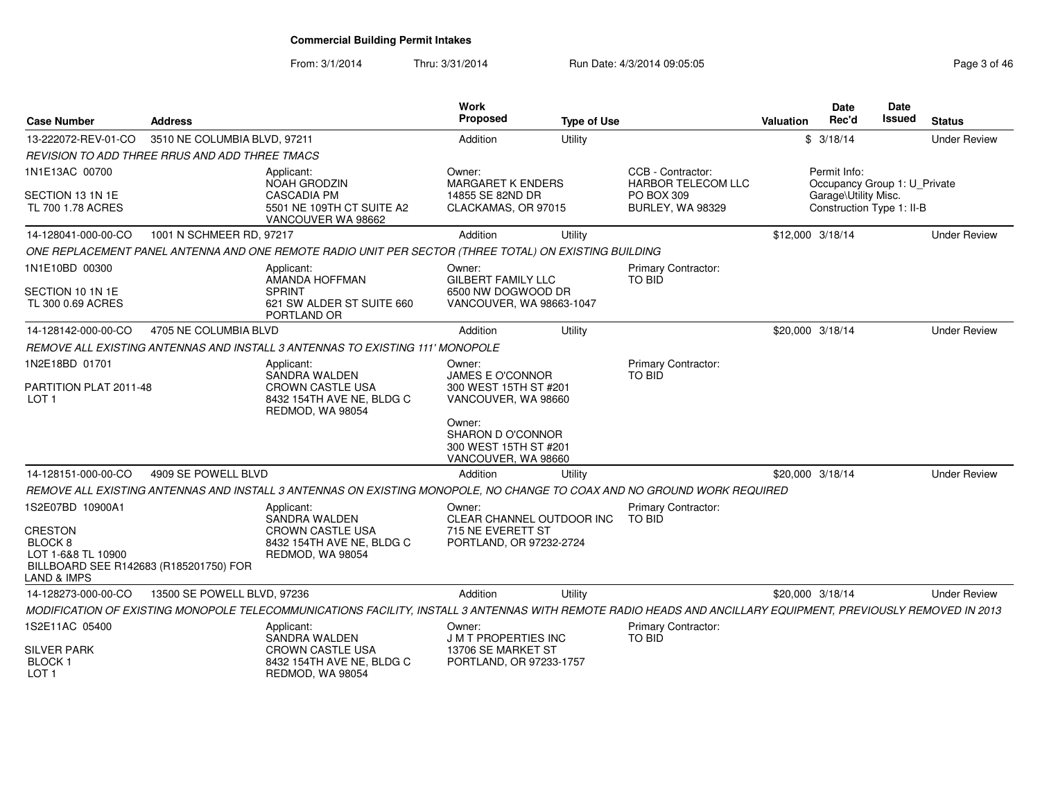# Commercial Building Permit Intakes

From: 3/1/2014 Thru: 3/31/2014 Run Date: 4/3/2014 09:05:05

| Case Number | Address | Work Proposed | Type of Use | Valuation | Date Rec'd | Date Issued | Status |
|---|---|---|---|---|---|---|---|
| 13-222072-REV-01-CO | 3510 NE COLUMBIA BLVD, 97211 | Addition | Utility | $ | 3/18/14 | | Under Review |

*REVISION TO ADD THREE RRUS AND ADD THREE TMACS*

1N1E13AC 00700
SECTION 13 1N 1E
TL 700 1.78 ACRES

Applicant: NOAH GRODZIN, CASCADIA PM, 5501 NE 109TH CT SUITE A2, VANCOUVER WA 98662

Owner: MARGARET K ENDERS, 14855 SE 82ND DR, CLACKAMAS, OR 97015

CCB - Contractor: HARBOR TELECOM LLC, PO BOX 309, BURLEY, WA 98329

Permit Info: Occupancy Group 1: U_Private Garage\Utility Misc. Construction Type 1: II-B

| Case Number | Address | Work Proposed | Type of Use | Valuation | Date Rec'd | Date Issued | Status |
|---|---|---|---|---|---|---|---|
| 14-128041-000-00-CO | 1001 N SCHMEER RD, 97217 | Addition | Utility | $12,000 | 3/18/14 | | Under Review |

*ONE REPLACEMENT PANEL ANTENNA AND ONE REMOTE RADIO UNIT PER SECTOR (THREE TOTAL) ON EXISTING BUILDING*

1N1E10BD 00300
SECTION 10 1N 1E
TL 300 0.69 ACRES

Applicant: AMANDA HOFFMAN, SPRINT, 621 SW ALDER ST SUITE 660, PORTLAND OR

Owner: GILBERT FAMILY LLC, 6500 NW DOGWOOD DR, VANCOUVER, WA 98663-1047

Primary Contractor: TO BID

| Case Number | Address | Work Proposed | Type of Use | Valuation | Date Rec'd | Date Issued | Status |
|---|---|---|---|---|---|---|---|
| 14-128142-000-00-CO | 4705 NE COLUMBIA BLVD | Addition | Utility | $20,000 | 3/18/14 | | Under Review |

*REMOVE ALL EXISTING ANTENNAS AND INSTALL 3 ANTENNAS TO EXISTING 111' MONOPOLE*

1N2E18BD 01701
PARTITION PLAT 2011-48
LOT 1

Applicant: SANDRA WALDEN, CROWN CASTLE USA, 8432 154TH AVE NE, BLDG C, REDMOD, WA 98054

Owner: JAMES E O'CONNOR, 300 WEST 15TH ST #201, VANCOUVER, WA 98660

Owner: SHARON D O'CONNOR, 300 WEST 15TH ST #201, VANCOUVER, WA 98660

Primary Contractor: TO BID

| Case Number | Address | Work Proposed | Type of Use | Valuation | Date Rec'd | Date Issued | Status |
|---|---|---|---|---|---|---|---|
| 14-128151-000-00-CO | 4909 SE POWELL BLVD | Addition | Utility | $20,000 | 3/18/14 | | Under Review |

*REMOVE ALL EXISTING ANTENNAS AND INSTALL 3 ANTENNAS ON EXISTING MONOPOLE, NO CHANGE TO COAX AND NO GROUND WORK REQUIRED*

1S2E07BD 10900A1
CRESTON
BLOCK 8
LOT 1-6&8 TL 10900
BILLBOARD SEE R142683 (R185201750) FOR LAND & IMPS

Applicant: SANDRA WALDEN, CROWN CASTLE USA, 8432 154TH AVE NE, BLDG C, REDMOD, WA 98054

Owner: CLEAR CHANNEL OUTDOOR INC, 715 NE EVERETT ST, PORTLAND, OR 97232-2724

Primary Contractor: TO BID

| Case Number | Address | Work Proposed | Type of Use | Valuation | Date Rec'd | Date Issued | Status |
|---|---|---|---|---|---|---|---|
| 14-128273-000-00-CO | 13500 SE POWELL BLVD, 97236 | Addition | Utility | $20,000 | 3/18/14 | | Under Review |

*MODIFICATION OF EXISTING MONOPOLE TELECOMMUNICATIONS FACILITY, INSTALL 3 ANTENNAS WITH REMOTE RADIO HEADS AND ANCILLARY EQUIPMENT, PREVIOUSLY REMOVED IN 2013*

1S2E11AC 05400
SILVER PARK
BLOCK 1
LOT 1

Applicant: SANDRA WALDEN, CROWN CASTLE USA, 8432 154TH AVE NE, BLDG C, REDMOD, WA 98054

Owner: J M T PROPERTIES INC, 13706 SE MARKET ST, PORTLAND, OR 97233-1757

Primary Contractor: TO BID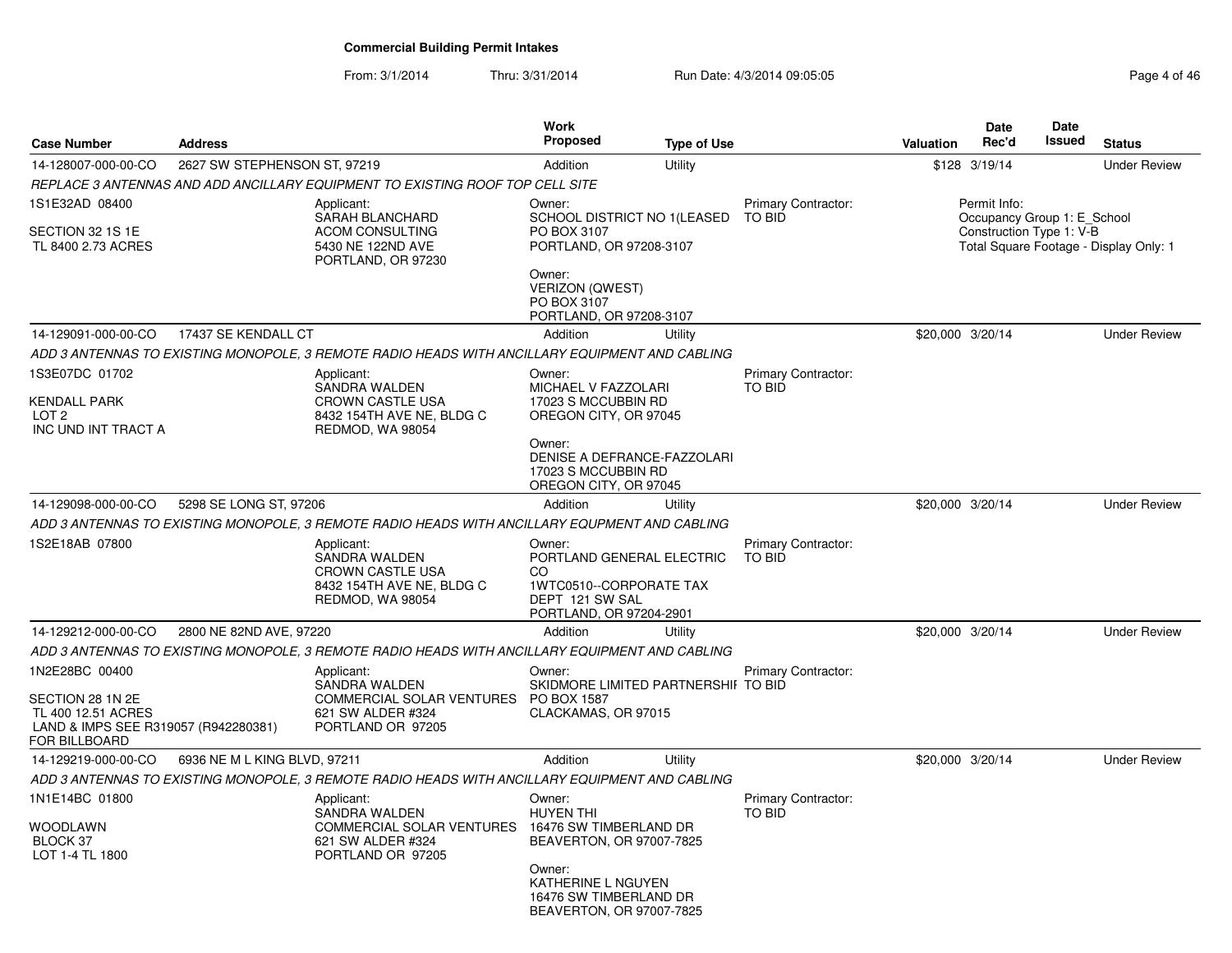# Commercial Building Permit Intakes

From: 3/1/2014 Thru: 3/31/2014 Run Date: 4/3/2014 09:05:05

| Case Number | Address | Work Proposed | Type of Use | Valuation | Date Rec'd | Date Issued | Status |
|---|---|---|---|---|---|---|---|
| 14-128007-000-00-CO | 2627 SW STEPHENSON ST, 97219 | Addition | Utility | $128 | 3/19/14 | | Under Review |

*REPLACE 3 ANTENNAS AND ADD ANCILLARY EQUIPMENT TO EXISTING ROOF TOP CELL SITE*

1S1E32AD 08400

SECTION 32 1S 1E
TL 8400 2.73 ACRES

Applicant:
SARAH BLANCHARD
ACOM CONSULTING
5430 NE 122ND AVE
PORTLAND, OR 97230

Owner:
SCHOOL DISTRICT NO 1(LEASED
PO BOX 3107
PORTLAND, OR 97208-3107

Owner:
VERIZON (QWEST)
PO BOX 3107
PORTLAND, OR 97208-3107

Primary Contractor:
TO BID

Permit Info:
Occupancy Group 1: E_School
Construction Type 1: V-B
Total Square Footage - Display Only: 1

---

| Case Number | Address | Work Proposed | Type of Use | Valuation | Date Rec'd | Date Issued | Status |
|---|---|---|---|---|---|---|---|
| 14-129091-000-00-CO | 17437 SE KENDALL CT | Addition | Utility | $20,000 | 3/20/14 | | Under Review |

*ADD 3 ANTENNAS TO EXISTING MONOPOLE, 3 REMOTE RADIO HEADS WITH ANCILLARY EQUIPMENT AND CABLING*

1S3E07DC 01702

KENDALL PARK
LOT 2
INC UND INT TRACT A

Applicant:
SANDRA WALDEN
CROWN CASTLE USA
8432 154TH AVE NE, BLDG C
REDMOD, WA 98054

Owner:
MICHAEL V FAZZOLARI
17023 S MCCUBBIN RD
OREGON CITY, OR 97045

Owner:
DENISE A DEFRANCE-FAZZOLARI
17023 S MCCUBBIN RD
OREGON CITY, OR 97045

Primary Contractor:
TO BID

---

| Case Number | Address | Work Proposed | Type of Use | Valuation | Date Rec'd | Date Issued | Status |
|---|---|---|---|---|---|---|---|
| 14-129098-000-00-CO | 5298 SE LONG ST, 97206 | Addition | Utility | $20,000 | 3/20/14 | | Under Review |

*ADD 3 ANTENNAS TO EXISTING MONOPOLE, 3 REMOTE RADIO HEADS WITH ANCILLARY EQUPMENT AND CABLING*

1S2E18AB 07800

Applicant:
SANDRA WALDEN
CROWN CASTLE USA
8432 154TH AVE NE, BLDG C
REDMOD, WA 98054

Owner:
PORTLAND GENERAL ELECTRIC
CO
1WTC0510--CORPORATE TAX
DEPT 121 SW SAL
PORTLAND, OR 97204-2901

Primary Contractor:
TO BID

---

| Case Number | Address | Work Proposed | Type of Use | Valuation | Date Rec'd | Date Issued | Status |
|---|---|---|---|---|---|---|---|
| 14-129212-000-00-CO | 2800 NE 82ND AVE, 97220 | Addition | Utility | $20,000 | 3/20/14 | | Under Review |

*ADD 3 ANTENNAS TO EXISTING MONOPOLE, 3 REMOTE RADIO HEADS WITH ANCILLARY EQUIPMENT AND CABLING*

1N2E28BC 00400

SECTION 28 1N 2E
TL 400 12.51 ACRES
LAND & IMPS SEE R319057 (R942280381)
FOR BILLBOARD

Applicant:
SANDRA WALDEN
COMMERCIAL SOLAR VENTURES
621 SW ALDER #324
PORTLAND OR 97205

Owner:
SKIDMORE LIMITED PARTNERSHIF
PO BOX 1587
CLACKAMAS, OR 97015

Primary Contractor:
TO BID

---

| Case Number | Address | Work Proposed | Type of Use | Valuation | Date Rec'd | Date Issued | Status |
|---|---|---|---|---|---|---|---|
| 14-129219-000-00-CO | 6936 NE M L KING BLVD, 97211 | Addition | Utility | $20,000 | 3/20/14 | | Under Review |

*ADD 3 ANTENNAS TO EXISTING MONOPOLE, 3 REMOTE RADIO HEADS WITH ANCILLARY EQUIPMENT AND CABLING*

1N1E14BC 01800

WOODLAWN
BLOCK 37
LOT 1-4 TL 1800

Applicant:
SANDRA WALDEN
COMMERCIAL SOLAR VENTURES
621 SW ALDER #324
PORTLAND OR 97205

Owner:
HUYEN THI
16476 SW TIMBERLAND DR
BEAVERTON, OR 97007-7825

Owner:
KATHERINE L NGUYEN
16476 SW TIMBERLAND DR
BEAVERTON, OR 97007-7825

Primary Contractor:
TO BID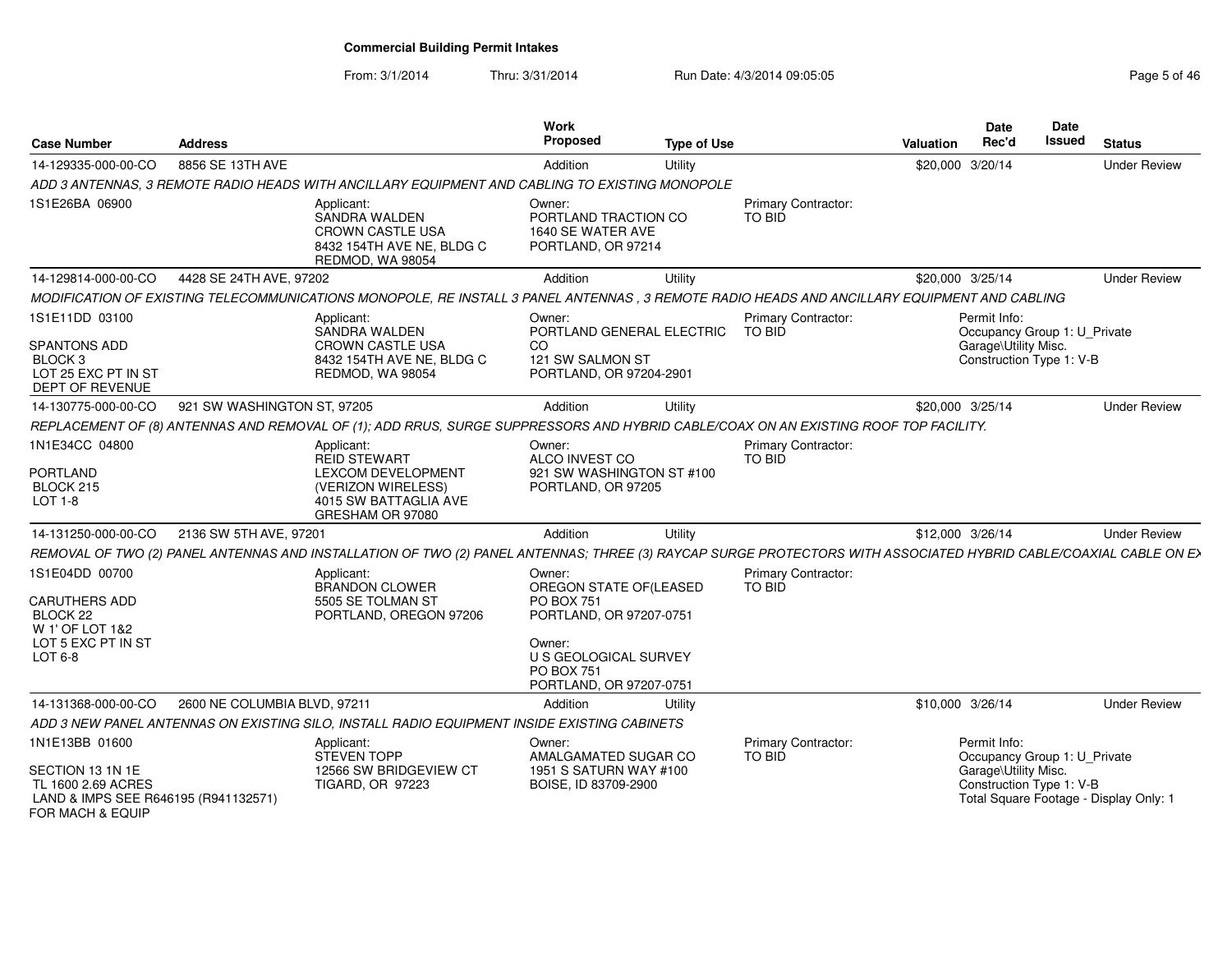# Commercial Building Permit Intakes

From: 3/1/2014 Thru: 3/31/2014 Run Date: 4/3/2014 09:05:05

| Case Number | Address | Work Proposed | Type of Use | Valuation | Date Rec'd | Date Issued | Status |
|---|---|---|---|---|---|---|---|
| 14-129335-000-00-CO | 8856 SE 13TH AVE | Addition | Utility | $20,000 | 3/20/14 | | Under Review |

*ADD 3 ANTENNAS, 3 REMOTE RADIO HEADS WITH ANCILLARY EQUIPMENT AND CABLING TO EXISTING MONOPOLE*

1S1E26BA 06900

Applicant: SANDRA WALDEN, CROWN CASTLE USA, 8432 154TH AVE NE, BLDG C, REDMOD, WA 98054

Owner: PORTLAND TRACTION CO, 1640 SE WATER AVE, PORTLAND, OR 97214

Primary Contractor: TO BID

---

| Case Number | Address | Work Proposed | Type of Use | Valuation | Date Rec'd | Date Issued | Status |
|---|---|---|---|---|---|---|---|
| 14-129814-000-00-CO | 4428 SE 24TH AVE, 97202 | Addition | Utility | $20,000 | 3/25/14 | | Under Review |

*MODIFICATION OF EXISTING TELECOMMUNICATIONS MONOPOLE, RE INSTALL 3 PANEL ANTENNAS , 3 REMOTE RADIO HEADS AND ANCILLARY EQUIPMENT AND CABLING*

1S1E11DD 03100
SPANTONS ADD
BLOCK 3
LOT 25 EXC PT IN ST
DEPT OF REVENUE

Applicant: SANDRA WALDEN, CROWN CASTLE USA, 8432 154TH AVE NE, BLDG C, REDMOD, WA 98054

Owner: PORTLAND GENERAL ELECTRIC CO, 121 SW SALMON ST, PORTLAND, OR 97204-2901

Primary Contractor: TO BID

Permit Info:
Occupancy Group 1: U_Private Garage\Utility Misc.
Construction Type 1: V-B

---

| Case Number | Address | Work Proposed | Type of Use | Valuation | Date Rec'd | Date Issued | Status |
|---|---|---|---|---|---|---|---|
| 14-130775-000-00-CO | 921 SW WASHINGTON ST, 97205 | Addition | Utility | $20,000 | 3/25/14 | | Under Review |

*REPLACEMENT OF (8) ANTENNAS AND REMOVAL OF (1); ADD RRUS, SURGE SUPPRESSORS AND HYBRID CABLE/COAX ON AN EXISTING ROOF TOP FACILITY.*

1N1E34CC 04800
PORTLAND
BLOCK 215
LOT 1-8

Applicant: REID STEWART, LEXCOM DEVELOPMENT (VERIZON WIRELESS), 4015 SW BATTAGLIA AVE, GRESHAM OR 97080

Owner: ALCO INVEST CO, 921 SW WASHINGTON ST #100, PORTLAND, OR 97205

Primary Contractor: TO BID

---

| Case Number | Address | Work Proposed | Type of Use | Valuation | Date Rec'd | Date Issued | Status |
|---|---|---|---|---|---|---|---|
| 14-131250-000-00-CO | 2136 SW 5TH AVE, 97201 | Addition | Utility | $12,000 | 3/26/14 | | Under Review |

*REMOVAL OF TWO (2) PANEL ANTENNAS AND INSTALLATION OF TWO (2) PANEL ANTENNAS; THREE (3) RAYCAP SURGE PROTECTORS WITH ASSOCIATED HYBRID CABLE/COAXIAL CABLE ON EX*

1S1E04DD 00700
CARUTHERS ADD
BLOCK 22
W 1' OF LOT 1&2
LOT 5 EXC PT IN ST
LOT 6-8

Applicant: BRANDON CLOWER, 5505 SE TOLMAN ST, PORTLAND, OREGON 97206

Owner: OREGON STATE OF(LEASED, PO BOX 751, PORTLAND, OR 97207-0751

Owner: U S GEOLOGICAL SURVEY, PO BOX 751, PORTLAND, OR 97207-0751

Primary Contractor: TO BID

---

| Case Number | Address | Work Proposed | Type of Use | Valuation | Date Rec'd | Date Issued | Status |
|---|---|---|---|---|---|---|---|
| 14-131368-000-00-CO | 2600 NE COLUMBIA BLVD, 97211 | Addition | Utility | $10,000 | 3/26/14 | | Under Review |

*ADD 3 NEW PANEL ANTENNAS ON EXISTING SILO, INSTALL RADIO EQUIPMENT INSIDE EXISTING CABINETS*

1N1E13BB 01600
SECTION 13 1N 1E
TL 1600 2.69 ACRES
LAND & IMPS SEE R646195 (R941132571)
FOR MACH & EQUIP

Applicant: STEVEN TOPP, 12566 SW BRIDGEVIEW CT, TIGARD, OR 97223

Owner: AMALGAMATED SUGAR CO, 1951 S SATURN WAY #100, BOISE, ID 83709-2900

Primary Contractor: TO BID

Permit Info:
Occupancy Group 1: U_Private Garage\Utility Misc.
Construction Type 1: V-B
Total Square Footage - Display Only: 1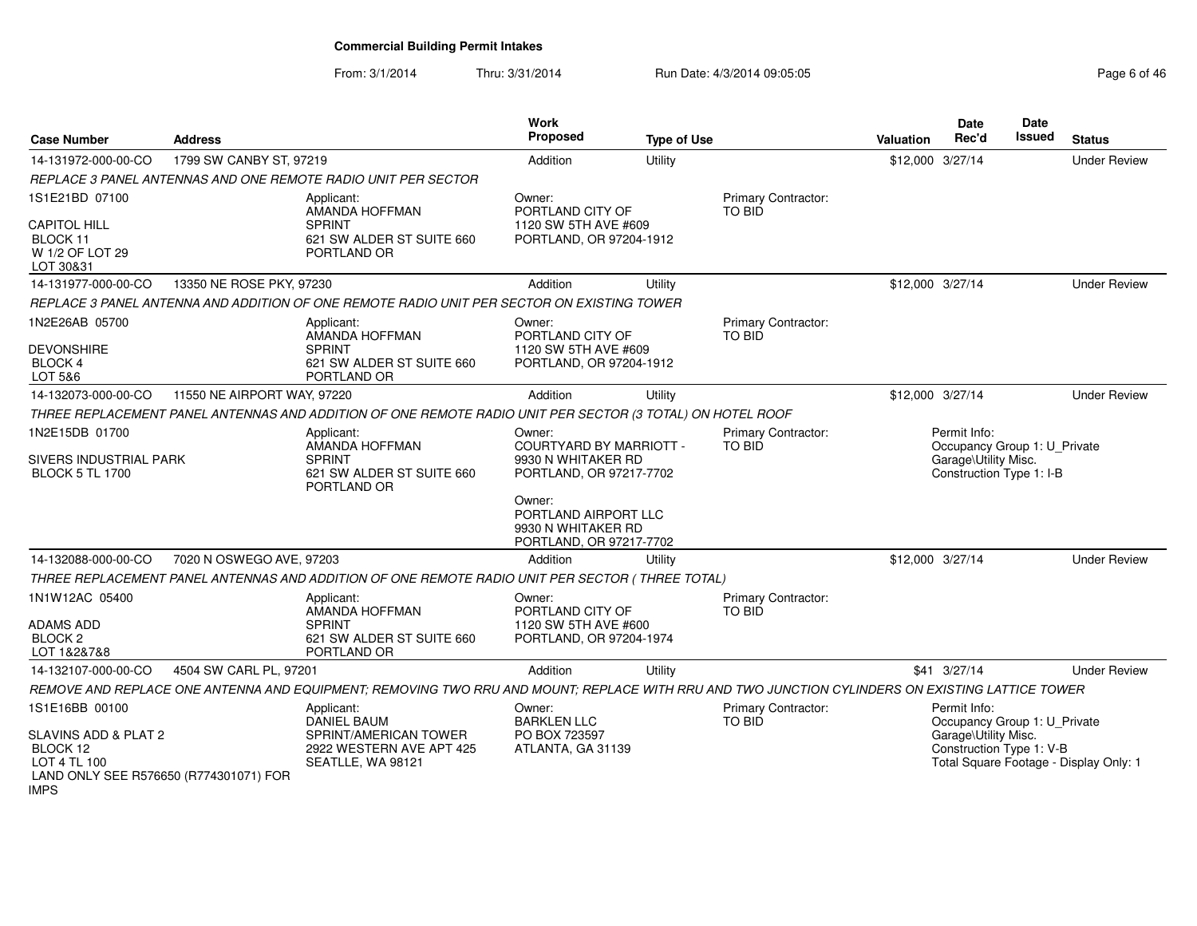**Commercial Building Permit Intakes**

From: 3/1/2014 Thru: 3/31/2014 Run Date: 4/3/2014 09:05:05

| Case Number | Address | Work Proposed | Type of Use | Valuation | Date Rec'd | Date Issued | Status |
|---|---|---|---|---|---|---|---|
| 14-131972-000-00-CO | 1799 SW CANBY ST, 97219 | Addition | Utility | $12,000 | 3/27/14 | | Under Review |

REPLACE 3 PANEL ANTENNAS AND ONE REMOTE RADIO UNIT PER SECTOR

1S1E21BD 07100

CAPITOL HILL
BLOCK 11
W 1/2 OF LOT 29
LOT 30&31

Applicant:
AMANDA HOFFMAN
SPRINT
621 SW ALDER ST SUITE 660
PORTLAND OR

Owner:
PORTLAND CITY OF
1120 SW 5TH AVE #609
PORTLAND, OR 97204-1912

Primary Contractor:
TO BID

| Case Number | Address | Work Proposed | Type of Use | Valuation | Date Rec'd | Date Issued | Status |
|---|---|---|---|---|---|---|---|
| 14-131977-000-00-CO | 13350 NE ROSE PKY, 97230 | Addition | Utility | $12,000 | 3/27/14 | | Under Review |

REPLACE 3 PANEL ANTENNA AND ADDITION OF ONE REMOTE RADIO UNIT PER SECTOR ON EXISTING TOWER

1N2E26AB 05700

DEVONSHIRE
BLOCK 4
LOT 5&6

Applicant:
AMANDA HOFFMAN
SPRINT
621 SW ALDER ST SUITE 660
PORTLAND OR

Owner:
PORTLAND CITY OF
1120 SW 5TH AVE #609
PORTLAND, OR 97204-1912

Primary Contractor:
TO BID

| Case Number | Address | Work Proposed | Type of Use | Valuation | Date Rec'd | Date Issued | Status |
|---|---|---|---|---|---|---|---|
| 14-132073-000-00-CO | 11550 NE AIRPORT WAY, 97220 | Addition | Utility | $12,000 | 3/27/14 | | Under Review |

THREE REPLACEMENT PANEL ANTENNAS AND ADDITION OF ONE REMOTE RADIO UNIT PER SECTOR (3 TOTAL) ON HOTEL ROOF

1N2E15DB 01700

SIVERS INDUSTRIAL PARK
BLOCK 5 TL 1700

Applicant:
AMANDA HOFFMAN
SPRINT
621 SW ALDER ST SUITE 660
PORTLAND OR

Owner:
COURTYARD BY MARRIOTT -
9930 N WHITAKER RD
PORTLAND, OR 97217-7702

Owner:
PORTLAND AIRPORT LLC
9930 N WHITAKER RD
PORTLAND, OR 97217-7702

Primary Contractor:
TO BID

Permit Info:
Occupancy Group 1: U_Private Garage\Utility Misc.
Construction Type 1: I-B

| Case Number | Address | Work Proposed | Type of Use | Valuation | Date Rec'd | Date Issued | Status |
|---|---|---|---|---|---|---|---|
| 14-132088-000-00-CO | 7020 N OSWEGO AVE, 97203 | Addition | Utility | $12,000 | 3/27/14 | | Under Review |

THREE REPLACEMENT PANEL ANTENNAS AND ADDITION OF ONE REMOTE RADIO UNIT PER SECTOR ( THREE TOTAL)

1N1W12AC 05400

ADAMS ADD
BLOCK 2
LOT 1&2&7&8

Applicant:
AMANDA HOFFMAN
SPRINT
621 SW ALDER ST SUITE 660
PORTLAND OR

Owner:
PORTLAND CITY OF
1120 SW 5TH AVE #600
PORTLAND, OR 97204-1974

Primary Contractor:
TO BID

| Case Number | Address | Work Proposed | Type of Use | Valuation | Date Rec'd | Date Issued | Status |
|---|---|---|---|---|---|---|---|
| 14-132107-000-00-CO | 4504 SW CARL PL, 97201 | Addition | Utility | $41 | 3/27/14 | | Under Review |

REMOVE AND REPLACE ONE ANTENNA AND EQUIPMENT; REMOVING TWO RRU AND MOUNT; REPLACE WITH RRU AND TWO JUNCTION CYLINDERS ON EXISTING LATTICE TOWER

1S1E16BB 00100

SLAVINS ADD & PLAT 2
BLOCK 12
LOT 4 TL 100
LAND ONLY SEE R576650 (R774301071) FOR IMPS

Applicant:
DANIEL BAUM
SPRINT/AMERICAN TOWER
2922 WESTERN AVE APT 425
SEATLLE, WA 98121

Owner:
BARKLEN LLC
PO BOX 723597
ATLANTA, GA 31139

Primary Contractor:
TO BID

Permit Info:
Occupancy Group 1: U_Private Garage\Utility Misc.
Construction Type 1: V-B
Total Square Footage - Display Only: 1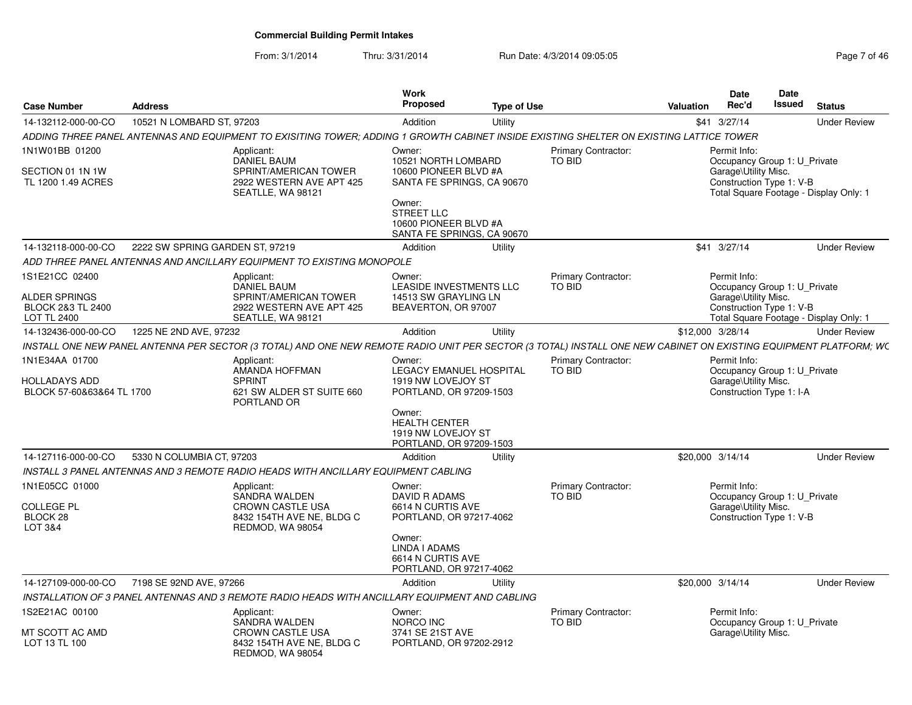## Commercial Building Permit Intakes

From: 3/1/2014 Thru: 3/31/2014 Run Date: 4/3/2014 09:05:05

| Case Number | Address | Work Proposed | Type of Use | Valuation | Date Rec'd | Date Issued | Status |
|---|---|---|---|---|---|---|---|
| 14-132112-000-00-CO | 10521 N LOMBARD ST, 97203 | Addition | Utility | $41 | 3/27/14 | | Under Review |

*ADDING THREE PANEL ANTENNAS AND EQUIPMENT TO EXISITING TOWER; ADDING 1 GROWTH CABINET INSIDE EXISTING SHELTER ON EXISTING LATTICE TOWER*

1N1W01BB 01200
SECTION 01 1N 1W
TL 1200 1.49 ACRES

Applicant:
DANIEL BAUM
SPRINT/AMERICAN TOWER
2922 WESTERN AVE APT 425
SEATLLE, WA 98121

Owner:
10521 NORTH LOMBARD
10600 PIONEER BLVD #A
SANTA FE SPRINGS, CA 90670

Owner:
STREET LLC
10600 PIONEER BLVD #A
SANTA FE SPRINGS, CA 90670

Primary Contractor:
TO BID

Permit Info:
Occupancy Group 1: U_Private Garage\Utility Misc.
Construction Type 1: V-B
Total Square Footage - Display Only: 1

| Case Number | Address | Work Proposed | Type of Use | Valuation | Date Rec'd | Date Issued | Status |
|---|---|---|---|---|---|---|---|
| 14-132118-000-00-CO | 2222 SW SPRING GARDEN ST, 97219 | Addition | Utility | $41 | 3/27/14 | | Under Review |

*ADD THREE PANEL ANTENNAS AND ANCILLARY EQUIPMENT TO EXISTING MONOPOLE*

1S1E21CC 02400
ALDER SPRINGS
BLOCK 2&3 TL 2400
LOT TL 2400

Applicant:
DANIEL BAUM
SPRINT/AMERICAN TOWER
2922 WESTERN AVE APT 425
SEATLLE, WA 98121

Owner:
LEASIDE INVESTMENTS LLC
14513 SW GRAYLING LN
BEAVERTON, OR 97007

Primary Contractor:
TO BID

Permit Info:
Occupancy Group 1: U_Private Garage\Utility Misc.
Construction Type 1: V-B
Total Square Footage - Display Only: 1

| Case Number | Address | Work Proposed | Type of Use | Valuation | Date Rec'd | Date Issued | Status |
|---|---|---|---|---|---|---|---|
| 14-132436-000-00-CO | 1225 NE 2ND AVE, 97232 | Addition | Utility | $12,000 | 3/28/14 | | Under Review |

*INSTALL ONE NEW PANEL ANTENNA PER SECTOR (3 TOTAL) AND ONE NEW REMOTE RADIO UNIT PER SECTOR (3 TOTAL) INSTALL ONE NEW CABINET ON EXISTING EQUIPMENT PLATFORM; WC*

1N1E34AA 01700
HOLLADAYS ADD
BLOCK 57-60&63&64 TL 1700

Applicant:
AMANDA HOFFMAN
SPRINT
621 SW ALDER ST SUITE 660
PORTLAND OR

Owner:
LEGACY EMANUEL HOSPITAL
1919 NW LOVEJOY ST
PORTLAND, OR 97209-1503

Owner:
HEALTH CENTER
1919 NW LOVEJOY ST
PORTLAND, OR 97209-1503

Primary Contractor:
TO BID

Permit Info:
Occupancy Group 1: U_Private Garage\Utility Misc.
Construction Type 1: I-A

| Case Number | Address | Work Proposed | Type of Use | Valuation | Date Rec'd | Date Issued | Status |
|---|---|---|---|---|---|---|---|
| 14-127116-000-00-CO | 5330 N COLUMBIA CT, 97203 | Addition | Utility | $20,000 | 3/14/14 | | Under Review |

*INSTALL 3 PANEL ANTENNAS AND 3 REMOTE RADIO HEADS WITH ANCILLARY EQUIPMENT CABLING*

1N1E05CC 01000
COLLEGE PL
BLOCK 28
LOT 3&4

Applicant:
SANDRA WALDEN
CROWN CASTLE USA
8432 154TH AVE NE, BLDG C
REDMOD, WA 98054

Owner:
DAVID R ADAMS
6614 N CURTIS AVE
PORTLAND, OR 97217-4062

Owner:
LINDA I ADAMS
6614 N CURTIS AVE
PORTLAND, OR 97217-4062

Primary Contractor:
TO BID

Permit Info:
Occupancy Group 1: U_Private Garage\Utility Misc.
Construction Type 1: V-B

| Case Number | Address | Work Proposed | Type of Use | Valuation | Date Rec'd | Date Issued | Status |
|---|---|---|---|---|---|---|---|
| 14-127109-000-00-CO | 7198 SE 92ND AVE, 97266 | Addition | Utility | $20,000 | 3/14/14 | | Under Review |

*INSTALLATION OF 3 PANEL ANTENNAS AND 3 REMOTE RADIO HEADS WITH ANCILLARY EQUIPMENT AND CABLING*

1S2E21AC 00100
MT SCOTT AC AMD
LOT 13 TL 100

Applicant:
SANDRA WALDEN
CROWN CASTLE USA
8432 154TH AVE NE, BLDG C
REDMOD, WA 98054

Owner:
NORCO INC
3741 SE 21ST AVE
PORTLAND, OR 97202-2912

Primary Contractor:
TO BID

Permit Info:
Occupancy Group 1: U_Private Garage\Utility Misc.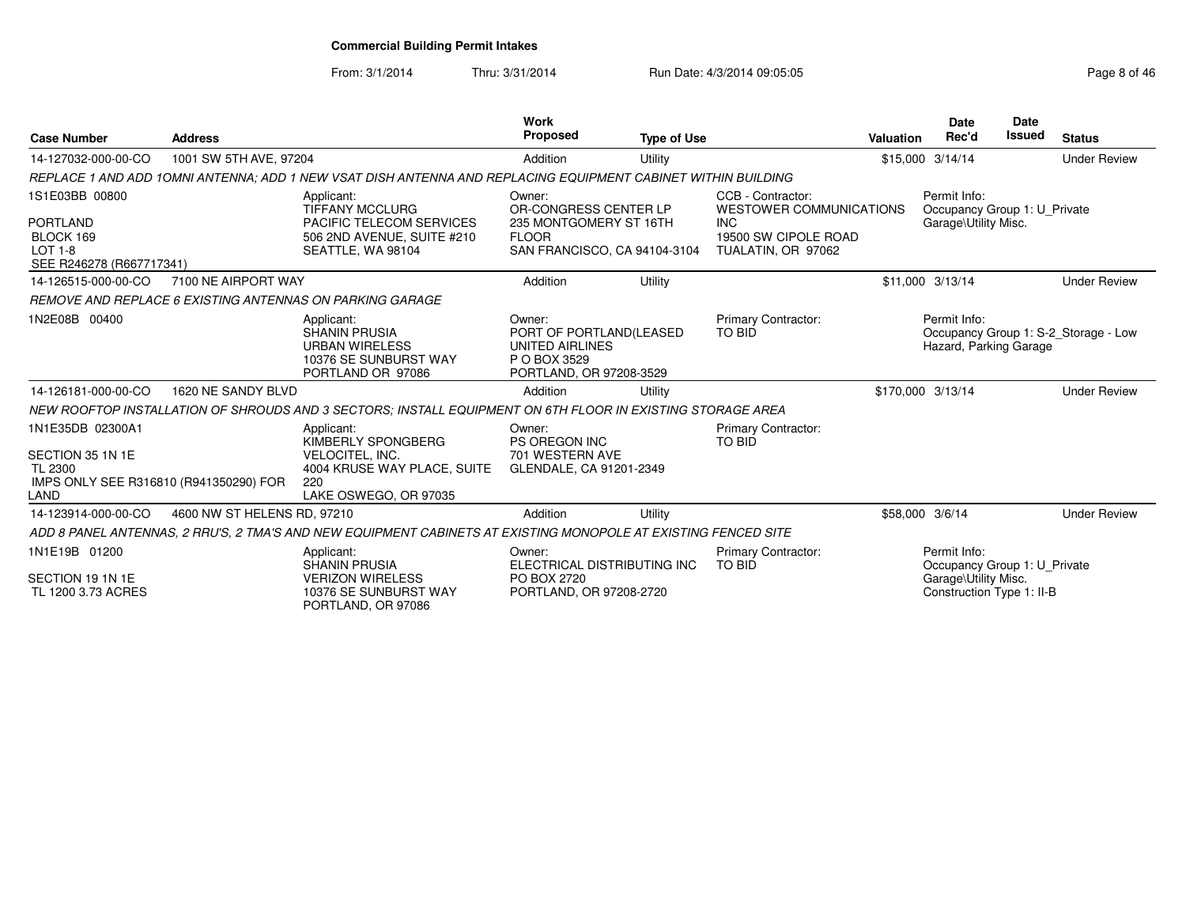**Commercial Building Permit Intakes**

From: 3/1/2014 Thru: 3/31/2014 Run Date: 4/3/2014 09:05:05

| Case Number | Address | Work Proposed | Type of Use | Valuation | Date Rec'd | Date Issued | Status |
|---|---|---|---|---|---|---|---|
| 14-127032-000-00-CO | 1001 SW 5TH AVE, 97204 | Addition | Utility | $15,000 | 3/14/14 | | Under Review |

*REPLACE 1 AND ADD 1OMNI ANTENNA; ADD 1 NEW VSAT DISH ANTENNA AND REPLACING EQUIPMENT CABINET WITHIN BUILDING*

1S1E03BB 00800
PORTLAND
BLOCK 169
LOT 1-8
SEE R246278 (R667717341)

Applicant:
TIFFANY MCCLURG
PACIFIC TELECOM SERVICES
506 2ND AVENUE, SUITE #210
SEATTLE, WA 98104

Owner:
OR-CONGRESS CENTER LP
235 MONTGOMERY ST 16TH FLOOR
SAN FRANCISCO, CA 94104-3104

CCB - Contractor:
WESTOWER COMMUNICATIONS INC
19500 SW CIPOLE ROAD
TUALATIN, OR 97062

Permit Info:
Occupancy Group 1: U_Private Garage\Utility Misc.

| Case Number | Address | Work Proposed | Type of Use | Valuation | Date Rec'd | Date Issued | Status |
|---|---|---|---|---|---|---|---|
| 14-126515-000-00-CO | 7100 NE AIRPORT WAY | Addition | Utility | $11,000 | 3/13/14 | | Under Review |

*REMOVE AND REPLACE 6 EXISTING ANTENNAS ON PARKING GARAGE*

1N2E08B 00400

Applicant:
SHANIN PRUSIA
URBAN WIRELESS
10376 SE SUNBURST WAY
PORTLAND OR 97086

Owner:
PORT OF PORTLAND(LEASED UNITED AIRLINES
P O BOX 3529
PORTLAND, OR 97208-3529

Primary Contractor:
TO BID

Permit Info:
Occupancy Group 1: S-2_Storage - Low Hazard, Parking Garage

| Case Number | Address | Work Proposed | Type of Use | Valuation | Date Rec'd | Date Issued | Status |
|---|---|---|---|---|---|---|---|
| 14-126181-000-00-CO | 1620 NE SANDY BLVD | Addition | Utility | $170,000 | 3/13/14 | | Under Review |

*NEW ROOFTOP INSTALLATION OF SHROUDS AND 3 SECTORS; INSTALL EQUIPMENT ON 6TH FLOOR IN EXISTING STORAGE AREA*

1N1E35DB 02300A1
SECTION 35 1N 1E
TL 2300
IMPS ONLY SEE R316810 (R941350290) FOR LAND

Applicant:
KIMBERLY SPONGBERG
VELOCITEL, INC.
4004 KRUSE WAY PLACE, SUITE 220
LAKE OSWEGO, OR 97035

Owner:
PS OREGON INC
701 WESTERN AVE
GLENDALE, CA 91201-2349

Primary Contractor:
TO BID

| Case Number | Address | Work Proposed | Type of Use | Valuation | Date Rec'd | Date Issued | Status |
|---|---|---|---|---|---|---|---|
| 14-123914-000-00-CO | 4600 NW ST HELENS RD, 97210 | Addition | Utility | $58,000 | 3/6/14 | | Under Review |

*ADD 8 PANEL ANTENNAS, 2 RRU'S, 2 TMA'S AND NEW EQUIPMENT CABINETS AT EXISTING MONOPOLE AT EXISTING FENCED SITE*

1N1E19B 01200
SECTION 19 1N 1E
TL 1200 3.73 ACRES

Applicant:
SHANIN PRUSIA
VERIZON WIRELESS
10376 SE SUNBURST WAY
PORTLAND, OR 97086

Owner:
ELECTRICAL DISTRIBUTING INC
PO BOX 2720
PORTLAND, OR 97208-2720

Primary Contractor:
TO BID

Permit Info:
Occupancy Group 1: U_Private Garage\Utility Misc.
Construction Type 1: II-B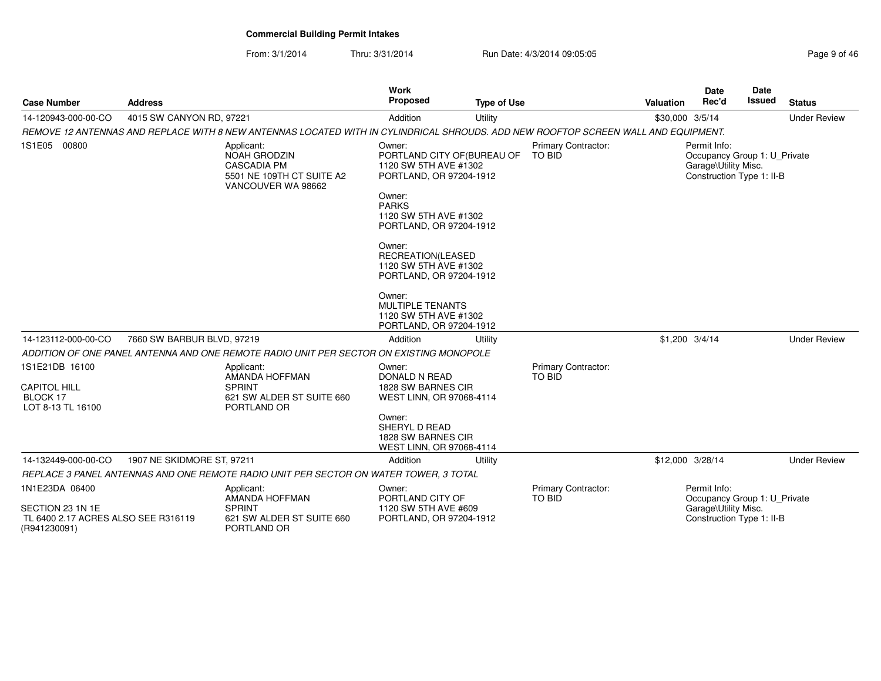**Commercial Building Permit Intakes**

From: 3/1/2014 Thru: 3/31/2014 Run Date: 4/3/2014 09:05:05

| Case Number | Address | Work Proposed | Type of Use | Valuation | Date Rec'd | Date Issued | Status |
|---|---|---|---|---|---|---|---|
| 14-120943-000-00-CO | 4015 SW CANYON RD, 97221 | Addition | Utility | $30,000 | 3/5/14 | | Under Review |

*REMOVE 12 ANTENNAS AND REPLACE WITH 8 NEW ANTENNAS LOCATED WITH IN CYLINDRICAL SHROUDS. ADD NEW ROOFTOP SCREEN WALL AND EQUIPMENT.*

1S1E05 00800

Applicant:
NOAH GRODZIN
CASCADIA PM
5501 NE 109TH CT SUITE A2
VANCOUVER WA 98662

Owner:
PORTLAND CITY OF(BUREAU OF
1120 SW 5TH AVE #1302
PORTLAND, OR 97204-1912

Owner:
PARKS
1120 SW 5TH AVE #1302
PORTLAND, OR 97204-1912

Owner:
RECREATION(LEASED
1120 SW 5TH AVE #1302
PORTLAND, OR 97204-1912

Owner:
MULTIPLE TENANTS
1120 SW 5TH AVE #1302
PORTLAND, OR 97204-1912

Primary Contractor:
TO BID

Permit Info:
Occupancy Group 1: U_Private Garage\Utility Misc.
Construction Type 1: II-B

---

| Case Number | Address | Work Proposed | Type of Use | Valuation | Date Rec'd | Date Issued | Status |
|---|---|---|---|---|---|---|---|
| 14-123112-000-00-CO | 7660 SW BARBUR BLVD, 97219 | Addition | Utility | $1,200 | 3/4/14 | | Under Review |

*ADDITION OF ONE PANEL ANTENNA AND ONE REMOTE RADIO UNIT PER SECTOR ON EXISTING MONOPOLE*

1S1E21DB 16100

CAPITOL HILL
BLOCK 17
LOT 8-13 TL 16100

Applicant:
AMANDA HOFFMAN
SPRINT
621 SW ALDER ST SUITE 660
PORTLAND OR

Owner:
DONALD N READ
1828 SW BARNES CIR
WEST LINN, OR 97068-4114

Owner:
SHERYL D READ
1828 SW BARNES CIR
WEST LINN, OR 97068-4114

Primary Contractor:
TO BID

---

| Case Number | Address | Work Proposed | Type of Use | Valuation | Date Rec'd | Date Issued | Status |
|---|---|---|---|---|---|---|---|
| 14-132449-000-00-CO | 1907 NE SKIDMORE ST, 97211 | Addition | Utility | $12,000 | 3/28/14 | | Under Review |

*REPLACE 3 PANEL ANTENNAS AND ONE REMOTE RADIO UNIT PER SECTOR ON WATER TOWER, 3 TOTAL*

1N1E23DA 06400

SECTION 23 1N 1E
TL 6400 2.17 ACRES ALSO SEE R316119 (R941230091)

Applicant:
AMANDA HOFFMAN
SPRINT
621 SW ALDER ST SUITE 660
PORTLAND OR

Owner:
PORTLAND CITY OF
1120 SW 5TH AVE #609
PORTLAND, OR 97204-1912

Primary Contractor:
TO BID

Permit Info:
Occupancy Group 1: U_Private Garage\Utility Misc.
Construction Type 1: II-B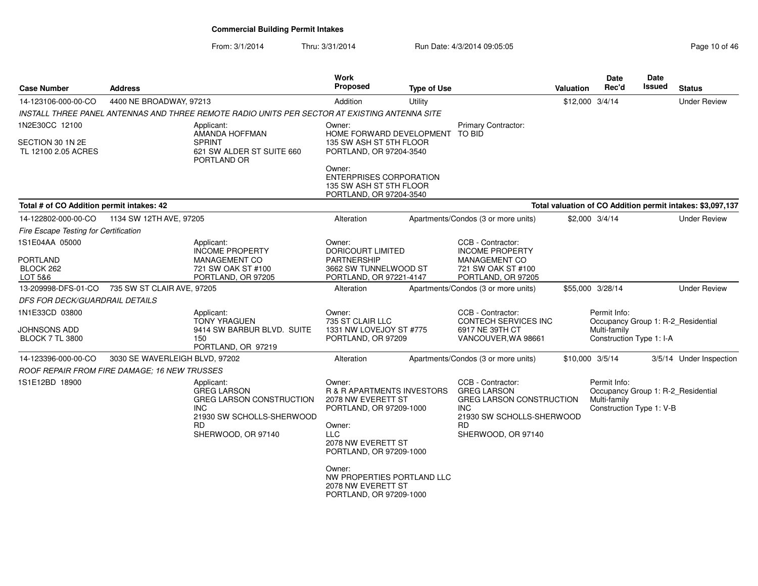# Commercial Building Permit Intakes

From: 3/1/2014 Thru: 3/31/2014 Run Date: 4/3/2014 09:05:05

| Case Number | Address | Work Proposed | Type of Use | Valuation | Date Rec'd | Date Issued | Status |
|---|---|---|---|---|---|---|---|
| 14-123106-000-00-CO | 4400 NE BROADWAY, 97213 | Addition | Utility | $12,000 | 3/4/14 | | Under Review |

INSTALL THREE PANEL ANTENNAS AND THREE REMOTE RADIO UNITS PER SECTOR AT EXISTING ANTENNA SITE

1N2E30CC 12100
SECTION 30 1N 2E
TL 12100 2.05 ACRES

Applicant:
AMANDA HOFFMAN
SPRINT
621 SW ALDER ST SUITE 660
PORTLAND OR

Owner:
HOME FORWARD DEVELOPMENT
135 SW ASH ST 5TH FLOOR
PORTLAND, OR 97204-3540

Owner:
ENTERPRISES CORPORATION
135 SW ASH ST 5TH FLOOR
PORTLAND, OR 97204-3540

Primary Contractor:
TO BID

**Total # of CO Addition permit intakes: 42**

**Total valuation of CO Addition permit intakes: $3,097,137**

| Case Number | Address | Work Proposed | Type of Use | Valuation | Date Rec'd | Date Issued | Status |
|---|---|---|---|---|---|---|---|
| 14-122802-000-00-CO | 1134 SW 12TH AVE, 97205 | Alteration | Apartments/Condos (3 or more units) | $2,000 | 3/4/14 | | Under Review |

*Fire Escape Testing for Certification*

1S1E04AA 05000
PORTLAND
BLOCK 262
LOT 5&6

Applicant:
INCOME PROPERTY
MANAGEMENT CO
721 SW OAK ST #100
PORTLAND, OR 97205

Owner:
DORICOURT LIMITED
PARTNERSHIP
3662 SW TUNNELWOOD ST
PORTLAND, OR 97221-4147

CCB - Contractor:
INCOME PROPERTY
MANAGEMENT CO
721 SW OAK ST #100
PORTLAND, OR 97205

| Case Number | Address | Work Proposed | Type of Use | Valuation | Date Rec'd | Date Issued | Status |
|---|---|---|---|---|---|---|---|
| 13-209998-DFS-01-CO | 735 SW ST CLAIR AVE, 97205 | Alteration | Apartments/Condos (3 or more units) | $55,000 | 3/28/14 | | Under Review |

*DFS FOR DECK/GUARDRAIL DETAILS*

1N1E33CD 03800
JOHNSONS ADD
BLOCK 7 TL 3800

Applicant:
TONY YRAGUEN
9414 SW BARBUR BLVD. SUITE 150
PORTLAND, OR 97219

Owner:
735 ST CLAIR LLC
1331 NW LOVEJOY ST #775
PORTLAND, OR 97209

CCB - Contractor:
CONTECH SERVICES INC
6917 NE 39TH CT
VANCOUVER,WA 98661

Permit Info:
Occupancy Group 1: R-2_Residential Multi-family
Construction Type 1: I-A

| Case Number | Address | Work Proposed | Type of Use | Valuation | Date Rec'd | Date Issued | Status |
|---|---|---|---|---|---|---|---|
| 14-123396-000-00-CO | 3030 SE WAVERLEIGH BLVD, 97202 | Alteration | Apartments/Condos (3 or more units) | $10,000 | 3/5/14 | 3/5/14 | Under Inspection |

*ROOF REPAIR FROM FIRE DAMAGE; 16 NEW TRUSSES*

1S1E12BD 18900

Applicant:
GREG LARSON
GREG LARSON CONSTRUCTION INC
21930 SW SCHOLLS-SHERWOOD RD
SHERWOOD, OR 97140

Owner:
R & R APARTMENTS INVESTORS
2078 NW EVERETT ST
PORTLAND, OR 97209-1000

Owner:
LLC
2078 NW EVERETT ST
PORTLAND, OR 97209-1000

Owner:
NW PROPERTIES PORTLAND LLC
2078 NW EVERETT ST
PORTLAND, OR 97209-1000

CCB - Contractor:
GREG LARSON
GREG LARSON CONSTRUCTION INC
21930 SW SCHOLLS-SHERWOOD RD
SHERWOOD, OR 97140

Permit Info:
Occupancy Group 1: R-2_Residential Multi-family
Construction Type 1: V-B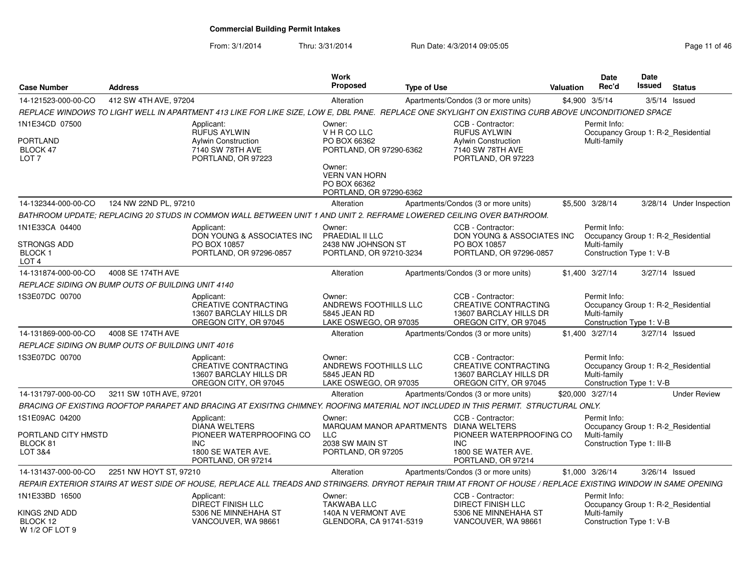**Commercial Building Permit Intakes**

From: 3/1/2014 Thru: 3/31/2014 Run Date: 4/3/2014 09:05:05

| Case Number | Address | Work Proposed | Type of Use | Valuation | Date Rec'd | Date Issued | Status |
|---|---|---|---|---|---|---|---|
| 14-121523-000-00-CO | 412 SW 4TH AVE, 97204 | Alteration | Apartments/Condos (3 or more units) | $4,900 | 3/5/14 | 3/5/14 | Issued |

*REPLACE WINDOWS TO LIGHT WELL IN APARTMENT 413 LIKE FOR LIKE SIZE, LOW E, DBL PANE. REPLACE ONE SKYLIGHT ON EXISTING CURB ABOVE UNCONDITIONED SPACE*

1N1E34CD 07500
PORTLAND
BLOCK 47
LOT 7

Applicant: RUFUS AYLWIN, Aylwin Construction, 7140 SW 78TH AVE, PORTLAND, OR 97223

Owner: V H R CO LLC, PO BOX 66362, PORTLAND, OR 97290-6362

Owner: VERN VAN HORN, PO BOX 66362, PORTLAND, OR 97290-6362

CCB - Contractor: RUFUS AYLWIN, Aylwin Construction, 7140 SW 78TH AVE, PORTLAND, OR 97223

Permit Info: Occupancy Group 1: R-2_Residential Multi-family

---

| Case Number | Address | Work Proposed | Type of Use | Valuation | Date Rec'd | Date Issued | Status |
|---|---|---|---|---|---|---|---|
| 14-132344-000-00-CO | 124 NW 22ND PL, 97210 | Alteration | Apartments/Condos (3 or more units) | $5,500 | 3/28/14 | 3/28/14 | Under Inspection |

*BATHROOM UPDATE; REPLACING 20 STUDS IN COMMON WALL BETWEEN UNIT 1 AND UNIT 2. REFRAME LOWERED CEILING OVER BATHROOM.*

1N1E33CA 04400
STRONGS ADD
BLOCK 1
LOT 4

Applicant: DON YOUNG & ASSOCIATES INC, PO BOX 10857, PORTLAND, OR 97296-0857

Owner: PRAEDIAL II LLC, 2438 NW JOHNSON ST, PORTLAND, OR 97210-3234

CCB - Contractor: DON YOUNG & ASSOCIATES INC, PO BOX 10857, PORTLAND, OR 97296-0857

Permit Info: Occupancy Group 1: R-2_Residential Multi-family; Construction Type 1: V-B

---

| Case Number | Address | Work Proposed | Type of Use | Valuation | Date Rec'd | Date Issued | Status |
|---|---|---|---|---|---|---|---|
| 14-131874-000-00-CO | 4008 SE 174TH AVE | Alteration | Apartments/Condos (3 or more units) | $1,400 | 3/27/14 | 3/27/14 | Issued |

*REPLACE SIDING ON BUMP OUTS OF BUILDING UNIT 4140*

1S3E07DC 00700

Applicant: CREATIVE CONTRACTING, 13607 BARCLAY HILLS DR, OREGON CITY, OR 97045

Owner: ANDREWS FOOTHILLS LLC, 5845 JEAN RD, LAKE OSWEGO, OR 97035

CCB - Contractor: CREATIVE CONTRACTING, 13607 BARCLAY HILLS DR, OREGON CITY, OR 97045

Permit Info: Occupancy Group 1: R-2_Residential Multi-family; Construction Type 1: V-B

---

| Case Number | Address | Work Proposed | Type of Use | Valuation | Date Rec'd | Date Issued | Status |
|---|---|---|---|---|---|---|---|
| 14-131869-000-00-CO | 4008 SE 174TH AVE | Alteration | Apartments/Condos (3 or more units) | $1,400 | 3/27/14 | 3/27/14 | Issued |

*REPLACE SIDING ON BUMP OUTS OF BUILDING UNIT 4016*

1S3E07DC 00700

Applicant: CREATIVE CONTRACTING, 13607 BARCLAY HILLS DR, OREGON CITY, OR 97045

Owner: ANDREWS FOOTHILLS LLC, 5845 JEAN RD, LAKE OSWEGO, OR 97035

CCB - Contractor: CREATIVE CONTRACTING, 13607 BARCLAY HILLS DR, OREGON CITY, OR 97045

Permit Info: Occupancy Group 1: R-2_Residential Multi-family; Construction Type 1: V-B

---

| Case Number | Address | Work Proposed | Type of Use | Valuation | Date Rec'd | Date Issued | Status |
|---|---|---|---|---|---|---|---|
| 14-131797-000-00-CO | 3211 SW 10TH AVE, 97201 | Alteration | Apartments/Condos (3 or more units) | $20,000 | 3/27/14 | | Under Review |

*BRACING OF EXISTING ROOFTOP PARAPET AND BRACING AT EXISITNG CHIMNEY. ROOFING MATERIAL NOT INCLUDED IN THIS PERMIT. STRUCTURAL ONLY.*

1S1E09AC 04200
PORTLAND CITY HMSTD
BLOCK 81
LOT 3&4

Applicant: DIANA WELTERS, PIONEER WATERPROOFING CO INC, 1800 SE WATER AVE., PORTLAND, OR 97214

Owner: MARQUAM MANOR APARTMENTS LLC, 2038 SW MAIN ST, PORTLAND, OR 97205

CCB - Contractor: DIANA WELTERS, PIONEER WATERPROOFING CO INC, 1800 SE WATER AVE., PORTLAND, OR 97214

Permit Info: Occupancy Group 1: R-2_Residential Multi-family; Construction Type 1: III-B

---

| Case Number | Address | Work Proposed | Type of Use | Valuation | Date Rec'd | Date Issued | Status |
|---|---|---|---|---|---|---|---|
| 14-131437-000-00-CO | 2251 NW HOYT ST, 97210 | Alteration | Apartments/Condos (3 or more units) | $1,000 | 3/26/14 | 3/26/14 | Issued |

*REPAIR EXTERIOR STAIRS AT WEST SIDE OF HOUSE, REPLACE ALL TREADS AND STRINGERS. DRYROT REPAIR TRIM AT FRONT OF HOUSE / REPLACE EXISTING WINDOW IN SAME OPENING*

1N1E33BD 16500
KINGS 2ND ADD
BLOCK 12
W 1/2 OF LOT 9

Applicant: DIRECT FINISH LLC, 5306 NE MINNEHAHA ST, VANCOUVER, WA 98661

Owner: TAKWABA LLC, 140A N VERMONT AVE, GLENDORA, CA 91741-5319

CCB - Contractor: DIRECT FINISH LLC, 5306 NE MINNEHAHA ST, VANCOUVER, WA 98661

Permit Info: Occupancy Group 1: R-2_Residential Multi-family; Construction Type 1: V-B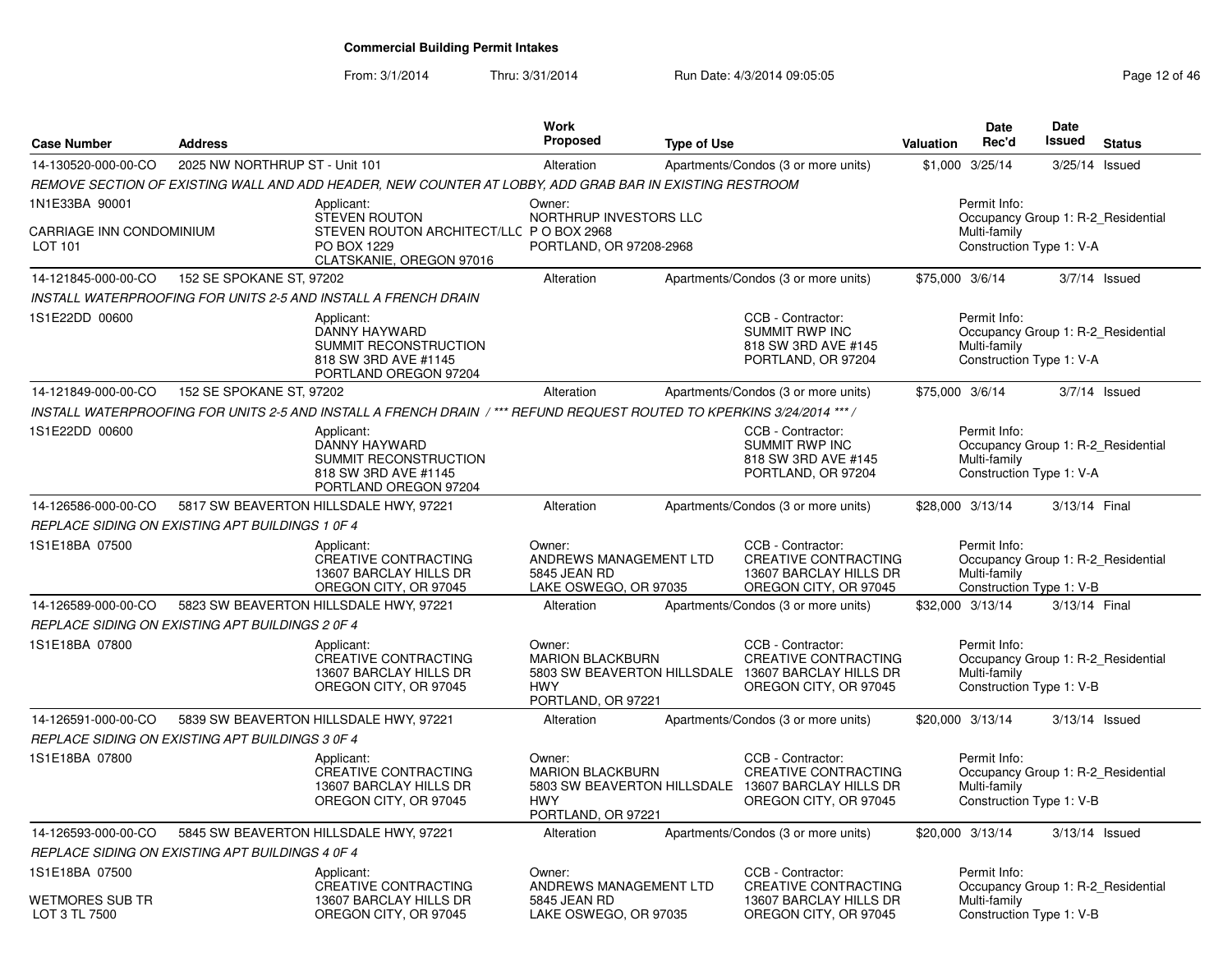# Commercial Building Permit Intakes

From: 3/1/2014 Thru: 3/31/2014 Run Date: 4/3/2014 09:05:05

| Case Number | Address | Work Proposed | Type of Use | Valuation | Date Rec'd | Date Issued | Status |
|---|---|---|---|---|---|---|---|
| 14-130520-000-00-CO | 2025 NW NORTHRUP ST - Unit 101 | Alteration | Apartments/Condos (3 or more units) | $1,000 | 3/25/14 | 3/25/14 | Issued |

*REMOVE SECTION OF EXISTING WALL AND ADD HEADER, NEW COUNTER AT LOBBY, ADD GRAB BAR IN EXISTING RESTROOM*

1N1E33BA 90001

CARRIAGE INN CONDOMINIUM
LOT 101

Applicant:
STEVEN ROUTON
STEVEN ROUTON ARCHITECT/LLC
PO BOX 1229
CLATSKANIE, OREGON 97016

Owner:
NORTHRUP INVESTORS LLC
P O BOX 2968
PORTLAND, OR 97208-2968

Permit Info:
Occupancy Group 1: R-2_Residential Multi-family
Construction Type 1: V-A

---

| Case Number | Address | Work Proposed | Type of Use | Valuation | Date Rec'd | Date Issued | Status |
|---|---|---|---|---|---|---|---|
| 14-121845-000-00-CO | 152 SE SPOKANE ST, 97202 | Alteration | Apartments/Condos (3 or more units) | $75,000 | 3/6/14 | 3/7/14 | Issued |

*INSTALL WATERPROOFING FOR UNITS 2-5 AND INSTALL A FRENCH DRAIN*

1S1E22DD 00600

Applicant:
DANNY HAYWARD
SUMMIT RECONSTRUCTION
818 SW 3RD AVE #1145
PORTLAND OREGON 97204

CCB - Contractor:
SUMMIT RWP INC
818 SW 3RD AVE #145
PORTLAND, OR 97204

Permit Info:
Occupancy Group 1: R-2_Residential Multi-family
Construction Type 1: V-A

---

| Case Number | Address | Work Proposed | Type of Use | Valuation | Date Rec'd | Date Issued | Status |
|---|---|---|---|---|---|---|---|
| 14-121849-000-00-CO | 152 SE SPOKANE ST, 97202 | Alteration | Apartments/Condos (3 or more units) | $75,000 | 3/6/14 | 3/7/14 | Issued |

*INSTALL WATERPROOFING FOR UNITS 2-5 AND INSTALL A FRENCH DRAIN / *** REFUND REQUEST ROUTED TO KPERKINS 3/24/2014 *** /*

1S1E22DD 00600

Applicant:
DANNY HAYWARD
SUMMIT RECONSTRUCTION
818 SW 3RD AVE #1145
PORTLAND OREGON 97204

CCB - Contractor:
SUMMIT RWP INC
818 SW 3RD AVE #145
PORTLAND, OR 97204

Permit Info:
Occupancy Group 1: R-2_Residential Multi-family
Construction Type 1: V-A

---

| Case Number | Address | Work Proposed | Type of Use | Valuation | Date Rec'd | Date Issued | Status |
|---|---|---|---|---|---|---|---|
| 14-126586-000-00-CO | 5817 SW BEAVERTON HILLSDALE HWY, 97221 | Alteration | Apartments/Condos (3 or more units) | $28,000 | 3/13/14 | 3/13/14 | Final |

*REPLACE SIDING ON EXISTING APT BUILDINGS 1 0F 4*

1S1E18BA 07500

Applicant:
CREATIVE CONTRACTING
13607 BARCLAY HILLS DR
OREGON CITY, OR 97045

Owner:
ANDREWS MANAGEMENT LTD
5845 JEAN RD
LAKE OSWEGO, OR 97035

CCB - Contractor:
CREATIVE CONTRACTING
13607 BARCLAY HILLS DR
OREGON CITY, OR 97045

Permit Info:
Occupancy Group 1: R-2_Residential Multi-family
Construction Type 1: V-B

---

| Case Number | Address | Work Proposed | Type of Use | Valuation | Date Rec'd | Date Issued | Status |
|---|---|---|---|---|---|---|---|
| 14-126589-000-00-CO | 5823 SW BEAVERTON HILLSDALE HWY, 97221 | Alteration | Apartments/Condos (3 or more units) | $32,000 | 3/13/14 | 3/13/14 | Final |

*REPLACE SIDING ON EXISTING APT BUILDINGS 2 0F 4*

1S1E18BA 07800

Applicant:
CREATIVE CONTRACTING
13607 BARCLAY HILLS DR
OREGON CITY, OR 97045

Owner:
MARION BLACKBURN
5803 SW BEAVERTON HILLSDALE HWY
PORTLAND, OR 97221

CCB - Contractor:
CREATIVE CONTRACTING
13607 BARCLAY HILLS DR
OREGON CITY, OR 97045

Permit Info:
Occupancy Group 1: R-2_Residential Multi-family
Construction Type 1: V-B

---

| Case Number | Address | Work Proposed | Type of Use | Valuation | Date Rec'd | Date Issued | Status |
|---|---|---|---|---|---|---|---|
| 14-126591-000-00-CO | 5839 SW BEAVERTON HILLSDALE HWY, 97221 | Alteration | Apartments/Condos (3 or more units) | $20,000 | 3/13/14 | 3/13/14 | Issued |

*REPLACE SIDING ON EXISTING APT BUILDINGS 3 0F 4*

1S1E18BA 07800

Applicant:
CREATIVE CONTRACTING
13607 BARCLAY HILLS DR
OREGON CITY, OR 97045

Owner:
MARION BLACKBURN
5803 SW BEAVERTON HILLSDALE HWY
PORTLAND, OR 97221

CCB - Contractor:
CREATIVE CONTRACTING
13607 BARCLAY HILLS DR
OREGON CITY, OR 97045

Permit Info:
Occupancy Group 1: R-2_Residential Multi-family
Construction Type 1: V-B

---

| Case Number | Address | Work Proposed | Type of Use | Valuation | Date Rec'd | Date Issued | Status |
|---|---|---|---|---|---|---|---|
| 14-126593-000-00-CO | 5845 SW BEAVERTON HILLSDALE HWY, 97221 | Alteration | Apartments/Condos (3 or more units) | $20,000 | 3/13/14 | 3/13/14 | Issued |

*REPLACE SIDING ON EXISTING APT BUILDINGS 4 0F 4*

1S1E18BA 07500

WETMORES SUB TR
LOT 3 TL 7500

Applicant:
CREATIVE CONTRACTING
13607 BARCLAY HILLS DR
OREGON CITY, OR 97045

Owner:
ANDREWS MANAGEMENT LTD
5845 JEAN RD
LAKE OSWEGO, OR 97035

CCB - Contractor:
CREATIVE CONTRACTING
13607 BARCLAY HILLS DR
OREGON CITY, OR 97045

Permit Info:
Occupancy Group 1: R-2_Residential Multi-family
Construction Type 1: V-B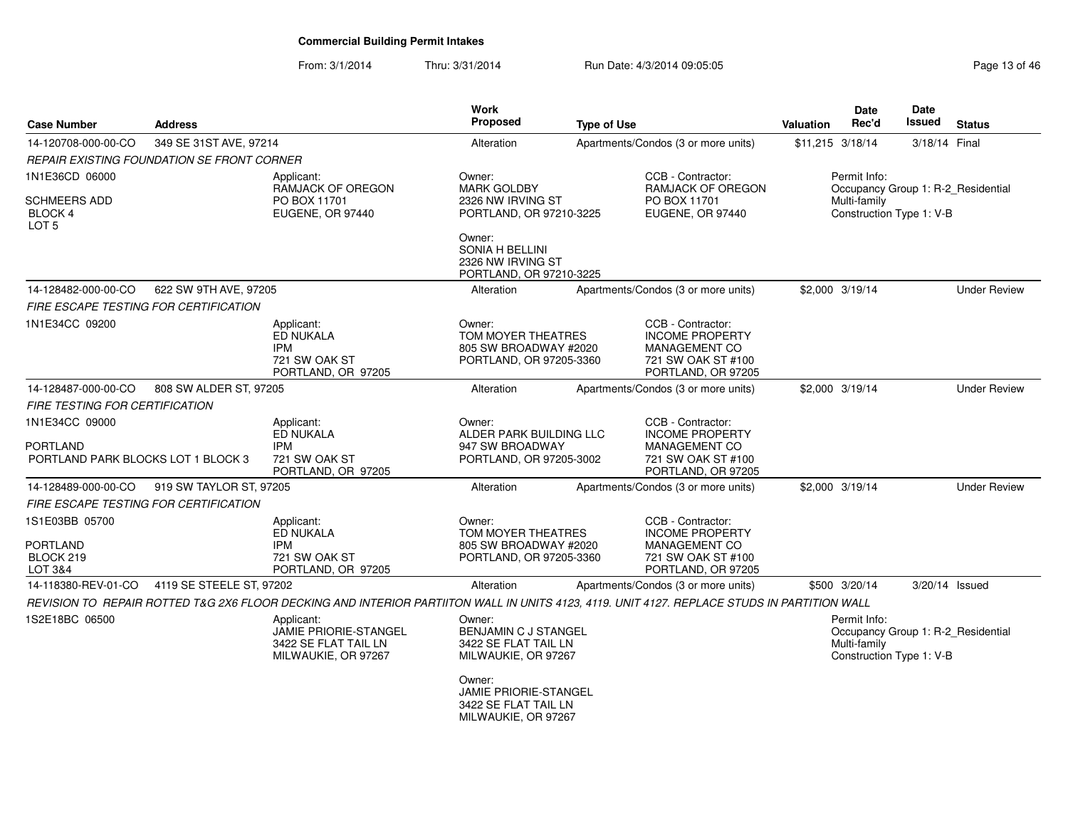**Commercial Building Permit Intakes**

From: 3/1/2014 Thru: 3/31/2014 Run Date: 4/3/2014 09:05:05

| Case Number | Address | Work Proposed | Type of Use | Valuation | Date Rec'd | Date Issued | Status |
|---|---|---|---|---|---|---|---|
| 14-120708-000-00-CO | 349 SE 31ST AVE, 97214 | Alteration | Apartments/Condos (3 or more units) | $11,215 | 3/18/14 | 3/18/14 | Final |

*REPAIR EXISTING FOUNDATION SE FRONT CORNER*

1N1E36CD 06000
SCHMEERS ADD
BLOCK 4
LOT 5

Applicant:
RAMJACK OF OREGON
PO BOX 11701
EUGENE, OR 97440

Owner:
MARK GOLDBY
2326 NW IRVING ST
PORTLAND, OR 97210-3225

Owner:
SONIA H BELLINI
2326 NW IRVING ST
PORTLAND, OR 97210-3225

CCB - Contractor:
RAMJACK OF OREGON
PO BOX 11701
EUGENE, OR 97440

Permit Info:
Occupancy Group 1: R-2_Residential Multi-family
Construction Type 1: V-B

---

| Case Number | Address | Work Proposed | Type of Use | Valuation | Date Rec'd | Date Issued | Status |
|---|---|---|---|---|---|---|---|
| 14-128482-000-00-CO | 622 SW 9TH AVE, 97205 | Alteration | Apartments/Condos (3 or more units) | $2,000 | 3/19/14 | | Under Review |

*FIRE ESCAPE TESTING FOR CERTIFICATION*

1N1E34CC 09200

Applicant:
ED NUKALA
IPM
721 SW OAK ST
PORTLAND, OR 97205

Owner:
TOM MOYER THEATRES
805 SW BROADWAY #2020
PORTLAND, OR 97205-3360

CCB - Contractor:
INCOME PROPERTY MANAGEMENT CO
721 SW OAK ST #100
PORTLAND, OR 97205

---

| Case Number | Address | Work Proposed | Type of Use | Valuation | Date Rec'd | Date Issued | Status |
|---|---|---|---|---|---|---|---|
| 14-128487-000-00-CO | 808 SW ALDER ST, 97205 | Alteration | Apartments/Condos (3 or more units) | $2,000 | 3/19/14 | | Under Review |

*FIRE TESTING FOR CERTIFICATION*

1N1E34CC 09000
PORTLAND
PORTLAND PARK BLOCKS LOT 1 BLOCK 3

Applicant:
ED NUKALA
IPM
721 SW OAK ST
PORTLAND, OR 97205

Owner:
ALDER PARK BUILDING LLC
947 SW BROADWAY
PORTLAND, OR 97205-3002

CCB - Contractor:
INCOME PROPERTY MANAGEMENT CO
721 SW OAK ST #100
PORTLAND, OR 97205

---

| Case Number | Address | Work Proposed | Type of Use | Valuation | Date Rec'd | Date Issued | Status |
|---|---|---|---|---|---|---|---|
| 14-128489-000-00-CO | 919 SW TAYLOR ST, 97205 | Alteration | Apartments/Condos (3 or more units) | $2,000 | 3/19/14 | | Under Review |

*FIRE ESCAPE TESTING FOR CERTIFICATION*

1S1E03BB 05700
PORTLAND
BLOCK 219
LOT 3&4

Applicant:
ED NUKALA
IPM
721 SW OAK ST
PORTLAND, OR 97205

Owner:
TOM MOYER THEATRES
805 SW BROADWAY #2020
PORTLAND, OR 97205-3360

CCB - Contractor:
INCOME PROPERTY MANAGEMENT CO
721 SW OAK ST #100
PORTLAND, OR 97205

---

| Case Number | Address | Work Proposed | Type of Use | Valuation | Date Rec'd | Date Issued | Status |
|---|---|---|---|---|---|---|---|
| 14-118380-REV-01-CO | 4119 SE STEELE ST, 97202 | Alteration | Apartments/Condos (3 or more units) | $500 | 3/20/14 | 3/20/14 | Issued |

*REVISION TO REPAIR ROTTED T&G 2X6 FLOOR DECKING AND INTERIOR PARTIITON WALL IN UNITS 4123, 4119. UNIT 4127. REPLACE STUDS IN PARTITION WALL*

1S2E18BC 06500

Applicant:
JAMIE PRIORIE-STANGEL
3422 SE FLAT TAIL LN
MILWAUKIE, OR 97267

Owner:
BENJAMIN C J STANGEL
3422 SE FLAT TAIL LN
MILWAUKIE, OR 97267

Owner:
JAMIE PRIORIE-STANGEL
3422 SE FLAT TAIL LN
MILWAUKIE, OR 97267

Permit Info:
Occupancy Group 1: R-2_Residential Multi-family
Construction Type 1: V-B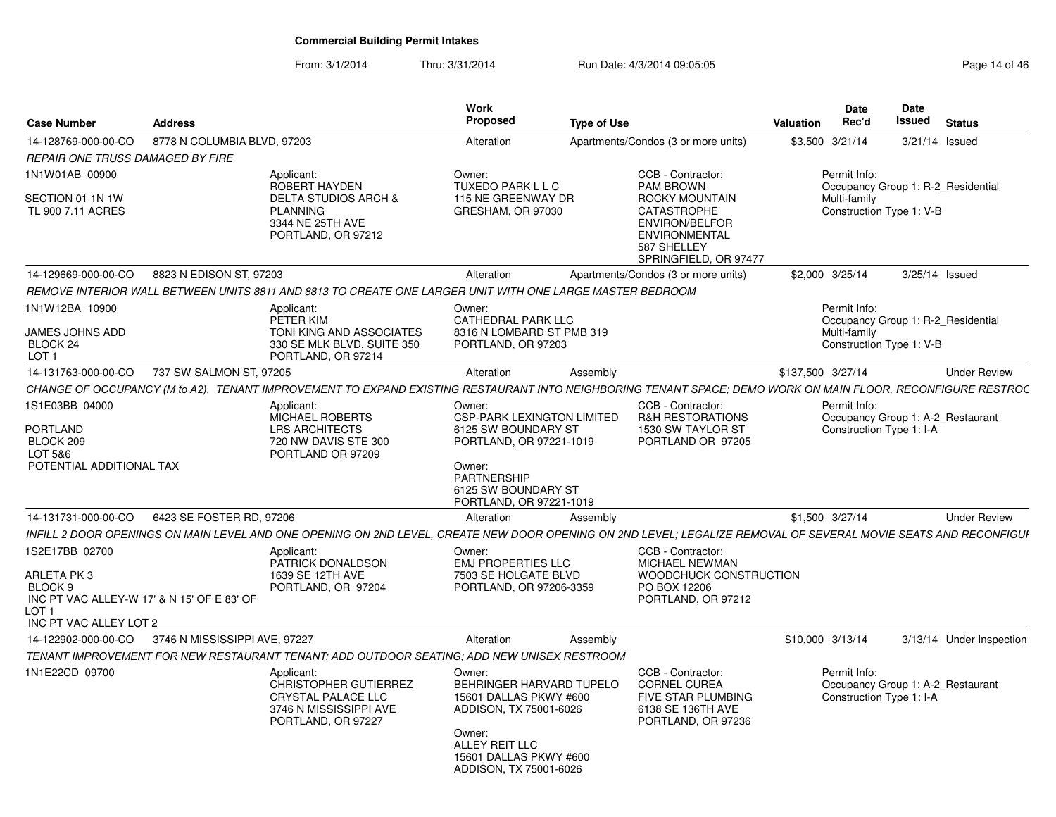## Commercial Building Permit Intakes

From: 3/1/2014 Thru: 3/31/2014 Run Date: 4/3/2014 09:05:05

| Case Number | Address | Work Proposed | Type of Use | Valuation | Date Rec'd | Date Issued | Status |
|---|---|---|---|---|---|---|---|
| 14-128769-000-00-CO | 8778 N COLUMBIA BLVD, 97203 | Alteration | Apartments/Condos (3 or more units) | $3,500 | 3/21/14 | 3/21/14 | Issued |

*REPAIR ONE TRUSS DAMAGED BY FIRE*

1N1W01AB 00900

SECTION 01 1N 1W
TL 900 7.11 ACRES

Applicant:
ROBERT HAYDEN
DELTA STUDIOS ARCH & PLANNING
3344 NE 25TH AVE
PORTLAND, OR 97212

Owner:
TUXEDO PARK L L C
115 NE GREENWAY DR
GRESHAM, OR 97030

CCB - Contractor:
PAM BROWN
ROCKY MOUNTAIN CATASTROPHE ENVIRON/BELFOR ENVIRONMENTAL
587 SHELLEY
SPRINGFIELD, OR 97477

Permit Info:
Occupancy Group 1: R-2_Residential Multi-family
Construction Type 1: V-B

| Case Number | Address | Work Proposed | Type of Use | Valuation | Date Rec'd | Date Issued | Status |
|---|---|---|---|---|---|---|---|
| 14-129669-000-00-CO | 8823 N EDISON ST, 97203 | Alteration | Apartments/Condos (3 or more units) | $2,000 | 3/25/14 | 3/25/14 | Issued |

*REMOVE INTERIOR WALL BETWEEN UNITS 8811 AND 8813 TO CREATE ONE LARGER UNIT WITH ONE LARGE MASTER BEDROOM*

1N1W12BA 10900

JAMES JOHNS ADD
BLOCK 24
LOT 1

Applicant:
PETER KIM
TONI KING AND ASSOCIATES
330 SE MLK BLVD, SUITE 350
PORTLAND, OR 97214

Owner:
CATHEDRAL PARK LLC
8316 N LOMBARD ST PMB 319
PORTLAND, OR 97203

Permit Info:
Occupancy Group 1: R-2_Residential Multi-family
Construction Type 1: V-B

| Case Number | Address | Work Proposed | Type of Use | Valuation | Date Rec'd | Date Issued | Status |
|---|---|---|---|---|---|---|---|
| 14-131763-000-00-CO | 737 SW SALMON ST, 97205 | Alteration | Assembly | $137,500 | 3/27/14 | | Under Review |

*CHANGE OF OCCUPANCY (M to A2). TENANT IMPROVEMENT TO EXPAND EXISTING RESTAURANT INTO NEIGHBORING TENANT SPACE; DEMO WORK ON MAIN FLOOR, RECONFIGURE RESTROC*

1S1E03BB 04000

PORTLAND
BLOCK 209
LOT 5&6
POTENTIAL ADDITIONAL TAX

Applicant:
MICHAEL ROBERTS
LRS ARCHITECTS
720 NW DAVIS STE 300
PORTLAND OR 97209

Owner:
CSP-PARK LEXINGTON LIMITED
6125 SW BOUNDARY ST
PORTLAND, OR 97221-1019

Owner:
PARTNERSHIP
6125 SW BOUNDARY ST
PORTLAND, OR 97221-1019

CCB - Contractor:
R&H RESTORATIONS
1530 SW TAYLOR ST
PORTLAND OR 97205

Permit Info:
Occupancy Group 1: A-2_Restaurant
Construction Type 1: I-A

| Case Number | Address | Work Proposed | Type of Use | Valuation | Date Rec'd | Date Issued | Status |
|---|---|---|---|---|---|---|---|
| 14-131731-000-00-CO | 6423 SE FOSTER RD, 97206 | Alteration | Assembly | $1,500 | 3/27/14 | | Under Review |

*INFILL 2 DOOR OPENINGS ON MAIN LEVEL AND ONE OPENING ON 2ND LEVEL, CREATE NEW DOOR OPENING ON 2ND LEVEL; LEGALIZE REMOVAL OF SEVERAL MOVIE SEATS AND RECONFIGUI*

1S2E17BB 02700

ARLETA PK 3
BLOCK 9
INC PT VAC ALLEY-W 17' & N 15' OF E 83' OF LOT 1
INC PT VAC ALLEY LOT 2

Applicant:
PATRICK DONALDSON
1639 SE 12TH AVE
PORTLAND, OR 97204

Owner:
EMJ PROPERTIES LLC
7503 SE HOLGATE BLVD
PORTLAND, OR 97206-3359

CCB - Contractor:
MICHAEL NEWMAN
WOODCHUCK CONSTRUCTION
PO BOX 12206
PORTLAND, OR 97212

| Case Number | Address | Work Proposed | Type of Use | Valuation | Date Rec'd | Date Issued | Status |
|---|---|---|---|---|---|---|---|
| 14-122902-000-00-CO | 3746 N MISSISSIPPI AVE, 97227 | Alteration | Assembly | $10,000 | 3/13/14 | 3/13/14 | Under Inspection |

*TENANT IMPROVEMENT FOR NEW RESTAURANT TENANT; ADD OUTDOOR SEATING; ADD NEW UNISEX RESTROOM*

1N1E22CD 09700

Applicant:
CHRISTOPHER GUTIERREZ
CRYSTAL PALACE LLC
3746 N MISSISSIPPI AVE
PORTLAND, OR 97227

Owner:
BEHRINGER HARVARD TUPELO
15601 DALLAS PKWY #600
ADDISON, TX 75001-6026

Owner:
ALLEY REIT LLC
15601 DALLAS PKWY #600
ADDISON, TX 75001-6026

CCB - Contractor:
CORNEL CUREA
FIVE STAR PLUMBING
6138 SE 136TH AVE
PORTLAND, OR 97236

Permit Info:
Occupancy Group 1: A-2_Restaurant
Construction Type 1: I-A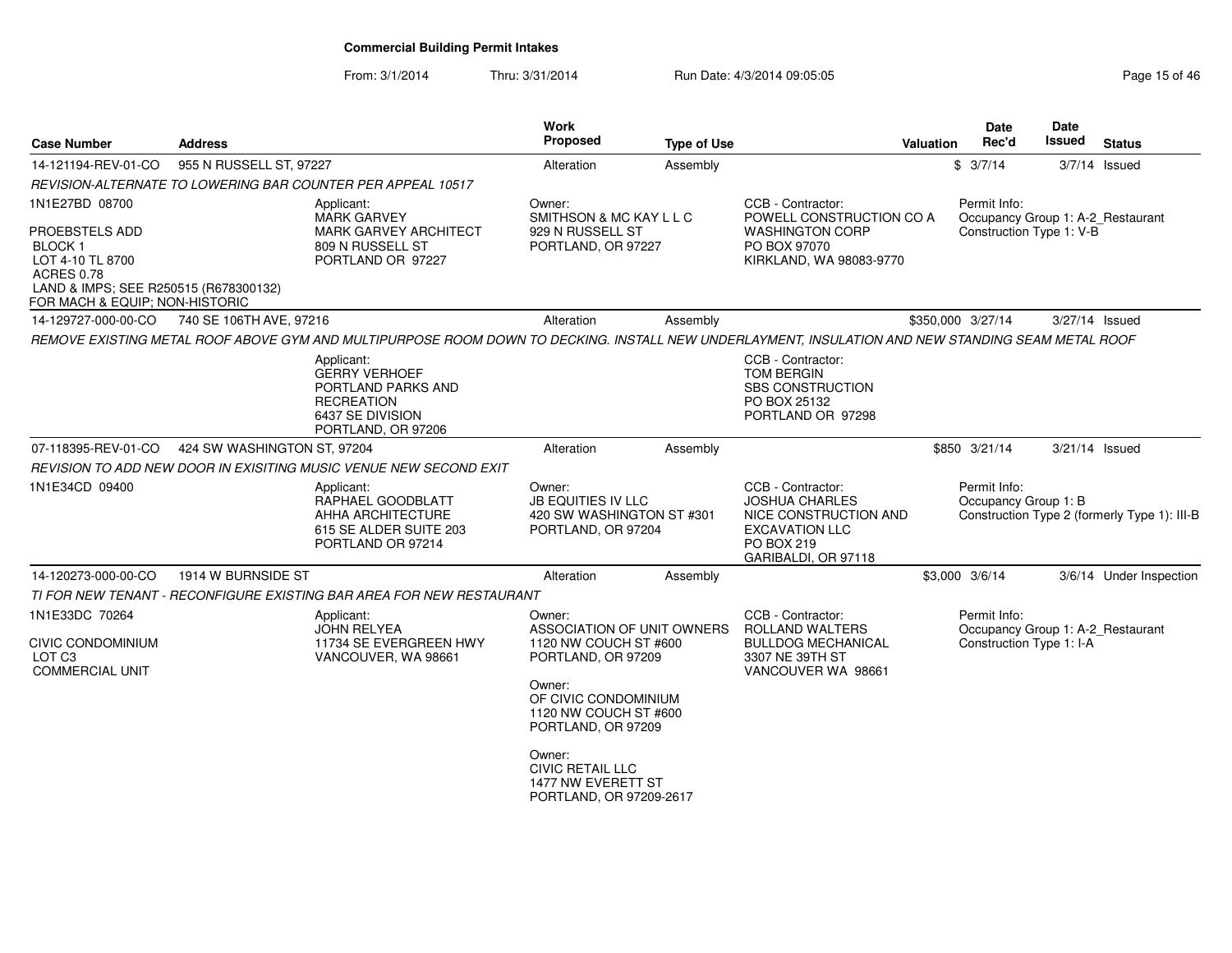**Commercial Building Permit Intakes**

From: 3/1/2014 Thru: 3/31/2014 Run Date: 4/3/2014 09:05:05

| Case Number | Address | Work Proposed | Type of Use | Valuation | Date Rec'd | Date Issued | Status |
|---|---|---|---|---|---|---|---|
| 14-121194-REV-01-CO | 955 N RUSSELL ST, 97227 | Alteration | Assembly | $ | 3/7/14 | 3/7/14 | Issued |
| 14-129727-000-00-CO | 740 SE 106TH AVE, 97216 | Alteration | Assembly | $350,000 | 3/27/14 | 3/27/14 | Issued |
| 07-118395-REV-01-CO | 424 SW WASHINGTON ST, 97204 | Alteration | Assembly | $850 | 3/21/14 | 3/21/14 | Issued |
| 14-120273-000-00-CO | 1914 W BURNSIDE ST | Alteration | Assembly | $3,000 | 3/6/14 | 3/6/14 | Under Inspection |

**14-121194-REV-01-CO** — 955 N RUSSELL ST, 97227

*REVISION-ALTERNATE TO LOWERING BAR COUNTER PER APPEAL 10517*

1N1E27BD 08700

PROEBSTELS ADD
BLOCK 1
LOT 4-10 TL 8700
ACRES 0.78
LAND & IMPS; SEE R250515 (R678300132)
FOR MACH & EQUIP; NON-HISTORIC

Applicant:
MARK GARVEY
MARK GARVEY ARCHITECT
809 N RUSSELL ST
PORTLAND OR 97227

Owner:
SMITHSON & MC KAY L L C
929 N RUSSELL ST
PORTLAND, OR 97227

CCB - Contractor:
POWELL CONSTRUCTION CO A
WASHINGTON CORP
PO BOX 97070
KIRKLAND, WA 98083-9770

Permit Info:
Occupancy Group 1: A-2_Restaurant
Construction Type 1: V-B

**14-129727-000-00-CO** — 740 SE 106TH AVE, 97216

*REMOVE EXISTING METAL ROOF ABOVE GYM AND MULTIPURPOSE ROOM DOWN TO DECKING. INSTALL NEW UNDERLAYMENT, INSULATION AND NEW STANDING SEAM METAL ROOF*

Applicant:
GERRY VERHOEF
PORTLAND PARKS AND
RECREATION
6437 SE DIVISION
PORTLAND, OR 97206

CCB - Contractor:
TOM BERGIN
SBS CONSTRUCTION
PO BOX 25132
PORTLAND OR 97298

**07-118395-REV-01-CO** — 424 SW WASHINGTON ST, 97204

*REVISION TO ADD NEW DOOR IN EXISITING MUSIC VENUE NEW SECOND EXIT*

1N1E34CD 09400

Applicant:
RAPHAEL GOODBLATT
AHHA ARCHITECTURE
615 SE ALDER SUITE 203
PORTLAND OR 97214

Owner:
JB EQUITIES IV LLC
420 SW WASHINGTON ST #301
PORTLAND, OR 97204

CCB - Contractor:
JOSHUA CHARLES
NICE CONSTRUCTION AND
EXCAVATION LLC
PO BOX 219
GARIBALDI, OR 97118

Permit Info:
Occupancy Group 1: B
Construction Type 2 (formerly Type 1): III-B

**14-120273-000-00-CO** — 1914 W BURNSIDE ST

*TI FOR NEW TENANT - RECONFIGURE EXISTING BAR AREA FOR NEW RESTAURANT*

1N1E33DC 70264

CIVIC CONDOMINIUM
LOT C3
COMMERCIAL UNIT

Applicant:
JOHN RELYEA
11734 SE EVERGREEN HWY
VANCOUVER, WA 98661

Owner:
ASSOCIATION OF UNIT OWNERS
1120 NW COUCH ST #600
PORTLAND, OR 97209

Owner:
OF CIVIC CONDOMINIUM
1120 NW COUCH ST #600
PORTLAND, OR 97209

Owner:
CIVIC RETAIL LLC
1477 NW EVERETT ST
PORTLAND, OR 97209-2617

CCB - Contractor:
ROLLAND WALTERS
BULLDOG MECHANICAL
3307 NE 39TH ST
VANCOUVER WA 98661

Permit Info:
Occupancy Group 1: A-2_Restaurant
Construction Type 1: I-A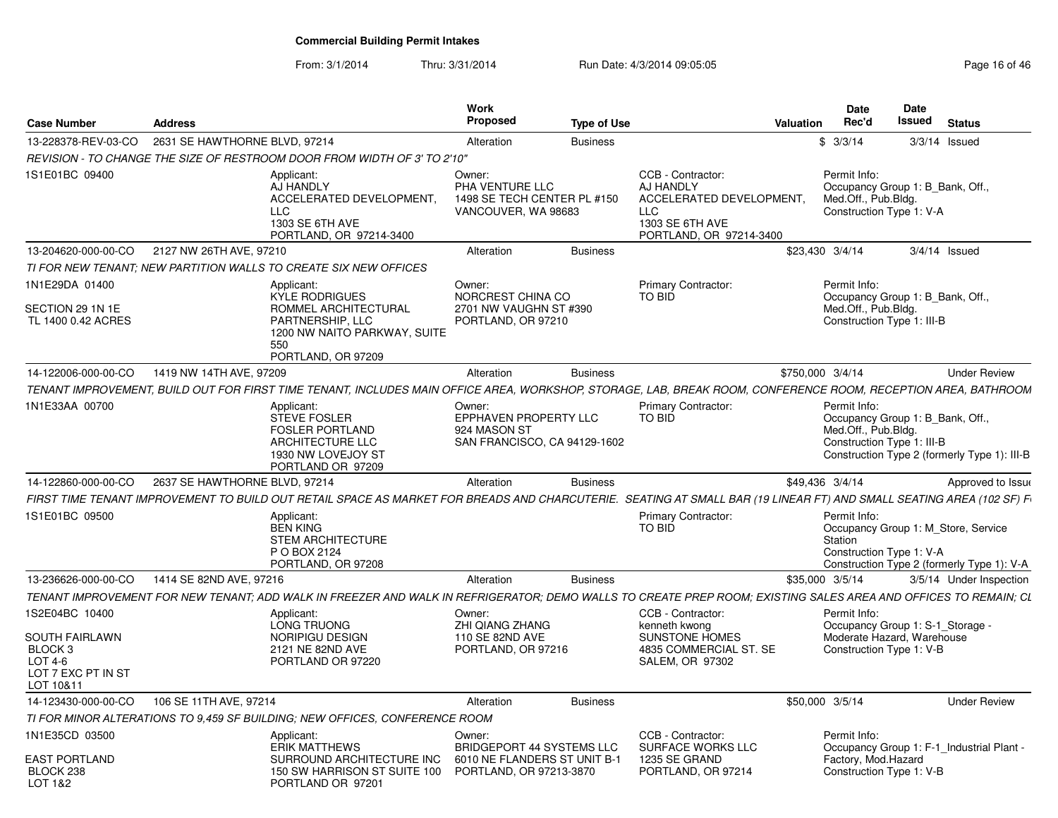# Commercial Building Permit Intakes

From: 3/1/2014 Thru: 3/31/2014 Run Date: 4/3/2014 09:05:05

| Case Number | Address | Work Proposed | Type of Use | Valuation | Date Rec'd | Date Issued | Status |
|---|---|---|---|---|---|---|---|
| 13-228378-REV-03-CO | 2631 SE HAWTHORNE BLVD, 97214 | Alteration | Business | $ | 3/3/14 | 3/3/14 | Issued |

REVISION - TO CHANGE THE SIZE OF RESTROOM DOOR FROM WIDTH OF 3' TO 2'10"

1S1E01BC 09400

Applicant: AJ HANDLY, ACCELERATED DEVELOPMENT, LLC, 1303 SE 6TH AVE, PORTLAND, OR 97214-3400

Owner: PHA VENTURE LLC, 1498 SE TECH CENTER PL #150, VANCOUVER, WA 98683

CCB - Contractor: AJ HANDLY, ACCELERATED DEVELOPMENT, LLC, 1303 SE 6TH AVE, PORTLAND, OR 97214-3400

Permit Info: Occupancy Group 1: B_Bank, Off., Med.Off., Pub.Bldg. Construction Type 1: V-A

---

| Case Number | Address | Work Proposed | Type of Use | Valuation | Date Rec'd | Date Issued | Status |
|---|---|---|---|---|---|---|---|
| 13-204620-000-00-CO | 2127 NW 26TH AVE, 97210 | Alteration | Business | $23,430 | 3/4/14 | 3/4/14 | Issued |

TI FOR NEW TENANT; NEW PARTITION WALLS TO CREATE SIX NEW OFFICES

1N1E29DA 01400

SECTION 29 1N 1E
TL 1400 0.42 ACRES

Applicant: KYLE RODRIGUES, ROMMEL ARCHITECTURAL PARTNERSHIP, LLC, 1200 NW NAITO PARKWAY, SUITE 550, PORTLAND, OR 97209

Owner: NORCREST CHINA CO, 2701 NW VAUGHN ST #390, PORTLAND, OR 97210

Primary Contractor: TO BID

Permit Info: Occupancy Group 1: B_Bank, Off., Med.Off., Pub.Bldg. Construction Type 1: III-B

---

| Case Number | Address | Work Proposed | Type of Use | Valuation | Date Rec'd | Date Issued | Status |
|---|---|---|---|---|---|---|---|
| 14-122006-000-00-CO | 1419 NW 14TH AVE, 97209 | Alteration | Business | $750,000 | 3/4/14 | | Under Review |

TENANT IMPROVEMENT, BUILD OUT FOR FIRST TIME TENANT, INCLUDES MAIN OFFICE AREA, WORKSHOP, STORAGE, LAB, BREAK ROOM, CONFERENCE ROOM, RECEPTION AREA, BATHROOM

1N1E33AA 00700

Applicant: STEVE FOSLER, FOSLER PORTLAND ARCHITECTURE LLC, 1930 NW LOVEJOY ST, PORTLAND OR 97209

Owner: EPPHAVEN PROPERTY LLC, 924 MASON ST, SAN FRANCISCO, CA 94129-1602

Primary Contractor: TO BID

Permit Info: Occupancy Group 1: B_Bank, Off., Med.Off., Pub.Bldg. Construction Type 1: III-B Construction Type 2 (formerly Type 1): III-B

---

| Case Number | Address | Work Proposed | Type of Use | Valuation | Date Rec'd | Date Issued | Status |
|---|---|---|---|---|---|---|---|
| 14-122860-000-00-CO | 2637 SE HAWTHORNE BLVD, 97214 | Alteration | Business | $49,436 | 3/4/14 | | Approved to Issue |

FIRST TIME TENANT IMPROVEMENT TO BUILD OUT RETAIL SPACE AS MARKET FOR BREADS AND CHARCUTERIE. SEATING AT SMALL BAR (19 LINEAR FT) AND SMALL SEATING AREA (102 SF) F

1S1E01BC 09500

Applicant: BEN KING, STEM ARCHITECTURE, P O BOX 2124, PORTLAND, OR 97208

Primary Contractor: TO BID

Permit Info: Occupancy Group 1: M_Store, Service Station Construction Type 1: V-A Construction Type 2 (formerly Type 1): V-A

---

| Case Number | Address | Work Proposed | Type of Use | Valuation | Date Rec'd | Date Issued | Status |
|---|---|---|---|---|---|---|---|
| 13-236626-000-00-CO | 1414 SE 82ND AVE, 97216 | Alteration | Business | $35,000 | 3/5/14 | 3/5/14 | Under Inspection |

TENANT IMPROVEMENT FOR NEW TENANT; ADD WALK IN FREEZER AND WALK IN REFRIGERATOR; DEMO WALLS TO CREATE PREP ROOM; EXISTING SALES AREA AND OFFICES TO REMAIN; CL

1S2E04BC 10400

SOUTH FAIRLAWN
BLOCK 3
LOT 4-6
LOT 7 EXC PT IN ST
LOT 10&11

Applicant: LONG TRUONG, NORIPIGU DESIGN, 2121 NE 82ND AVE, PORTLAND OR 97220

Owner: ZHI QIANG ZHANG, 110 SE 82ND AVE, PORTLAND, OR 97216

CCB - Contractor: kenneth kwong, SUNSTONE HOMES, 4835 COMMERCIAL ST. SE, SALEM, OR 97302

Permit Info: Occupancy Group 1: S-1_Storage - Moderate Hazard, Warehouse Construction Type 1: V-B

---

| Case Number | Address | Work Proposed | Type of Use | Valuation | Date Rec'd | Date Issued | Status |
|---|---|---|---|---|---|---|---|
| 14-123430-000-00-CO | 106 SE 11TH AVE, 97214 | Alteration | Business | $50,000 | 3/5/14 | | Under Review |

TI FOR MINOR ALTERATIONS TO 9,459 SF BUILDING; NEW OFFICES, CONFERENCE ROOM

1N1E35CD 03500

EAST PORTLAND
BLOCK 238
LOT 1&2

Applicant: ERIK MATTHEWS, SURROUND ARCHITECTURE INC, 150 SW HARRISON ST SUITE 100, PORTLAND OR 97201

Owner: BRIDGEPORT 44 SYSTEMS LLC, 6010 NE FLANDERS ST UNIT B-1, PORTLAND, OR 97213-3870

CCB - Contractor: SURFACE WORKS LLC, 1235 SE GRAND, PORTLAND, OR 97214

Permit Info: Occupancy Group 1: F-1_Industrial Plant - Factory, Mod.Hazard Construction Type 1: V-B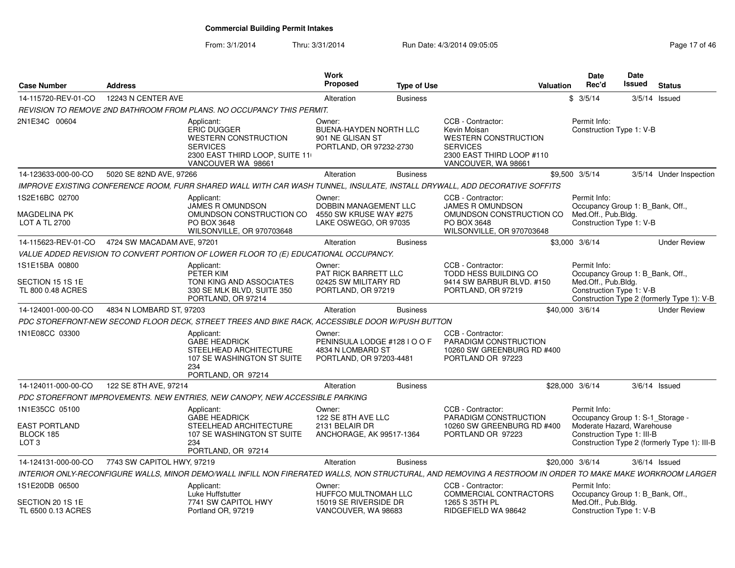**Commercial Building Permit Intakes**

From: 3/1/2014 Thru: 3/31/2014 Run Date: 4/3/2014 09:05:05

| Case Number | Address | | Work Proposed | Type of Use | | Valuation | Date Rec'd | Date Issued | Status |
|---|---|---|---|---|---|---|---|---|---|
| 14-115720-REV-01-CO | 12243 N CENTER AVE | | Alteration | Business | | $ | 3/5/14 | 3/5/14 | Issued |
| *REVISION TO REMOVE 2ND BATHROOM FROM PLANS. NO OCCUPANCY THIS PERMIT.* | | | | | | | | | |
| 2N1E34C 00604 | | Applicant: ERIC DUGGER WESTERN CONSTRUCTION SERVICES 2300 EAST THIRD LOOP, SUITE 11 VANCOUVER WA 98661 | Owner: BUENA-HAYDEN NORTH LLC 901 NE GLISAN ST PORTLAND, OR 97232-2730 | | CCB - Contractor: Kevin Moisan WESTERN CONSTRUCTION SERVICES 2300 EAST THIRD LOOP #110 VANCOUVER, WA 98661 | | Permit Info: Construction Type 1: V-B | | |
| 14-123633-000-00-CO | 5020 SE 82ND AVE, 97266 | | Alteration | Business | | $9,500 | 3/5/14 | 3/5/14 | Under Inspection |
| *IMPROVE EXISTING CONFERENCE ROOM, FURR SHARED WALL WITH CAR WASH TUNNEL, INSULATE, INSTALL DRYWALL, ADD DECORATIVE SOFFITS* | | | | | | | | | |
| 1S2E16BC 02700<br>MAGDELINA PK<br>LOT A TL 2700 | | Applicant: JAMES R OMUNDSON OMUNDSON CONSTRUCTION CO PO BOX 3648 WILSONVILLE, OR 970703648 | Owner: DOBBIN MANAGEMENT LLC 4550 SW KRUSE WAY #275 LAKE OSWEGO, OR 97035 | | CCB - Contractor: JAMES R OMUNDSON OMUNDSON CONSTRUCTION CO PO BOX 3648 WILSONVILLE, OR 970703648 | | Permit Info: Occupancy Group 1: B_Bank, Off., Med.Off., Pub.Bldg. Construction Type 1: V-B | | |
| 14-115623-REV-01-CO | 4724 SW MACADAM AVE, 97201 | | Alteration | Business | | $3,000 | 3/6/14 | | Under Review |
| *VALUE ADDED REVISION TO CONVERT PORTION OF LOWER FLOOR TO (E) EDUCATIONAL OCCUPANCY.* | | | | | | | | | |
| 1S1E15BA 00800<br>SECTION 15 1S 1E<br>TL 800 0.48 ACRES | | Applicant: PETER KIM TONI KING AND ASSOCIATES 330 SE MLK BLVD, SUITE 350 PORTLAND, OR 97214 | Owner: PAT RICK BARRETT LLC 02425 SW MILITARY RD PORTLAND, OR 97219 | | CCB - Contractor: TODD HESS BUILDING CO 9414 SW BARBUR BLVD. #150 PORTLAND, OR 97219 | | Permit Info: Occupancy Group 1: B_Bank, Off., Med.Off., Pub.Bldg. Construction Type 1: V-B Construction Type 2 (formerly Type 1): V-B | | |
| 14-124001-000-00-CO | 4834 N LOMBARD ST, 97203 | | Alteration | Business | | $40,000 | 3/6/14 | | Under Review |
| *PDC STOREFRONT-NEW SECOND FLOOR DECK, STREET TREES AND BIKE RACK, ACCESSIBLE DOOR W/PUSH BUTTON* | | | | | | | | | |
| 1N1E08CC 03300 | | Applicant: GABE HEADRICK STEELHEAD ARCHITECTURE 107 SE WASHINGTON ST SUITE 234 PORTLAND, OR 97214 | Owner: PENINSULA LODGE #128 I O O F 4834 N LOMBARD ST PORTLAND, OR 97203-4481 | | CCB - Contractor: PARADIGM CONSTRUCTION 10260 SW GREENBURG RD #400 PORTLAND OR 97223 | | | | |
| 14-124011-000-00-CO | 122 SE 8TH AVE, 97214 | | Alteration | Business | | $28,000 | 3/6/14 | 3/6/14 | Issued |
| *PDC STOREFRONT IMPROVEMENTS. NEW ENTRIES, NEW CANOPY, NEW ACCESSIBLE PARKING* | | | | | | | | | |
| 1N1E35CC 05100<br>EAST PORTLAND<br>BLOCK 185<br>LOT 3 | | Applicant: GABE HEADRICK STEELHEAD ARCHITECTURE 107 SE WASHINGTON ST SUITE 234 PORTLAND, OR 97214 | Owner: 122 SE 8TH AVE LLC 2131 BELAIR DR ANCHORAGE, AK 99517-1364 | | CCB - Contractor: PARADIGM CONSTRUCTION 10260 SW GREENBURG RD #400 PORTLAND OR 97223 | | Permit Info: Occupancy Group 1: S-1_Storage - Moderate Hazard, Warehouse Construction Type 1: III-B Construction Type 2 (formerly Type 1): III-B | | |
| 14-124131-000-00-CO | 7743 SW CAPITOL HWY, 97219 | | Alteration | Business | | $20,000 | 3/6/14 | 3/6/14 | Issued |
| *INTERIOR ONLY-RECONFIGURE WALLS, MINOR DEMO/WALL INFILL NON FIRERATED WALLS, NON STRUCTURAL, AND REMOVING A RESTROOM IN ORDER TO MAKE MAKE WORKROOM LARGER* | | | | | | | | | |
| 1S1E20DB 06500<br>SECTION 20 1S 1E<br>TL 6500 0.13 ACRES | | Applicant: Luke Huffstutter 7741 SW CAPITOL HWY Portland OR, 97219 | Owner: HUFFCO MULTNOMAH LLC 15019 SE RIVERSIDE DR VANCOUVER, WA 98683 | | CCB - Contractor: COMMERCIAL CONTRACTORS 1265 S 35TH PL RIDGEFIELD WA 98642 | | Permit Info: Occupancy Group 1: B_Bank, Off., Med.Off., Pub.Bldg. Construction Type 1: V-B | | |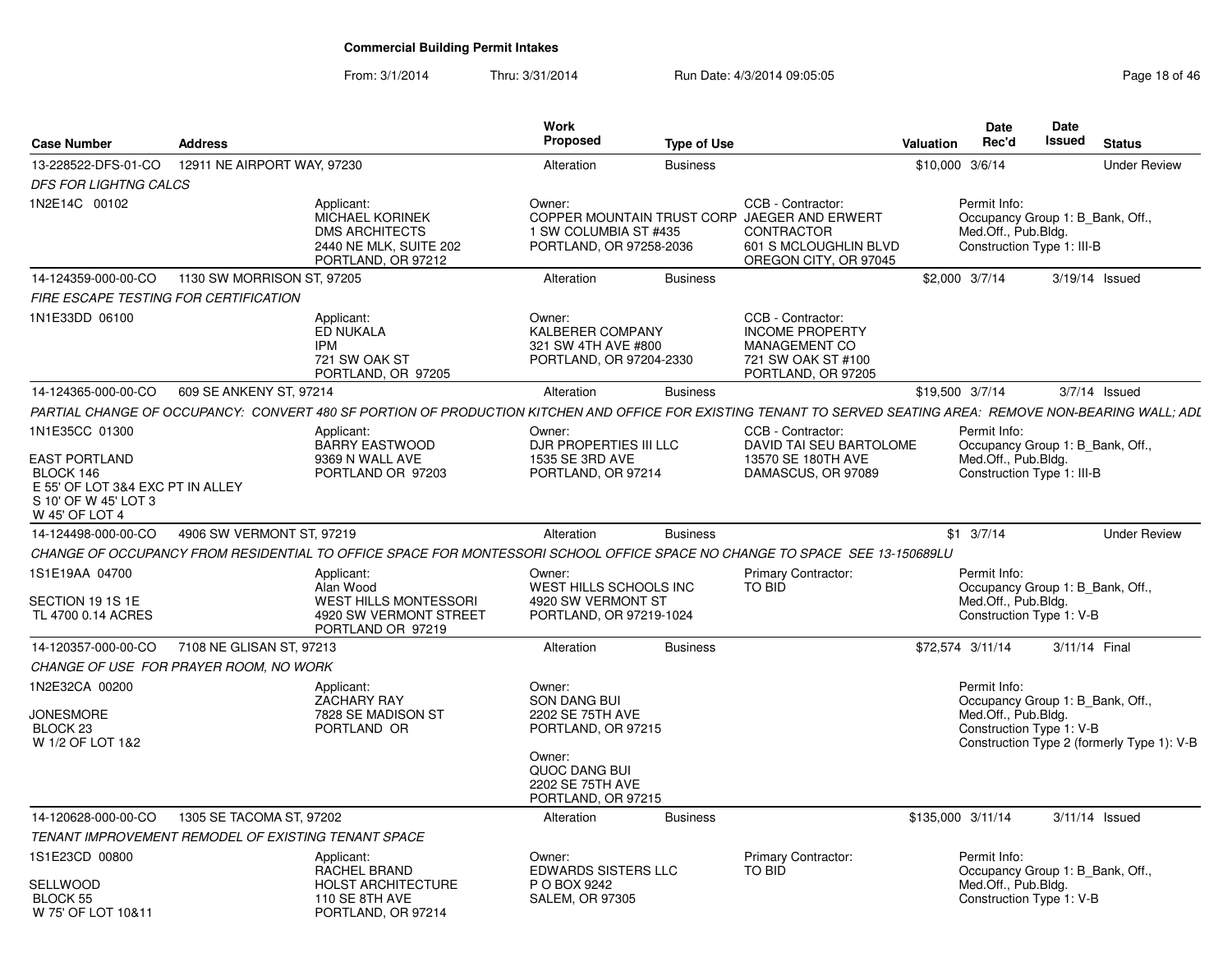# Commercial Building Permit Intakes

From: 3/1/2014 Thru: 3/31/2014 Run Date: 4/3/2014 09:05:05

| Case Number | Address | Work Proposed | Type of Use | Valuation | Date Rec'd | Date Issued | Status |
|---|---|---|---|---|---|---|---|
| 13-228522-DFS-01-CO | 12911 NE AIRPORT WAY, 97230 | Alteration | Business | $10,000 | 3/6/14 | | Under Review |

*DFS FOR LIGHTNG CALCS*

1N2E14C 00102

Applicant: MICHAEL KORINEK, DMS ARCHITECTS, 2440 NE MLK, SUITE 202, PORTLAND, OR 97212

Owner: COPPER MOUNTAIN TRUST CORP, 1 SW COLUMBIA ST #435, PORTLAND, OR 97258-2036

CCB - Contractor: JAEGER AND ERWERT CONTRACTOR, 601 S MCLOUGHLIN BLVD, OREGON CITY, OR 97045

Permit Info: Occupancy Group 1: B_Bank, Off., Med.Off., Pub.Bldg. Construction Type 1: III-B

---

| Case Number | Address | Work Proposed | Type of Use | Valuation | Date Rec'd | Date Issued | Status |
|---|---|---|---|---|---|---|---|
| 14-124359-000-00-CO | 1130 SW MORRISON ST, 97205 | Alteration | Business | $2,000 | 3/7/14 | 3/19/14 | Issued |

*FIRE ESCAPE TESTING FOR CERTIFICATION*

1N1E33DD 06100

Applicant: ED NUKALA, IPM, 721 SW OAK ST, PORTLAND, OR 97205

Owner: KALBERER COMPANY, 321 SW 4TH AVE #800, PORTLAND, OR 97204-2330

CCB - Contractor: INCOME PROPERTY MANAGEMENT CO, 721 SW OAK ST #100, PORTLAND, OR 97205

---

| Case Number | Address | Work Proposed | Type of Use | Valuation | Date Rec'd | Date Issued | Status |
|---|---|---|---|---|---|---|---|
| 14-124365-000-00-CO | 609 SE ANKENY ST, 97214 | Alteration | Business | $19,500 | 3/7/14 | 3/7/14 | Issued |

*PARTIAL CHANGE OF OCCUPANCY: CONVERT 480 SF PORTION OF PRODUCTION KITCHEN AND OFFICE FOR EXISTING TENANT TO SERVED SEATING AREA: REMOVE NON-BEARING WALL; ADD*

1N1E35CC 01300

EAST PORTLAND
BLOCK 146
E 55' OF LOT 3&4 EXC PT IN ALLEY
S 10' OF W 45' LOT 3
W 45' OF LOT 4

Applicant: BARRY EASTWOOD, 9369 N WALL AVE, PORTLAND OR 97203

Owner: DJR PROPERTIES III LLC, 1535 SE 3RD AVE, PORTLAND, OR 97214

CCB - Contractor: DAVID TAI SEU BARTOLOME, 13570 SE 180TH AVE, DAMASCUS, OR 97089

Permit Info: Occupancy Group 1: B_Bank, Off., Med.Off., Pub.Bldg. Construction Type 1: III-B

---

| Case Number | Address | Work Proposed | Type of Use | Valuation | Date Rec'd | Date Issued | Status |
|---|---|---|---|---|---|---|---|
| 14-124498-000-00-CO | 4906 SW VERMONT ST, 97219 | Alteration | Business | $1 | 3/7/14 | | Under Review |

*CHANGE OF OCCUPANCY FROM RESIDENTIAL TO OFFICE SPACE FOR MONTESSORI SCHOOL OFFICE SPACE NO CHANGE TO SPACE SEE 13-150689LU*

1S1E19AA 04700

SECTION 19 1S 1E
TL 4700 0.14 ACRES

Applicant: Alan Wood, WEST HILLS MONTESSORI, 4920 SW VERMONT STREET, PORTLAND OR 97219

Owner: WEST HILLS SCHOOLS INC, 4920 SW VERMONT ST, PORTLAND, OR 97219-1024

Primary Contractor: TO BID

Permit Info: Occupancy Group 1: B_Bank, Off., Med.Off., Pub.Bldg. Construction Type 1: V-B

---

| Case Number | Address | Work Proposed | Type of Use | Valuation | Date Rec'd | Date Issued | Status |
|---|---|---|---|---|---|---|---|
| 14-120357-000-00-CO | 7108 NE GLISAN ST, 97213 | Alteration | Business | $72,574 | 3/11/14 | 3/11/14 | Final |

*CHANGE OF USE FOR PRAYER ROOM, NO WORK*

1N2E32CA 00200

JONESMORE
BLOCK 23
W 1/2 OF LOT 1&2

Applicant: ZACHARY RAY, 7828 SE MADISON ST, PORTLAND OR

Owner: SON DANG BUI, 2202 SE 75TH AVE, PORTLAND, OR 97215

Owner: QUOC DANG BUI, 2202 SE 75TH AVE, PORTLAND, OR 97215

Permit Info: Occupancy Group 1: B_Bank, Off., Med.Off., Pub.Bldg. Construction Type 1: V-B Construction Type 2 (formerly Type 1): V-B

---

| Case Number | Address | Work Proposed | Type of Use | Valuation | Date Rec'd | Date Issued | Status |
|---|---|---|---|---|---|---|---|
| 14-120628-000-00-CO | 1305 SE TACOMA ST, 97202 | Alteration | Business | $135,000 | 3/11/14 | 3/11/14 | Issued |

*TENANT IMPROVEMENT REMODEL OF EXISTING TENANT SPACE*

1S1E23CD 00800

SELLWOOD
BLOCK 55
W 75' OF LOT 10&11

Applicant: RACHEL BRAND, HOLST ARCHITECTURE, 110 SE 8TH AVE, PORTLAND, OR 97214

Owner: EDWARDS SISTERS LLC, P O BOX 9242, SALEM, OR 97305

Primary Contractor: TO BID

Permit Info: Occupancy Group 1: B_Bank, Off., Med.Off., Pub.Bldg. Construction Type 1: V-B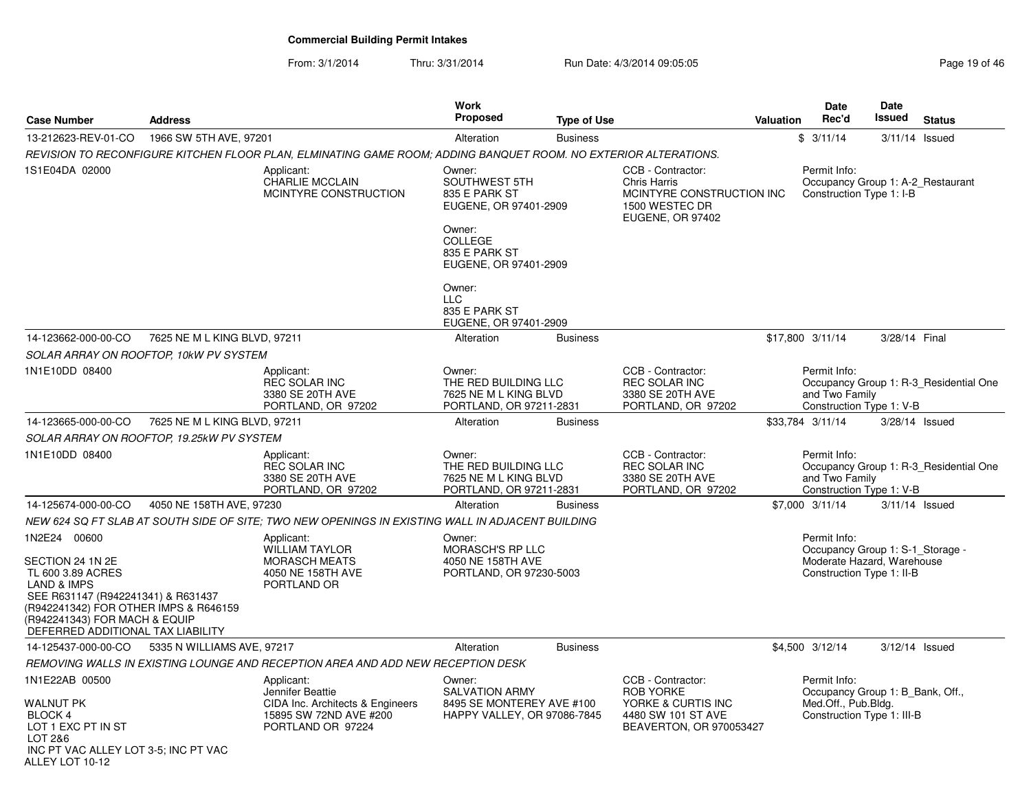**Commercial Building Permit Intakes**

From: 3/1/2014 Thru: 3/31/2014 Run Date: 4/3/2014 09:05:05

| Case Number | Address | Work Proposed | Type of Use | Valuation | Date Rec'd | Date Issued | Status |
|---|---|---|---|---|---|---|---|
| 13-212623-REV-01-CO | 1966 SW 5TH AVE, 97201 | Alteration | Business | $ | 3/11/14 | 3/11/14 | Issued |

*REVISION TO RECONFIGURE KITCHEN FLOOR PLAN, ELMINATING GAME ROOM; ADDING BANQUET ROOM. NO EXTERIOR ALTERATIONS.*

1S1E04DA 02000

Applicant: CHARLIE MCCLAIN, MCINTYRE CONSTRUCTION

Owner: SOUTHWEST 5TH, 835 E PARK ST, EUGENE, OR 97401-2909

Owner: COLLEGE, 835 E PARK ST, EUGENE, OR 97401-2909

Owner: LLC, 835 E PARK ST, EUGENE, OR 97401-2909

CCB - Contractor: Chris Harris, MCINTYRE CONSTRUCTION INC, 1500 WESTEC DR, EUGENE, OR 97402

Permit Info: Occupancy Group 1: A-2_Restaurant; Construction Type 1: I-B

| Case Number | Address | Work Proposed | Type of Use | Valuation | Date Rec'd | Date Issued | Status |
|---|---|---|---|---|---|---|---|
| 14-123662-000-00-CO | 7625 NE M L KING BLVD, 97211 | Alteration | Business | $17,800 | 3/11/14 | 3/28/14 | Final |

*SOLAR ARRAY ON ROOFTOP, 10kW PV SYSTEM*

1N1E10DD 08400

Applicant: REC SOLAR INC, 3380 SE 20TH AVE, PORTLAND, OR 97202

Owner: THE RED BUILDING LLC, 7625 NE M L KING BLVD, PORTLAND, OR 97211-2831

CCB - Contractor: REC SOLAR INC, 3380 SE 20TH AVE, PORTLAND, OR 97202

Permit Info: Occupancy Group 1: R-3_Residential One and Two Family; Construction Type 1: V-B

| Case Number | Address | Work Proposed | Type of Use | Valuation | Date Rec'd | Date Issued | Status |
|---|---|---|---|---|---|---|---|
| 14-123665-000-00-CO | 7625 NE M L KING BLVD, 97211 | Alteration | Business | $33,784 | 3/11/14 | 3/28/14 | Issued |

*SOLAR ARRAY ON ROOFTOP, 19.25kW PV SYSTEM*

1N1E10DD 08400

Applicant: REC SOLAR INC, 3380 SE 20TH AVE, PORTLAND, OR 97202

Owner: THE RED BUILDING LLC, 7625 NE M L KING BLVD, PORTLAND, OR 97211-2831

CCB - Contractor: REC SOLAR INC, 3380 SE 20TH AVE, PORTLAND, OR 97202

Permit Info: Occupancy Group 1: R-3_Residential One and Two Family; Construction Type 1: V-B

| Case Number | Address | Work Proposed | Type of Use | Valuation | Date Rec'd | Date Issued | Status |
|---|---|---|---|---|---|---|---|
| 14-125674-000-00-CO | 4050 NE 158TH AVE, 97230 | Alteration | Business | $7,000 | 3/11/14 | 3/11/14 | Issued |

*NEW 624 SQ FT SLAB AT SOUTH SIDE OF SITE; TWO NEW OPENINGS IN EXISTING WALL IN ADJACENT BUILDING*

1N2E24 00600

SECTION 24 1N 2E
TL 600 3.89 ACRES
LAND & IMPS
SEE R631147 (R942241341) & R631437 (R942241342) FOR OTHER IMPS & R646159 (R942241343) FOR MACH & EQUIP
DEFERRED ADDITIONAL TAX LIABILITY

Applicant: WILLIAM TAYLOR, MORASCH MEATS, 4050 NE 158TH AVE, PORTLAND OR

Owner: MORASCH'S RP LLC, 4050 NE 158TH AVE, PORTLAND, OR 97230-5003

Permit Info: Occupancy Group 1: S-1_Storage - Moderate Hazard, Warehouse; Construction Type 1: II-B

| Case Number | Address | Work Proposed | Type of Use | Valuation | Date Rec'd | Date Issued | Status |
|---|---|---|---|---|---|---|---|
| 14-125437-000-00-CO | 5335 N WILLIAMS AVE, 97217 | Alteration | Business | $4,500 | 3/12/14 | 3/12/14 | Issued |

*REMOVING WALLS IN EXISTING LOUNGE AND RECEPTION AREA AND ADD NEW RECEPTION DESK*

1N1E22AB 00500

WALNUT PK
BLOCK 4
LOT 1 EXC PT IN ST
LOT 2&6
INC PT VAC ALLEY LOT 3-5; INC PT VAC ALLEY LOT 10-12

Applicant: Jennifer Beattie, CIDA Inc. Architects & Engineers, 15895 SW 72ND AVE #200, PORTLAND OR 97224

Owner: SALVATION ARMY, 8495 SE MONTEREY AVE #100, HAPPY VALLEY, OR 97086-7845

CCB - Contractor: ROB YORKE, YORKE & CURTIS INC, 4480 SW 101 ST AVE, BEAVERTON, OR 970053427

Permit Info: Occupancy Group 1: B_Bank, Off., Med.Off., Pub.Bldg.; Construction Type 1: III-B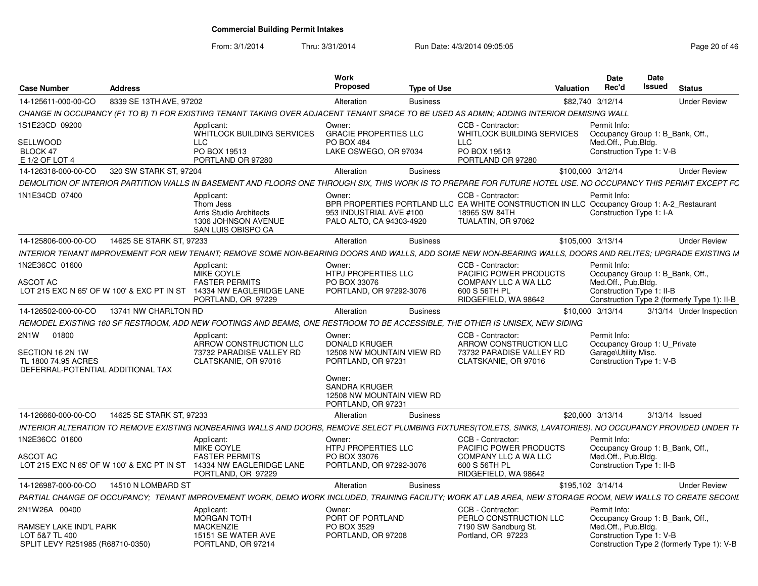# Commercial Building Permit Intakes

From: 3/1/2014 Thru: 3/31/2014 Run Date: 4/3/2014 09:05:05

| Case Number | Address | Work Proposed | Type of Use | Valuation | Date Rec'd | Date Issued | Status |
|---|---|---|---|---|---|---|---|
| 14-125611-000-00-CO | 8339 SE 13TH AVE, 97202 | Alteration | Business | $82,740 | 3/12/14 | | Under Review |

CHANGE IN OCCUPANCY (F1 TO B) TI FOR EXISTING TENANT TAKING OVER ADJACENT TENANT SPACE TO BE USED AS ADMIN; ADDING INTERIOR DEMISING WALL

- 1S1E23CD 09200 — SELLWOOD, BLOCK 47, E 1/2 OF LOT 4
- Applicant: WHITLOCK BUILDING SERVICES LLC, PO BOX 19513, PORTLAND OR 97280
- Owner: GRACIE PROPERTIES LLC, PO BOX 484, LAKE OSWEGO, OR 97034
- CCB - Contractor: WHITLOCK BUILDING SERVICES LLC, PO BOX 19513, PORTLAND OR 97280
- Permit Info: Occupancy Group 1: B_Bank, Off., Med.Off., Pub.Bldg.; Construction Type 1: V-B

| Case Number | Address | Work Proposed | Type of Use | Valuation | Date Rec'd | Date Issued | Status |
|---|---|---|---|---|---|---|---|
| 14-126318-000-00-CO | 320 SW STARK ST, 97204 | Alteration | Business | $100,000 | 3/12/14 | | Under Review |

DEMOLITION OF INTERIOR PARTITION WALLS IN BASEMENT AND FLOORS ONE THROUGH SIX, THIS WORK IS TO PREPARE FOR FUTURE HOTEL USE. NO OCCUPANCY THIS PERMIT EXCEPT FC

- 1N1E34CD 07400
- Applicant: Thom Jess, Arris Studio Architects, 1306 JOHNSON AVENUE, SAN LUIS OBISPO CA
- Owner: BPR PROPERTIES PORTLAND LLC, 953 INDUSTRIAL AVE #100, PALO ALTO, CA 94303-4920
- CCB - Contractor: EA WHITE CONSTRUCTION IN LLC, 18965 SW 84TH, TUALATIN, OR 97062
- Permit Info: Occupancy Group 1: A-2_Restaurant; Construction Type 1: I-A

| Case Number | Address | Work Proposed | Type of Use | Valuation | Date Rec'd | Date Issued | Status |
|---|---|---|---|---|---|---|---|
| 14-125806-000-00-CO | 14625 SE STARK ST, 97233 | Alteration | Business | $105,000 | 3/13/14 | | Under Review |

INTERIOR TENANT IMPROVEMENT FOR NEW TENANT; REMOVE SOME NON-BEARING DOORS AND WALLS, ADD SOME NEW NON-BEARING WALLS, DOORS AND RELITES; UPGRADE EXISTING M

- 1N2E36CC 01600 — ASCOT AC, LOT 215 EXC N 65' OF W 100' & EXC PT IN ST
- Applicant: MIKE COYLE, FASTER PERMITS, 14334 NW EAGLERIDGE LANE, PORTLAND, OR 97229
- Owner: HTPJ PROPERTIES LLC, PO BOX 33076, PORTLAND, OR 97292-3076
- CCB - Contractor: PACIFIC POWER PRODUCTS COMPANY LLC A WA LLC, 600 S 56TH PL, RIDGEFIELD, WA 98642
- Permit Info: Occupancy Group 1: B_Bank, Off., Med.Off., Pub.Bldg.; Construction Type 1: II-B; Construction Type 2 (formerly Type 1): II-B

| Case Number | Address | Work Proposed | Type of Use | Valuation | Date Rec'd | Date Issued | Status |
|---|---|---|---|---|---|---|---|
| 14-126502-000-00-CO | 13741 NW CHARLTON RD | Alteration | Business | $10,000 | 3/13/14 | 3/13/14 | Under Inspection |

REMODEL EXISTING 160 SF RESTROOM, ADD NEW FOOTINGS AND BEAMS, ONE RESTROOM TO BE ACCESSIBLE, THE OTHER IS UNISEX, NEW SIDING

- 2N1W 01800 — SECTION 16 2N 1W, TL 1800 74.95 ACRES, DEFERRAL-POTENTIAL ADDITIONAL TAX
- Applicant: ARROW CONSTRUCTION LLC, 73732 PARADISE VALLEY RD, CLATSKANIE, OR 97016
- Owner: DONALD KRUGER, 12508 NW MOUNTAIN VIEW RD, PORTLAND, OR 97231
- Owner: SANDRA KRUGER, 12508 NW MOUNTAIN VIEW RD, PORTLAND, OR 97231
- CCB - Contractor: ARROW CONSTRUCTION LLC, 73732 PARADISE VALLEY RD, CLATSKANIE, OR 97016
- Permit Info: Occupancy Group 1: U_Private Garage\Utility Misc.; Construction Type 1: V-B

| Case Number | Address | Work Proposed | Type of Use | Valuation | Date Rec'd | Date Issued | Status |
|---|---|---|---|---|---|---|---|
| 14-126660-000-00-CO | 14625 SE STARK ST, 97233 | Alteration | Business | $20,000 | 3/13/14 | 3/13/14 | Issued |

INTERIOR ALTERATION TO REMOVE EXISTING NONBEARING WALLS AND DOORS, REMOVE SELECT PLUMBING FIXTURES(TOILETS, SINKS, LAVATORIES). NO OCCUPANCY PROVIDED UNDER TH

- 1N2E36CC 01600 — ASCOT AC, LOT 215 EXC N 65' OF W 100' & EXC PT IN ST
- Applicant: MIKE COYLE, FASTER PERMITS, 14334 NW EAGLERIDGE LANE, PORTLAND, OR 97229
- Owner: HTPJ PROPERTIES LLC, PO BOX 33076, PORTLAND, OR 97292-3076
- CCB - Contractor: PACIFIC POWER PRODUCTS COMPANY LLC A WA LLC, 600 S 56TH PL, RIDGEFIELD, WA 98642
- Permit Info: Occupancy Group 1: B_Bank, Off., Med.Off., Pub.Bldg.; Construction Type 1: II-B

| Case Number | Address | Work Proposed | Type of Use | Valuation | Date Rec'd | Date Issued | Status |
|---|---|---|---|---|---|---|---|
| 14-126987-000-00-CO | 14510 N LOMBARD ST | Alteration | Business | $195,102 | 3/14/14 | | Under Review |

PARTIAL CHANGE OF OCCUPANCY; TENANT IMPROVEMENT WORK, DEMO WORK INCLUDED, TRAINING FACILITY; WORK AT LAB AREA, NEW STORAGE ROOM, NEW WALLS TO CREATE SECONI

- 2N1W26A 00400 — RAMSEY LAKE IND'L PARK, LOT 5&7 TL 400, SPLIT LEVY R251985 (R68710-0350)
- Applicant: MORGAN TOTH, MACKENZIE, 15151 SE WATER AVE, PORTLAND, OR 97214
- Owner: PORT OF PORTLAND, PO BOX 3529, PORTLAND, OR 97208
- CCB - Contractor: PERLO CONSTRUCTION LLC, 7190 SW Sandburg St., Portland, OR 97223
- Permit Info: Occupancy Group 1: B_Bank, Off., Med.Off., Pub.Bldg.; Construction Type 1: V-B; Construction Type 2 (formerly Type 1): V-B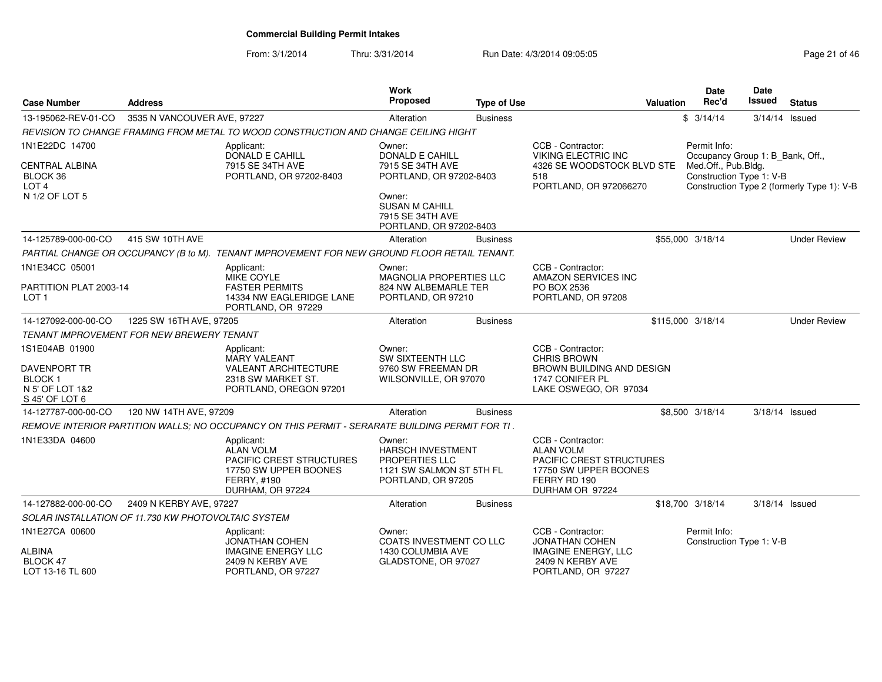# Commercial Building Permit Intakes

From: 3/1/2014 Thru: 3/31/2014 Run Date: 4/3/2014 09:05:05

| Case Number | Address | Work Proposed | Type of Use | Valuation | Date Rec'd | Date Issued | Status |
|---|---|---|---|---|---|---|---|
| 13-195062-REV-01-CO | 3535 N VANCOUVER AVE, 97227 | Alteration | Business | $ | 3/14/14 | 3/14/14 | Issued |

*REVISION TO CHANGE FRAMING FROM METAL TO WOOD CONSTRUCTION AND CHANGE CEILING HIGHT*

1N1E22DC 14700
CENTRAL ALBINA
BLOCK 36
LOT 4
N 1/2 OF LOT 5

Applicant:
DONALD E CAHILL
7915 SE 34TH AVE
PORTLAND, OR 97202-8403

Owner:
DONALD E CAHILL
7915 SE 34TH AVE
PORTLAND, OR 97202-8403

Owner:
SUSAN M CAHILL
7915 SE 34TH AVE
PORTLAND, OR 97202-8403

CCB - Contractor:
VIKING ELECTRIC INC
4326 SE WOODSTOCK BLVD STE 518
PORTLAND, OR 972066270

Permit Info:
Occupancy Group 1: B_Bank, Off., Med.Off., Pub.Bldg.
Construction Type 1: V-B
Construction Type 2 (formerly Type 1): V-B

---

| Case Number | Address | Work Proposed | Type of Use | Valuation | Date Rec'd | Date Issued | Status |
|---|---|---|---|---|---|---|---|
| 14-125789-000-00-CO | 415 SW 10TH AVE | Alteration | Business | $55,000 | 3/18/14 | | Under Review |

*PARTIAL CHANGE OR OCCUPANCY (B to M). TENANT IMPROVEMENT FOR NEW GROUND FLOOR RETAIL TENANT.*

1N1E34CC 05001
PARTITION PLAT 2003-14
LOT 1

Applicant:
MIKE COYLE
FASTER PERMITS
14334 NW EAGLERIDGE LANE
PORTLAND, OR 97229

Owner:
MAGNOLIA PROPERTIES LLC
824 NW ALBEMARLE TER
PORTLAND, OR 97210

CCB - Contractor:
AMAZON SERVICES INC
PO BOX 2536
PORTLAND, OR 97208

---

| Case Number | Address | Work Proposed | Type of Use | Valuation | Date Rec'd | Date Issued | Status |
|---|---|---|---|---|---|---|---|
| 14-127092-000-00-CO | 1225 SW 16TH AVE, 97205 | Alteration | Business | $115,000 | 3/18/14 | | Under Review |

*TENANT IMPROVEMENT FOR NEW BREWERY TENANT*

1S1E04AB 01900
DAVENPORT TR
BLOCK 1
N 5' OF LOT 1&2
S 45' OF LOT 6

Applicant:
MARY VALEANT
VALEANT ARCHITECTURE
2318 SW MARKET ST.
PORTLAND, OREGON 97201

Owner:
SW SIXTEENTH LLC
9760 SW FREEMAN DR
WILSONVILLE, OR 97070

CCB - Contractor:
CHRIS BROWN
BROWN BUILDING AND DESIGN
1747 CONIFER PL
LAKE OSWEGO, OR 97034

---

| Case Number | Address | Work Proposed | Type of Use | Valuation | Date Rec'd | Date Issued | Status |
|---|---|---|---|---|---|---|---|
| 14-127787-000-00-CO | 120 NW 14TH AVE, 97209 | Alteration | Business | $8,500 | 3/18/14 | 3/18/14 | Issued |

*REMOVE INTERIOR PARTITION WALLS; NO OCCUPANCY ON THIS PERMIT - SERARATE BUILDING PERMIT FOR TI .*

1N1E33DA 04600

Applicant:
ALAN VOLM
PACIFIC CREST STRUCTURES
17750 SW UPPER BOONES FERRY, #190
DURHAM, OR 97224

Owner:
HARSCH INVESTMENT PROPERTIES LLC
1121 SW SALMON ST 5TH FL
PORTLAND, OR 97205

CCB - Contractor:
ALAN VOLM
PACIFIC CREST STRUCTURES
17750 SW UPPER BOONES FERRY RD 190
DURHAM OR 97224

---

| Case Number | Address | Work Proposed | Type of Use | Valuation | Date Rec'd | Date Issued | Status |
|---|---|---|---|---|---|---|---|
| 14-127882-000-00-CO | 2409 N KERBY AVE, 97227 | Alteration | Business | $18,700 | 3/18/14 | 3/18/14 | Issued |

*SOLAR INSTALLATION OF 11.730 KW PHOTOVOLTAIC SYSTEM*

1N1E27CA 00600
ALBINA
BLOCK 47
LOT 13-16 TL 600

Applicant:
JONATHAN COHEN
IMAGINE ENERGY LLC
2409 N KERBY AVE
PORTLAND, OR 97227

Owner:
COATS INVESTMENT CO LLC
1430 COLUMBIA AVE
GLADSTONE, OR 97027

CCB - Contractor:
JONATHAN COHEN
IMAGINE ENERGY, LLC
2409 N KERBY AVE
PORTLAND, OR 97227

Permit Info:
Construction Type 1: V-B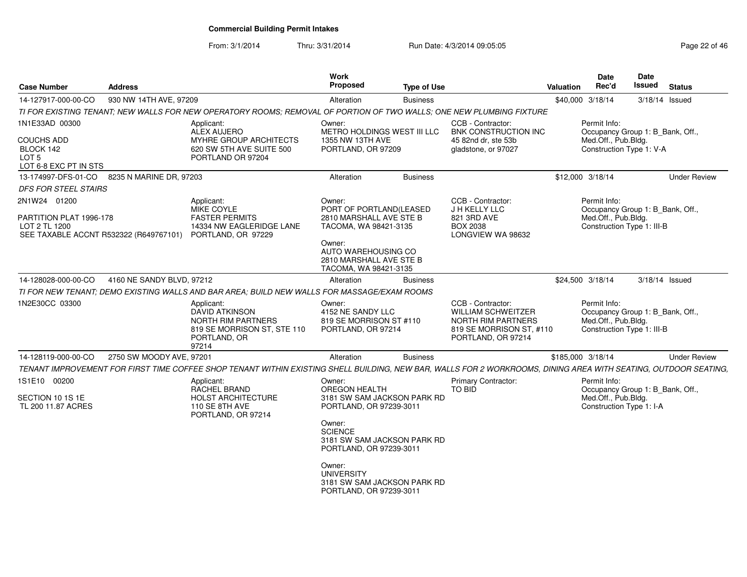# Commercial Building Permit Intakes

From: 3/1/2014 Thru: 3/31/2014 Run Date: 4/3/2014 09:05:05

| Case Number | Address | Work Proposed | Type of Use | Valuation | Date Rec'd | Date Issued | Status |
|---|---|---|---|---|---|---|---|
| 14-127917-000-00-CO | 930 NW 14TH AVE, 97209 | Alteration | Business | $40,000 | 3/18/14 | 3/18/14 | Issued |

*TI FOR EXISTING TENANT; NEW WALLS FOR NEW OPERATORY ROOMS; REMOVAL OF PORTION OF TWO WALLS; ONE NEW PLUMBING FIXTURE*

1N1E33AD 00300
COUCHS ADD
BLOCK 142
LOT 5
LOT 6-8 EXC PT IN STS

Applicant: ALEX AUJERO, MYHRE GROUP ARCHITECTS, 620 SW 5TH AVE SUITE 500, PORTLAND OR 97204

Owner: METRO HOLDINGS WEST III LLC, 1355 NW 13TH AVE, PORTLAND, OR 97209

CCB - Contractor: BNK CONSTRUCTION INC, 45 82nd dr, ste 53b, gladstone, or 97027

Permit Info: Occupancy Group 1: B_Bank, Off., Med.Off., Pub.Bldg. Construction Type 1: V-A

---

| Case Number | Address | Work Proposed | Type of Use | Valuation | Date Rec'd | Date Issued | Status |
|---|---|---|---|---|---|---|---|
| 13-174997-DFS-01-CO | 8235 N MARINE DR, 97203 | Alteration | Business | $12,000 | 3/18/14 | | Under Review |

*DFS FOR STEEL STAIRS*

2N1W24 01200
PARTITION PLAT 1996-178
LOT 2 TL 1200
SEE TAXABLE ACCNT R532322 (R649767101)

Applicant: MIKE COYLE, FASTER PERMITS, 14334 NW EAGLERIDGE LANE, PORTLAND, OR 97229

Owner: PORT OF PORTLAND(LEASED, 2810 MARSHALL AVE STE B, TACOMA, WA 98421-3135

Owner: AUTO WAREHOUSING CO, 2810 MARSHALL AVE STE B, TACOMA, WA 98421-3135

CCB - Contractor: J H KELLY LLC, 821 3RD AVE, BOX 2038, LONGVIEW WA 98632

Permit Info: Occupancy Group 1: B_Bank, Off., Med.Off., Pub.Bldg. Construction Type 1: III-B

---

| Case Number | Address | Work Proposed | Type of Use | Valuation | Date Rec'd | Date Issued | Status |
|---|---|---|---|---|---|---|---|
| 14-128028-000-00-CO | 4160 NE SANDY BLVD, 97212 | Alteration | Business | $24,500 | 3/18/14 | 3/18/14 | Issued |

*TI FOR NEW TENANT; DEMO EXISTING WALLS AND BAR AREA; BUILD NEW WALLS FOR MASSAGE/EXAM ROOMS*

1N2E30CC 03300

Applicant: DAVID ATKINSON, NORTH RIM PARTNERS, 819 SE MORRISON ST, STE 110, PORTLAND, OR 97214

Owner: 4152 NE SANDY LLC, 819 SE MORRISON ST #110, PORTLAND, OR 97214

CCB - Contractor: WILLIAM SCHWEITZER, NORTH RIM PARTNERS, 819 SE MORRISON ST, #110, PORTLAND, OR 97214

Permit Info: Occupancy Group 1: B_Bank, Off., Med.Off., Pub.Bldg. Construction Type 1: III-B

---

| Case Number | Address | Work Proposed | Type of Use | Valuation | Date Rec'd | Date Issued | Status |
|---|---|---|---|---|---|---|---|
| 14-128119-000-00-CO | 2750 SW MOODY AVE, 97201 | Alteration | Business | $185,000 | 3/18/14 | | Under Review |

*TENANT IMPROVEMENT FOR FIRST TIME COFFEE SHOP TENANT WITHIN EXISTING SHELL BUILDING, NEW BAR, WALLS FOR 2 WORKROOMS, DINING AREA WITH SEATING, OUTDOOR SEATING,*

1S1E10 00200
SECTION 10 1S 1E
TL 200 11.87 ACRES

Applicant: RACHEL BRAND, HOLST ARCHITECTURE, 110 SE 8TH AVE, PORTLAND, OR 97214

Owner: OREGON HEALTH, 3181 SW SAM JACKSON PARK RD, PORTLAND, OR 97239-3011

Owner: SCIENCE, 3181 SW SAM JACKSON PARK RD, PORTLAND, OR 97239-3011

Owner: UNIVERSITY, 3181 SW SAM JACKSON PARK RD, PORTLAND, OR 97239-3011

Primary Contractor: TO BID

Permit Info: Occupancy Group 1: B_Bank, Off., Med.Off., Pub.Bldg. Construction Type 1: I-A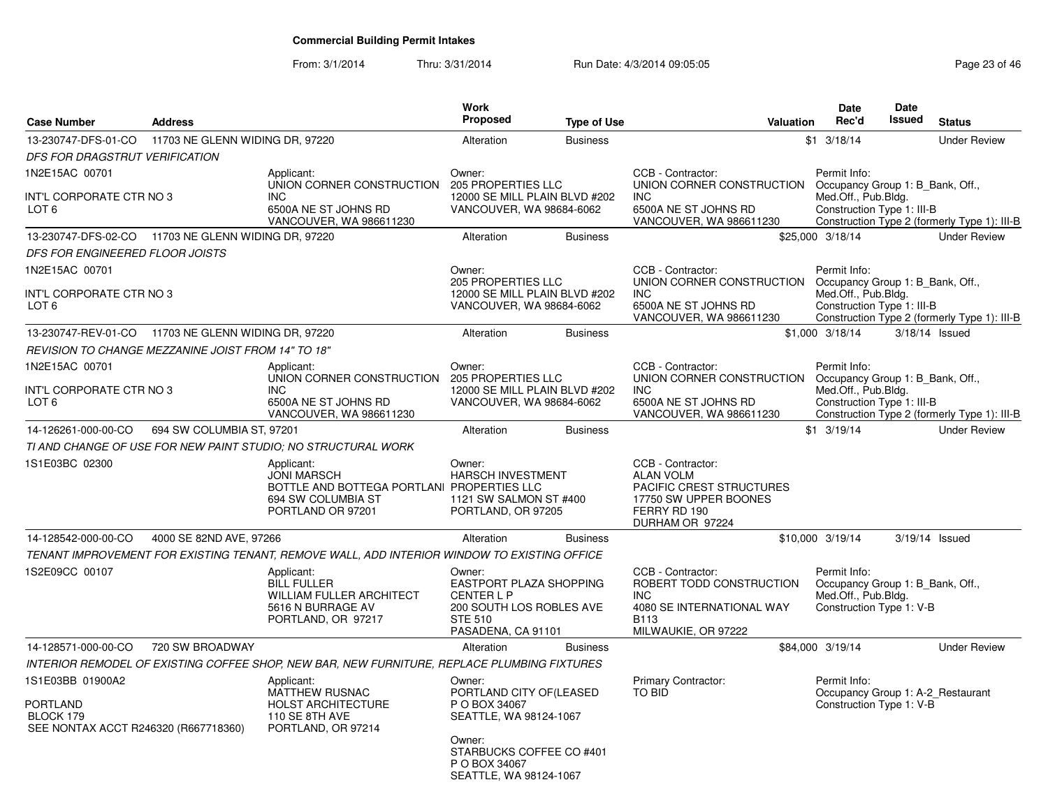## Commercial Building Permit Intakes

From: 3/1/2014 Thru: 3/31/2014 Run Date: 4/3/2014 09:05:05

| Case Number | Address | Work Proposed | Type of Use | Valuation | Date Rec'd | Date Issued | Status |
|---|---|---|---|---|---|---|---|
| 13-230747-DFS-01-CO | 11703 NE GLENN WIDING DR, 97220 | Alteration | Business | $1 | 3/18/14 | | Under Review |

*DFS FOR DRAGSTRUT VERIFICATION*

1N2E15AC 00701

INT'L CORPORATE CTR NO 3
LOT 6

Applicant:
UNION CORNER CONSTRUCTION INC
6500A NE ST JOHNS RD
VANCOUVER, WA 986611230

Owner:
205 PROPERTIES LLC
12000 SE MILL PLAIN BLVD #202
VANCOUVER, WA 98684-6062

CCB - Contractor:
UNION CORNER CONSTRUCTION INC
6500A NE ST JOHNS RD
VANCOUVER, WA 986611230

Permit Info:
Occupancy Group 1: B_Bank, Off., Med.Off., Pub.Bldg.
Construction Type 1: III-B
Construction Type 2 (formerly Type 1): III-B

| Case Number | Address | Work Proposed | Type of Use | Valuation | Date Rec'd | Date Issued | Status |
|---|---|---|---|---|---|---|---|
| 13-230747-DFS-02-CO | 11703 NE GLENN WIDING DR, 97220 | Alteration | Business | $25,000 | 3/18/14 | | Under Review |

*DFS FOR ENGINEERED FLOOR JOISTS*

1N2E15AC 00701

INT'L CORPORATE CTR NO 3
LOT 6

Owner:
205 PROPERTIES LLC
12000 SE MILL PLAIN BLVD #202
VANCOUVER, WA 98684-6062

CCB - Contractor:
UNION CORNER CONSTRUCTION INC
6500A NE ST JOHNS RD
VANCOUVER, WA 986611230

Permit Info:
Occupancy Group 1: B_Bank, Off., Med.Off., Pub.Bldg.
Construction Type 1: III-B
Construction Type 2 (formerly Type 1): III-B

| Case Number | Address | Work Proposed | Type of Use | Valuation | Date Rec'd | Date Issued | Status |
|---|---|---|---|---|---|---|---|
| 13-230747-REV-01-CO | 11703 NE GLENN WIDING DR, 97220 | Alteration | Business | $1,000 | 3/18/14 | 3/18/14 | Issued |

*REVISION TO CHANGE MEZZANINE JOIST FROM 14" TO 18"*

1N2E15AC 00701

INT'L CORPORATE CTR NO 3
LOT 6

Applicant:
UNION CORNER CONSTRUCTION INC
6500A NE ST JOHNS RD
VANCOUVER, WA 986611230

Owner:
205 PROPERTIES LLC
12000 SE MILL PLAIN BLVD #202
VANCOUVER, WA 98684-6062

CCB - Contractor:
UNION CORNER CONSTRUCTION INC
6500A NE ST JOHNS RD
VANCOUVER, WA 986611230

Permit Info:
Occupancy Group 1: B_Bank, Off., Med.Off., Pub.Bldg.
Construction Type 1: III-B
Construction Type 2 (formerly Type 1): III-B

| Case Number | Address | Work Proposed | Type of Use | Valuation | Date Rec'd | Date Issued | Status |
|---|---|---|---|---|---|---|---|
| 14-126261-000-00-CO | 694 SW COLUMBIA ST, 97201 | Alteration | Business | $1 | 3/19/14 | | Under Review |

*TI AND CHANGE OF USE FOR NEW PAINT STUDIO; NO STRUCTURAL WORK*

1S1E03BC 02300

Applicant:
JONI MARSCH
BOTTLE AND BOTTEGA PORTLAND
694 SW COLUMBIA ST
PORTLAND OR 97201

Owner:
HARSCH INVESTMENT PROPERTIES LLC
1121 SW SALMON ST #400
PORTLAND, OR 97205

CCB - Contractor:
ALAN VOLM
PACIFIC CREST STRUCTURES
17750 SW UPPER BOONES FERRY RD 190
DURHAM OR 97224

| Case Number | Address | Work Proposed | Type of Use | Valuation | Date Rec'd | Date Issued | Status |
|---|---|---|---|---|---|---|---|
| 14-128542-000-00-CO | 4000 SE 82ND AVE, 97266 | Alteration | Business | $10,000 | 3/19/14 | 3/19/14 | Issued |

*TENANT IMPROVEMENT FOR EXISTING TENANT, REMOVE WALL, ADD INTERIOR WINDOW TO EXISTING OFFICE*

1S2E09CC 00107

Applicant:
BILL FULLER
WILLIAM FULLER ARCHITECT
5616 N BURRAGE AV
PORTLAND, OR 97217

Owner:
EASTPORT PLAZA SHOPPING CENTER L P
200 SOUTH LOS ROBLES AVE STE 510
PASADENA, CA 91101

CCB - Contractor:
ROBERT TODD CONSTRUCTION INC
4080 SE INTERNATIONAL WAY B113
MILWAUKIE, OR 97222

Permit Info:
Occupancy Group 1: B_Bank, Off., Med.Off., Pub.Bldg.
Construction Type 1: V-B

| Case Number | Address | Work Proposed | Type of Use | Valuation | Date Rec'd | Date Issued | Status |
|---|---|---|---|---|---|---|---|
| 14-128571-000-00-CO | 720 SW BROADWAY | Alteration | Business | $84,000 | 3/19/14 | | Under Review |

*INTERIOR REMODEL OF EXISTING COFFEE SHOP, NEW BAR, NEW FURNITURE, REPLACE PLUMBING FIXTURES*

1S1E03BB 01900A2

PORTLAND
BLOCK 179
SEE NONTAX ACCT R246320 (R667718360)

Applicant:
MATTHEW RUSNAC
HOLST ARCHITECTURE
110 SE 8TH AVE
PORTLAND, OR 97214

Owner:
PORTLAND CITY OF(LEASED
P O BOX 34067
SEATTLE, WA 98124-1067

Owner:
STARBUCKS COFFEE CO #401
P O BOX 34067
SEATTLE, WA 98124-1067

Primary Contractor:
TO BID

Permit Info:
Occupancy Group 1: A-2_Restaurant
Construction Type 1: V-B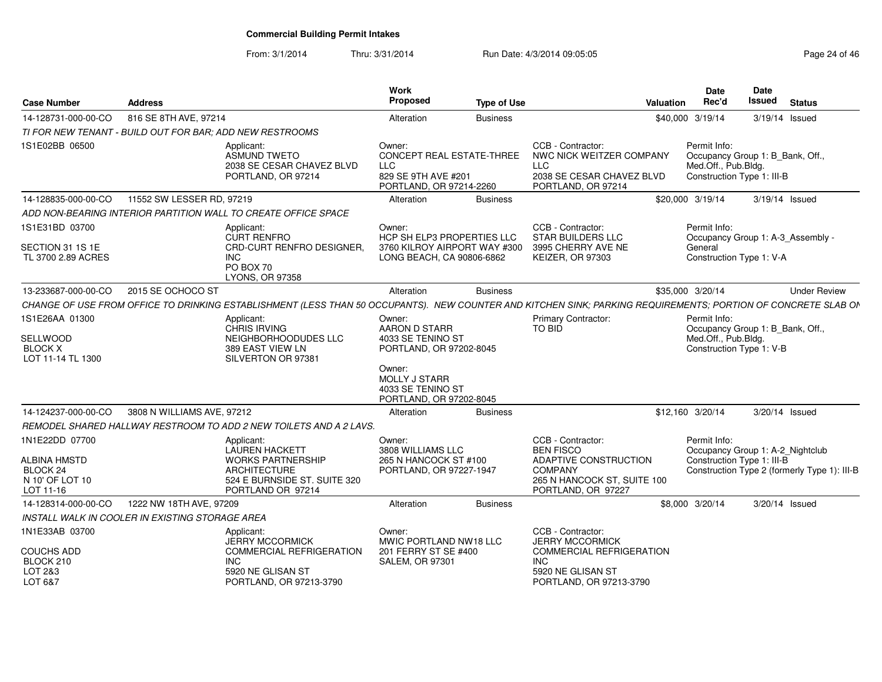# Commercial Building Permit Intakes

From: 3/1/2014 Thru: 3/31/2014 Run Date: 4/3/2014 09:05:05

| Case Number | Address | Work Proposed | Type of Use | Valuation | Date Rec'd | Date Issued | Status |
|---|---|---|---|---|---|---|---|
| 14-128731-000-00-CO | 816 SE 8TH AVE, 97214 | Alteration | Business | $40,000 | 3/19/14 | 3/19/14 | Issued |

*TI FOR NEW TENANT - BUILD OUT FOR BAR; ADD NEW RESTROOMS*

- 1S1E02BB 06500
- Applicant: ASMUND TWETO, 2038 SE CESAR CHAVEZ BLVD, PORTLAND, OR 97214
- Owner: CONCEPT REAL ESTATE-THREE LLC, 829 SE 9TH AVE #201, PORTLAND, OR 97214-2260
- CCB - Contractor: NWC NICK WEITZER COMPANY LLC, 2038 SE CESAR CHAVEZ BLVD, PORTLAND, OR 97214
- Permit Info: Occupancy Group 1: B_Bank, Off., Med.Off., Pub.Bldg. Construction Type 1: III-B

| Case Number | Address | Work Proposed | Type of Use | Valuation | Date Rec'd | Date Issued | Status |
|---|---|---|---|---|---|---|---|
| 14-128835-000-00-CO | 11552 SW LESSER RD, 97219 | Alteration | Business | $20,000 | 3/19/14 | 3/19/14 | Issued |

*ADD NON-BEARING INTERIOR PARTITION WALL TO CREATE OFFICE SPACE*

- 1S1E31BD 03700, SECTION 31 1S 1E, TL 3700 2.89 ACRES
- Applicant: CURT RENFRO, CRD-CURT RENFRO DESIGNER, INC, PO BOX 70, LYONS, OR 97358
- Owner: HCP SH ELP3 PROPERTIES LLC, 3760 KILROY AIRPORT WAY #300, LONG BEACH, CA 90806-6862
- CCB - Contractor: STAR BUILDERS LLC, 3995 CHERRY AVE NE, KEIZER, OR 97303
- Permit Info: Occupancy Group 1: A-3_Assembly - General. Construction Type 1: V-A

| Case Number | Address | Work Proposed | Type of Use | Valuation | Date Rec'd | Date Issued | Status |
|---|---|---|---|---|---|---|---|
| 13-233687-000-00-CO | 2015 SE OCHOCO ST | Alteration | Business | $35,000 | 3/20/14 | | Under Review |

*CHANGE OF USE FROM OFFICE TO DRINKING ESTABLISHMENT (LESS THAN 50 OCCUPANTS). NEW COUNTER AND KITCHEN SINK; PARKING REQUIREMENTS; PORTION OF CONCRETE SLAB ON*

- 1S1E26AA 01300, SELLWOOD, BLOCK X, LOT 11-14 TL 1300
- Applicant: CHRIS IRVING, NEIGHBORHOODUDES LLC, 389 EAST VIEW LN, SILVERTON OR 97381
- Owner: AARON D STARR, 4033 SE TENINO ST, PORTLAND, OR 97202-8045
- Owner: MOLLY J STARR, 4033 SE TENINO ST, PORTLAND, OR 97202-8045
- Primary Contractor: TO BID
- Permit Info: Occupancy Group 1: B_Bank, Off., Med.Off., Pub.Bldg. Construction Type 1: V-B

| Case Number | Address | Work Proposed | Type of Use | Valuation | Date Rec'd | Date Issued | Status |
|---|---|---|---|---|---|---|---|
| 14-124237-000-00-CO | 3808 N WILLIAMS AVE, 97212 | Alteration | Business | $12,160 | 3/20/14 | 3/20/14 | Issued |

*REMODEL SHARED HALLWAY RESTROOM TO ADD 2 NEW TOILETS AND A 2 LAVS.*

- 1N1E22DD 07700, ALBINA HMSTD, BLOCK 24, N 10' OF LOT 10, LOT 11-16
- Applicant: LAUREN HACKETT, WORKS PARTNERSHIP ARCHITECTURE, 524 E BURNSIDE ST. SUITE 320, PORTLAND OR 97214
- Owner: 3808 WILLIAMS LLC, 265 N HANCOCK ST #100, PORTLAND, OR 97227-1947
- CCB - Contractor: BEN FISCO, ADAPTIVE CONSTRUCTION COMPANY, 265 N HANCOCK ST, SUITE 100, PORTLAND, OR 97227
- Permit Info: Occupancy Group 1: A-2_Nightclub. Construction Type 1: III-B. Construction Type 2 (formerly Type 1): III-B

| Case Number | Address | Work Proposed | Type of Use | Valuation | Date Rec'd | Date Issued | Status |
|---|---|---|---|---|---|---|---|
| 14-128314-000-00-CO | 1222 NW 18TH AVE, 97209 | Alteration | Business | $8,000 | 3/20/14 | 3/20/14 | Issued |

*INSTALL WALK IN COOLER IN EXISTING STORAGE AREA*

- 1N1E33AB 03700, COUCHS ADD, BLOCK 210, LOT 2&3, LOT 6&7
- Applicant: JERRY MCCORMICK, COMMERCIAL REFRIGERATION INC, 5920 NE GLISAN ST, PORTLAND, OR 97213-3790
- Owner: MWIC PORTLAND NW18 LLC, 201 FERRY ST SE #400, SALEM, OR 97301
- CCB - Contractor: JERRY MCCORMICK, COMMERCIAL REFRIGERATION INC, 5920 NE GLISAN ST, PORTLAND, OR 97213-3790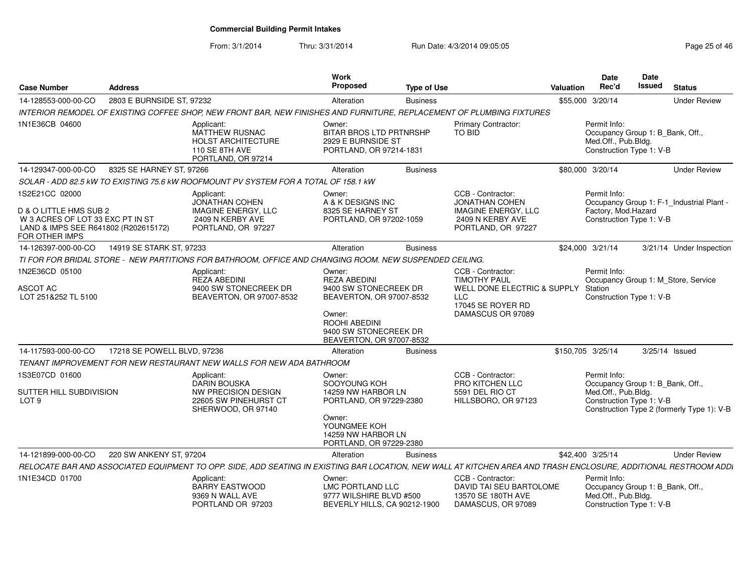## Commercial Building Permit Intakes

From: 3/1/2014 Thru: 3/31/2014 Run Date: 4/3/2014 09:05:05

| Case Number | Address | Work Proposed | Type of Use | Valuation | Date Rec'd | Date Issued | Status |
|---|---|---|---|---|---|---|---|
| 14-128553-000-00-CO | 2803 E BURNSIDE ST, 97232 | Alteration | Business | $55,000 | 3/20/14 | | Under Review |
| 14-129347-000-00-CO | 8325 SE HARNEY ST, 97266 | Alteration | Business | $80,000 | 3/20/14 | | Under Review |
| 14-126397-000-00-CO | 14919 SE STARK ST, 97233 | Alteration | Business | $24,000 | 3/21/14 | 3/21/14 | Under Inspection |
| 14-117593-000-00-CO | 17218 SE POWELL BLVD, 97236 | Alteration | Business | $150,705 | 3/25/14 | 3/25/14 | Issued |
| 14-121899-000-00-CO | 220 SW ANKENY ST, 97204 | Alteration | Business | $42,400 | 3/25/14 | | Under Review |

### 14-128553-000-00-CO — 2803 E BURNSIDE ST, 97232

*INTERIOR REMODEL OF EXISTING COFFEE SHOP, NEW FRONT BAR, NEW FINISHES AND FURNITURE, REPLACEMENT OF PLUMBING FIXTURES*

- 1N1E36CB 04600
- Applicant: MATTHEW RUSNAC, HOLST ARCHITECTURE, 110 SE 8TH AVE, PORTLAND, OR 97214
- Owner: BITAR BROS LTD PRTNRSHP, 2929 E BURNSIDE ST, PORTLAND, OR 97214-1831
- Primary Contractor: TO BID
- Permit Info: Occupancy Group 1: B_Bank, Off., Med.Off., Pub.Bldg.; Construction Type 1: V-B

### 14-129347-000-00-CO — 8325 SE HARNEY ST, 97266

*SOLAR - ADD 82.5 kW TO EXISTING 75.6 kW ROOFMOUNT PV SYSTEM FOR A TOTAL OF 158.1 kW*

- 1S2E21CC 02000
- D & O LITTLE HMS SUB 2, W 3 ACRES OF LOT 33 EXC PT IN ST, LAND & IMPS SEE R641802 (R202615172) FOR OTHER IMPS
- Applicant: JONATHAN COHEN, IMAGINE ENERGY, LLC, 2409 N KERBY AVE, PORTLAND, OR 97227
- Owner: A & K DESIGNS INC, 8325 SE HARNEY ST, PORTLAND, OR 97202-1059
- CCB - Contractor: JONATHAN COHEN, IMAGINE ENERGY, LLC, 2409 N KERBY AVE, PORTLAND, OR 97227
- Permit Info: Occupancy Group 1: F-1_Industrial Plant - Factory, Mod.Hazard; Construction Type 1: V-B

### 14-126397-000-00-CO — 14919 SE STARK ST, 97233

*TI FOR FOR BRIDAL STORE - NEW PARTITIONS FOR BATHROOM, OFFICE AND CHANGING ROOM. NEW SUSPENDED CEILING.*

- 1N2E36CD 05100
- ASCOT AC, LOT 251&252 TL 5100
- Applicant: REZA ABEDINI, 9400 SW STONECREEK DR, BEAVERTON, OR 97007-8532
- Owner: REZA ABEDINI, 9400 SW STONECREEK DR, BEAVERTON, OR 97007-8532
- Owner: ROOHI ABEDINI, 9400 SW STONECREEK DR, BEAVERTON, OR 97007-8532
- CCB - Contractor: TIMOTHY PAUL, WELL DONE ELECTRIC & SUPPLY LLC, 17045 SE ROYER RD, DAMASCUS OR 97089
- Permit Info: Occupancy Group 1: M_Store, Service Station; Construction Type 1: V-B

### 14-117593-000-00-CO — 17218 SE POWELL BLVD, 97236

*TENANT IMPROVEMENT FOR NEW RESTAURANT NEW WALLS FOR NEW ADA BATHROOM*

- 1S3E07CD 01600
- SUTTER HILL SUBDIVISION, LOT 9
- Applicant: DARIN BOUSKA, NW PRECISION DESIGN, 22605 SW PINEHURST CT, SHERWOOD, OR 97140
- Owner: SOOYOUNG KOH, 14259 NW HARBOR LN, PORTLAND, OR 97229-2380
- Owner: YOUNGMEE KOH, 14259 NW HARBOR LN, PORTLAND, OR 97229-2380
- CCB - Contractor: PRO KITCHEN LLC, 5591 DEL RIO CT, HILLSBORO, OR 97123
- Permit Info: Occupancy Group 1: B_Bank, Off., Med.Off., Pub.Bldg.; Construction Type 1: V-B; Construction Type 2 (formerly Type 1): V-B

### 14-121899-000-00-CO — 220 SW ANKENY ST, 97204

*RELOCATE BAR AND ASSOCIATED EQUIPMENT TO OPP. SIDE, ADD SEATING IN EXISTING BAR LOCATION, NEW WALL AT KITCHEN AREA AND TRASH ENCLOSURE, ADDITIONAL RESTROOM ADDI*

- 1N1E34CD 01700
- Applicant: BARRY EASTWOOD, 9369 N WALL AVE, PORTLAND OR 97203
- Owner: LMC PORTLAND LLC, 9777 WILSHIRE BLVD #500, BEVERLY HILLS, CA 90212-1900
- CCB - Contractor: DAVID TAI SEU BARTOLOME, 13570 SE 180TH AVE, DAMASCUS, OR 97089
- Permit Info: Occupancy Group 1: B_Bank, Off., Med.Off., Pub.Bldg.; Construction Type 1: V-B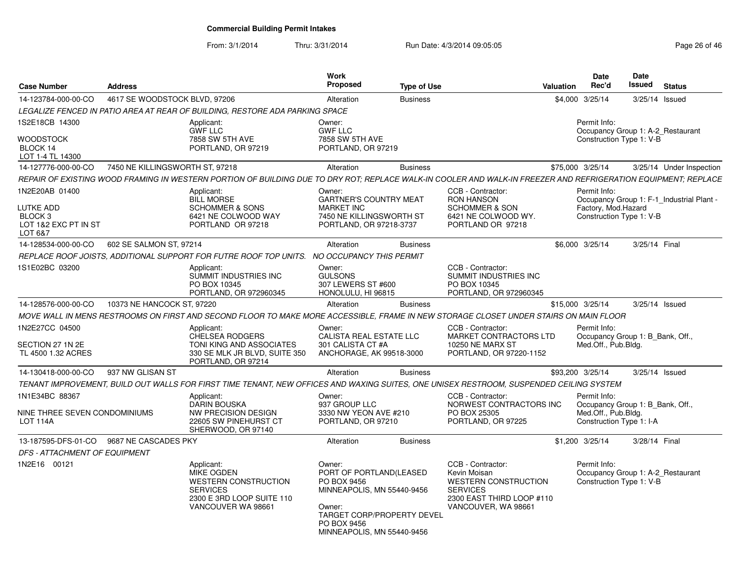# Commercial Building Permit Intakes

From: 3/1/2014 Thru: 3/31/2014 Run Date: 4/3/2014 09:05:05

| Case Number | Address | Work Proposed | Type of Use | Valuation | Date Rec'd | Date Issued | Status |
|---|---|---|---|---|---|---|---|
| 14-123784-000-00-CO | 4617 SE WOODSTOCK BLVD, 97206 | Alteration | Business | $4,000 | 3/25/14 | 3/25/14 | Issued |

*LEGALIZE FENCED IN PATIO AREA AT REAR OF BUILDING, RESTORE ADA PARKING SPACE*

1S2E18CB 14300 — WOODSTOCK, BLOCK 14, LOT 1-4 TL 14300

Applicant: GWF LLC, 7858 SW 5TH AVE, PORTLAND, OR 97219

Owner: GWF LLC, 7858 SW 5TH AVE, PORTLAND, OR 97219

Permit Info: Occupancy Group 1: A-2_Restaurant; Construction Type 1: V-B

---

| Case Number | Address | Work Proposed | Type of Use | Valuation | Date Rec'd | Date Issued | Status |
|---|---|---|---|---|---|---|---|
| 14-127776-000-00-CO | 7450 NE KILLINGSWORTH ST, 97218 | Alteration | Business | $75,000 | 3/25/14 | 3/25/14 | Under Inspection |

*REPAIR OF EXISTING WOOD FRAMING IN WESTERN PORTION OF BUILDING DUE TO DRY ROT; REPLACE WALK-IN COOLER AND WALK-IN FREEZER AND REFRIGERATION EQUIPMENT; REPLACE*

1N2E20AB 01400 — LUTKE ADD, BLOCK 3, LOT 1&2 EXC PT IN ST, LOT 6&7

Applicant: BILL MORSE, SCHOMMER & SONS, 6421 NE COLWOOD WAY, PORTLAND OR 97218

Owner: GARTNER'S COUNTRY MEAT MARKET INC, 7450 NE KILLINGSWORTH ST, PORTLAND, OR 97218-3737

CCB - Contractor: RON HANSON, SCHOMMER & SON, 6421 NE COLWOOD WY., PORTLAND OR 97218

Permit Info: Occupancy Group 1: F-1_Industrial Plant - Factory, Mod.Hazard; Construction Type 1: V-B

---

| Case Number | Address | Work Proposed | Type of Use | Valuation | Date Rec'd | Date Issued | Status |
|---|---|---|---|---|---|---|---|
| 14-128534-000-00-CO | 602 SE SALMON ST, 97214 | Alteration | Business | $6,000 | 3/25/14 | 3/25/14 | Final |

*REPLACE ROOF JOISTS, ADDITIONAL SUPPORT FOR FUTRE ROOF TOP UNITS. NO OCCUPANCY THIS PERMIT*

1S1E02BC 03200

Applicant: SUMMIT INDUSTRIES INC, PO BOX 10345, PORTLAND, OR 972960345

Owner: GULSONS, 307 LEWERS ST #600, HONOLULU, HI 96815

CCB - Contractor: SUMMIT INDUSTRIES INC, PO BOX 10345, PORTLAND, OR 972960345

---

| Case Number | Address | Work Proposed | Type of Use | Valuation | Date Rec'd | Date Issued | Status |
|---|---|---|---|---|---|---|---|
| 14-128576-000-00-CO | 10373 NE HANCOCK ST, 97220 | Alteration | Business | $15,000 | 3/25/14 | 3/25/14 | Issued |

*MOVE WALL IN MENS RESTROOMS ON FIRST AND SECOND FLOOR TO MAKE MORE ACCESSIBLE, FRAME IN NEW STORAGE CLOSET UNDER STAIRS ON MAIN FLOOR*

1N2E27CC 04500 — SECTION 27 1N 2E, TL 4500 1.32 ACRES

Applicant: CHELSEA RODGERS, TONI KING AND ASSOCIATES, 330 SE MLK JR BLVD, SUITE 350, PORTLAND, OR 97214

Owner: CALISTA REAL ESTATE LLC, 301 CALISTA CT #A, ANCHORAGE, AK 99518-3000

CCB - Contractor: MARKET CONTRACTORS LTD, 10250 NE MARX ST, PORTLAND, OR 97220-1152

Permit Info: Occupancy Group 1: B_Bank, Off., Med.Off., Pub.Bldg.

---

| Case Number | Address | Work Proposed | Type of Use | Valuation | Date Rec'd | Date Issued | Status |
|---|---|---|---|---|---|---|---|
| 14-130418-000-00-CO | 937 NW GLISAN ST | Alteration | Business | $93,200 | 3/25/14 | 3/25/14 | Issued |

*TENANT IMPROVEMENT, BUILD OUT WALLS FOR FIRST TIME TENANT, NEW OFFICES AND WAXING SUITES, ONE UNISEX RESTROOM, SUSPENDED CEILING SYSTEM*

1N1E34BC 88367 — NINE THREE SEVEN CONDOMINIUMS, LOT 114A

Applicant: DARIN BOUSKA, NW PRECISION DESIGN, 22605 SW PINEHURST CT, SHERWOOD, OR 97140

Owner: 937 GROUP LLC, 3330 NW YEON AVE #210, PORTLAND, OR 97210

CCB - Contractor: NORWEST CONTRACTORS INC, PO BOX 25305, PORTLAND, OR 97225

Permit Info: Occupancy Group 1: B_Bank, Off., Med.Off., Pub.Bldg.; Construction Type 1: I-A

---

| Case Number | Address | Work Proposed | Type of Use | Valuation | Date Rec'd | Date Issued | Status |
|---|---|---|---|---|---|---|---|
| 13-187595-DFS-01-CO | 9687 NE CASCADES PKY | Alteration | Business | $1,200 | 3/25/14 | 3/28/14 | Final |

*DFS - ATTACHMENT OF EQUIPMENT*

1N2E16 00121

Applicant: MIKE OGDEN, WESTERN CONSTRUCTION SERVICES, 2300 E 3RD LOOP SUITE 110, VANCOUVER WA 98661

Owner: PORT OF PORTLAND(LEASED, PO BOX 9456, MINNEAPOLIS, MN 55440-9456

Owner: TARGET CORP/PROPERTY DEVEL, PO BOX 9456, MINNEAPOLIS, MN 55440-9456

CCB - Contractor: Kevin Moisan, WESTERN CONSTRUCTION SERVICES, 2300 EAST THIRD LOOP #110, VANCOUVER, WA 98661

Permit Info: Occupancy Group 1: A-2_Restaurant; Construction Type 1: V-B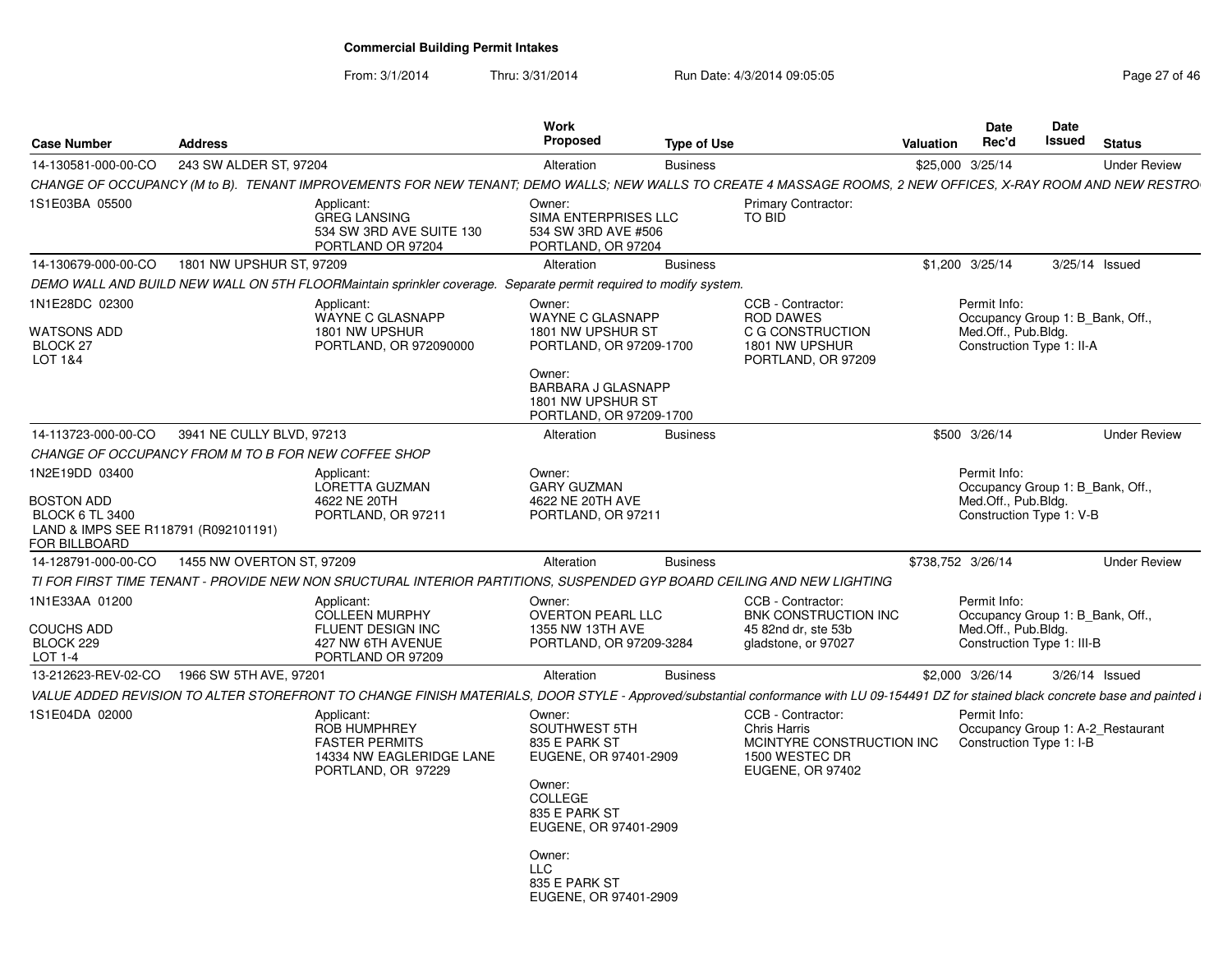# Commercial Building Permit Intakes

From: 3/1/2014 Thru: 3/31/2014 Run Date: 4/3/2014 09:05:05

| Case Number | Address | Work Proposed | Type of Use | Valuation | Date Rec'd | Date Issued | Status |
|---|---|---|---|---|---|---|---|
| 14-130581-000-00-CO | 243 SW ALDER ST, 97204 | Alteration | Business | $25,000 | 3/25/14 | | Under Review |

*CHANGE OF OCCUPANCY (M to B). TENANT IMPROVEMENTS FOR NEW TENANT; DEMO WALLS; NEW WALLS TO CREATE 4 MASSAGE ROOMS, 2 NEW OFFICES, X-RAY ROOM AND NEW RESTRO*

1S1E03BA 05500

Applicant: GREG LANSING, 534 SW 3RD AVE SUITE 130, PORTLAND OR 97204

Owner: SIMA ENTERPRISES LLC, 534 SW 3RD AVE #506, PORTLAND, OR 97204

Primary Contractor: TO BID

---

| Case Number | Address | Work Proposed | Type of Use | Valuation | Date Rec'd | Date Issued | Status |
|---|---|---|---|---|---|---|---|
| 14-130679-000-00-CO | 1801 NW UPSHUR ST, 97209 | Alteration | Business | $1,200 | 3/25/14 | 3/25/14 | Issued |

*DEMO WALL AND BUILD NEW WALL ON 5TH FLOORMaintain sprinkler coverage. Separate permit required to modify system.*

1N1E28DC 02300
WATSONS ADD
BLOCK 27
LOT 1&4

Applicant: WAYNE C GLASNAPP, 1801 NW UPSHUR, PORTLAND, OR 972090000

Owner: WAYNE C GLASNAPP, 1801 NW UPSHUR ST, PORTLAND, OR 97209-1700

Owner: BARBARA J GLASNAPP, 1801 NW UPSHUR ST, PORTLAND, OR 97209-1700

CCB - Contractor: ROD DAWES, C G CONSTRUCTION, 1801 NW UPSHUR, PORTLAND, OR 97209

Permit Info: Occupancy Group 1: B_Bank, Off., Med.Off., Pub.Bldg. Construction Type 1: II-A

---

| Case Number | Address | Work Proposed | Type of Use | Valuation | Date Rec'd | Date Issued | Status |
|---|---|---|---|---|---|---|---|
| 14-113723-000-00-CO | 3941 NE CULLY BLVD, 97213 | Alteration | Business | $500 | 3/26/14 | | Under Review |

*CHANGE OF OCCUPANCY FROM M TO B FOR NEW COFFEE SHOP*

1N2E19DD 03400
BOSTON ADD
BLOCK 6 TL 3400
LAND & IMPS SEE R118791 (R092101191) FOR BILLBOARD

Applicant: LORETTA GUZMAN, 4622 NE 20TH, PORTLAND, OR 97211

Owner: GARY GUZMAN, 4622 NE 20TH AVE, PORTLAND, OR 97211

Permit Info: Occupancy Group 1: B_Bank, Off., Med.Off., Pub.Bldg. Construction Type 1: V-B

---

| Case Number | Address | Work Proposed | Type of Use | Valuation | Date Rec'd | Date Issued | Status |
|---|---|---|---|---|---|---|---|
| 14-128791-000-00-CO | 1455 NW OVERTON ST, 97209 | Alteration | Business | $738,752 | 3/26/14 | | Under Review |

*TI FOR FIRST TIME TENANT - PROVIDE NEW NON SRUCTURAL INTERIOR PARTITIONS, SUSPENDED GYP BOARD CEILING AND NEW LIGHTING*

1N1E33AA 01200
COUCHS ADD
BLOCK 229
LOT 1-4

Applicant: COLLEEN MURPHY, FLUENT DESIGN INC, 427 NW 6TH AVENUE, PORTLAND OR 97209

Owner: OVERTON PEARL LLC, 1355 NW 13TH AVE, PORTLAND, OR 97209-3284

CCB - Contractor: BNK CONSTRUCTION INC, 45 82nd dr, ste 53b, gladstone, or 97027

Permit Info: Occupancy Group 1: B_Bank, Off., Med.Off., Pub.Bldg. Construction Type 1: III-B

---

| Case Number | Address | Work Proposed | Type of Use | Valuation | Date Rec'd | Date Issued | Status |
|---|---|---|---|---|---|---|---|
| 13-212623-REV-02-CO | 1966 SW 5TH AVE, 97201 | Alteration | Business | $2,000 | 3/26/14 | 3/26/14 | Issued |

*VALUE ADDED REVISION TO ALTER STOREFRONT TO CHANGE FINISH MATERIALS, DOOR STYLE - Approved/substantial conformance with LU 09-154491 DZ for stained black concrete base and painted I*

1S1E04DA 02000

Applicant: ROB HUMPHREY, FASTER PERMITS, 14334 NW EAGLERIDGE LANE, PORTLAND, OR 97229

Owner: SOUTHWEST 5TH, 835 E PARK ST, EUGENE, OR 97401-2909

Owner: COLLEGE, 835 E PARK ST, EUGENE, OR 97401-2909

Owner: LLC, 835 E PARK ST, EUGENE, OR 97401-2909

CCB - Contractor: Chris Harris, MCINTYRE CONSTRUCTION INC, 1500 WESTEC DR, EUGENE, OR 97402

Permit Info: Occupancy Group 1: A-2_Restaurant Construction Type 1: I-B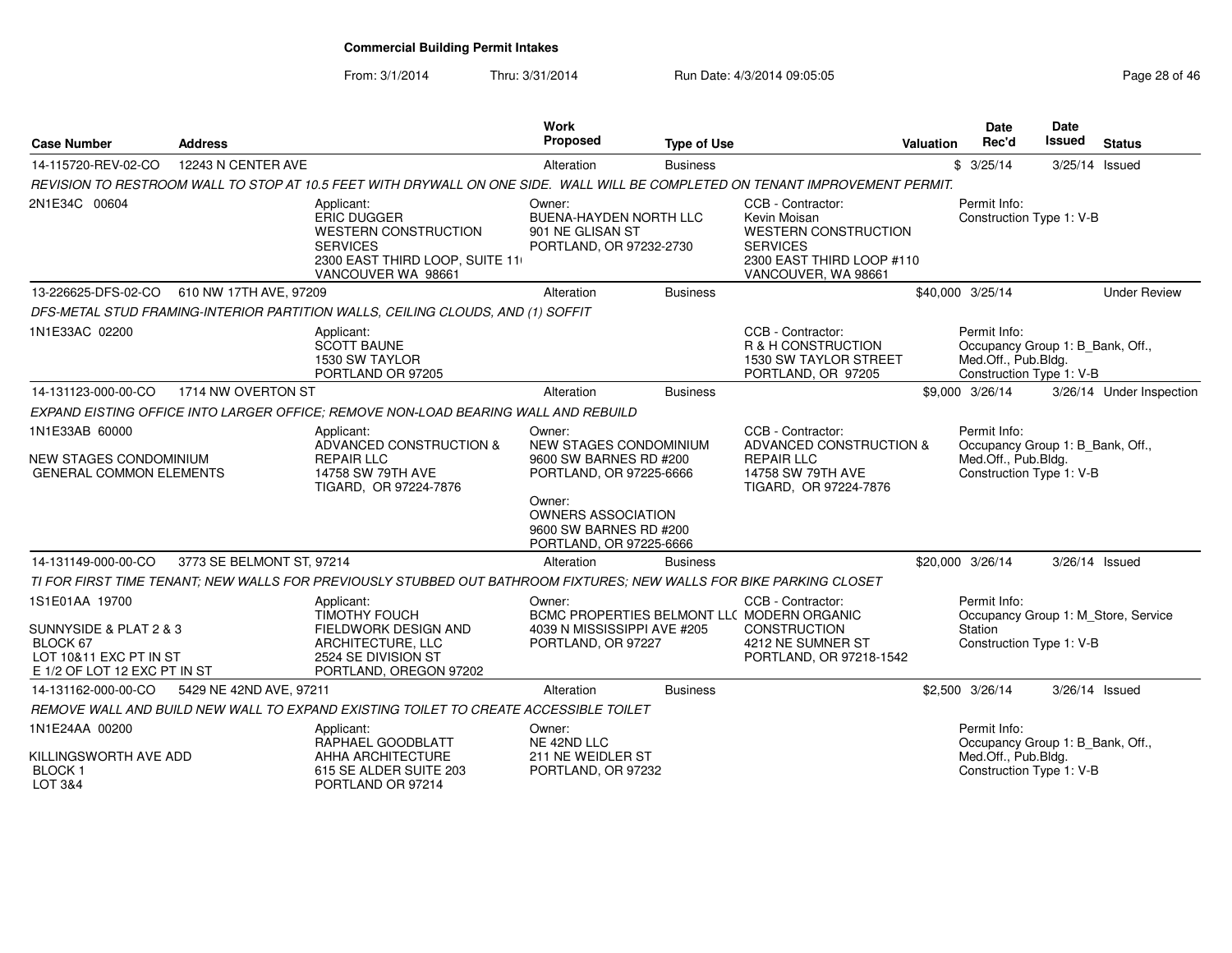# Commercial Building Permit Intakes

From: 3/1/2014 Thru: 3/31/2014 Run Date: 4/3/2014 09:05:05

| Case Number | Address | Work Proposed | Type of Use | Valuation | Date Rec'd | Date Issued | Status |
|---|---|---|---|---|---|---|---|
| 14-115720-REV-02-CO | 12243 N CENTER AVE | Alteration | Business | $ | 3/25/14 | 3/25/14 | Issued |

*REVISION TO RESTROOM WALL TO STOP AT 10.5 FEET WITH DRYWALL ON ONE SIDE. WALL WILL BE COMPLETED ON TENANT IMPROVEMENT PERMIT.*

2N1E34C 00604

Applicant:
ERIC DUGGER
WESTERN CONSTRUCTION SERVICES
2300 EAST THIRD LOOP, SUITE 11(
VANCOUVER WA 98661

Owner:
BUENA-HAYDEN NORTH LLC
901 NE GLISAN ST
PORTLAND, OR 97232-2730

CCB - Contractor:
Kevin Moisan
WESTERN CONSTRUCTION SERVICES
2300 EAST THIRD LOOP #110
VANCOUVER, WA 98661

Permit Info:
Construction Type 1: V-B

---

| Case Number | Address | Work Proposed | Type of Use | Valuation | Date Rec'd | Date Issued | Status |
|---|---|---|---|---|---|---|---|
| 13-226625-DFS-02-CO | 610 NW 17TH AVE, 97209 | Alteration | Business | $40,000 | 3/25/14 | | Under Review |

*DFS-METAL STUD FRAMING-INTERIOR PARTITION WALLS, CEILING CLOUDS, AND (1) SOFFIT*

1N1E33AC 02200

Applicant:
SCOTT BAUNE
1530 SW TAYLOR
PORTLAND OR 97205

CCB - Contractor:
R & H CONSTRUCTION
1530 SW TAYLOR STREET
PORTLAND, OR 97205

Permit Info:
Occupancy Group 1: B_Bank, Off., Med.Off., Pub.Bldg.
Construction Type 1: V-B

---

| Case Number | Address | Work Proposed | Type of Use | Valuation | Date Rec'd | Date Issued | Status |
|---|---|---|---|---|---|---|---|
| 14-131123-000-00-CO | 1714 NW OVERTON ST | Alteration | Business | $9,000 | 3/26/14 | 3/26/14 | Under Inspection |

*EXPAND EISTING OFFICE INTO LARGER OFFICE; REMOVE NON-LOAD BEARING WALL AND REBUILD*

1N1E33AB 60000

NEW STAGES CONDOMINIUM
GENERAL COMMON ELEMENTS

Applicant:
ADVANCED CONSTRUCTION & REPAIR LLC
14758 SW 79TH AVE
TIGARD, OR 97224-7876

Owner:
NEW STAGES CONDOMINIUM
9600 SW BARNES RD #200
PORTLAND, OR 97225-6666

Owner:
OWNERS ASSOCIATION
9600 SW BARNES RD #200
PORTLAND, OR 97225-6666

CCB - Contractor:
ADVANCED CONSTRUCTION & REPAIR LLC
14758 SW 79TH AVE
TIGARD, OR 97224-7876

Permit Info:
Occupancy Group 1: B_Bank, Off., Med.Off., Pub.Bldg.
Construction Type 1: V-B

---

| Case Number | Address | Work Proposed | Type of Use | Valuation | Date Rec'd | Date Issued | Status |
|---|---|---|---|---|---|---|---|
| 14-131149-000-00-CO | 3773 SE BELMONT ST, 97214 | Alteration | Business | $20,000 | 3/26/14 | 3/26/14 | Issued |

*TI FOR FIRST TIME TENANT; NEW WALLS FOR PREVIOUSLY STUBBED OUT BATHROOM FIXTURES; NEW WALLS FOR BIKE PARKING CLOSET*

1S1E01AA 19700

SUNNYSIDE & PLAT 2 & 3
BLOCK 67
LOT 10&11 EXC PT IN ST
E 1/2 OF LOT 12 EXC PT IN ST

Applicant:
TIMOTHY FOUCH
FIELDWORK DESIGN AND ARCHITECTURE, LLC
2524 SE DIVISION ST
PORTLAND, OREGON 97202

Owner:
BCMC PROPERTIES BELMONT LLC
4039 N MISSISSIPPI AVE #205
PORTLAND, OR 97227

CCB - Contractor:
MODERN ORGANIC CONSTRUCTION
4212 NE SUMNER ST
PORTLAND, OR 97218-1542

Permit Info:
Occupancy Group 1: M_Store, Service Station
Construction Type 1: V-B

---

| Case Number | Address | Work Proposed | Type of Use | Valuation | Date Rec'd | Date Issued | Status |
|---|---|---|---|---|---|---|---|
| 14-131162-000-00-CO | 5429 NE 42ND AVE, 97211 | Alteration | Business | $2,500 | 3/26/14 | 3/26/14 | Issued |

*REMOVE WALL AND BUILD NEW WALL TO EXPAND EXISTING TOILET TO CREATE ACCESSIBLE TOILET*

1N1E24AA 00200

KILLINGSWORTH AVE ADD
BLOCK 1
LOT 3&4

Applicant:
RAPHAEL GOODBLATT
AHHA ARCHITECTURE
615 SE ALDER SUITE 203
PORTLAND OR 97214

Owner:
NE 42ND LLC
211 NE WEIDLER ST
PORTLAND, OR 97232

Permit Info:
Occupancy Group 1: B_Bank, Off., Med.Off., Pub.Bldg.
Construction Type 1: V-B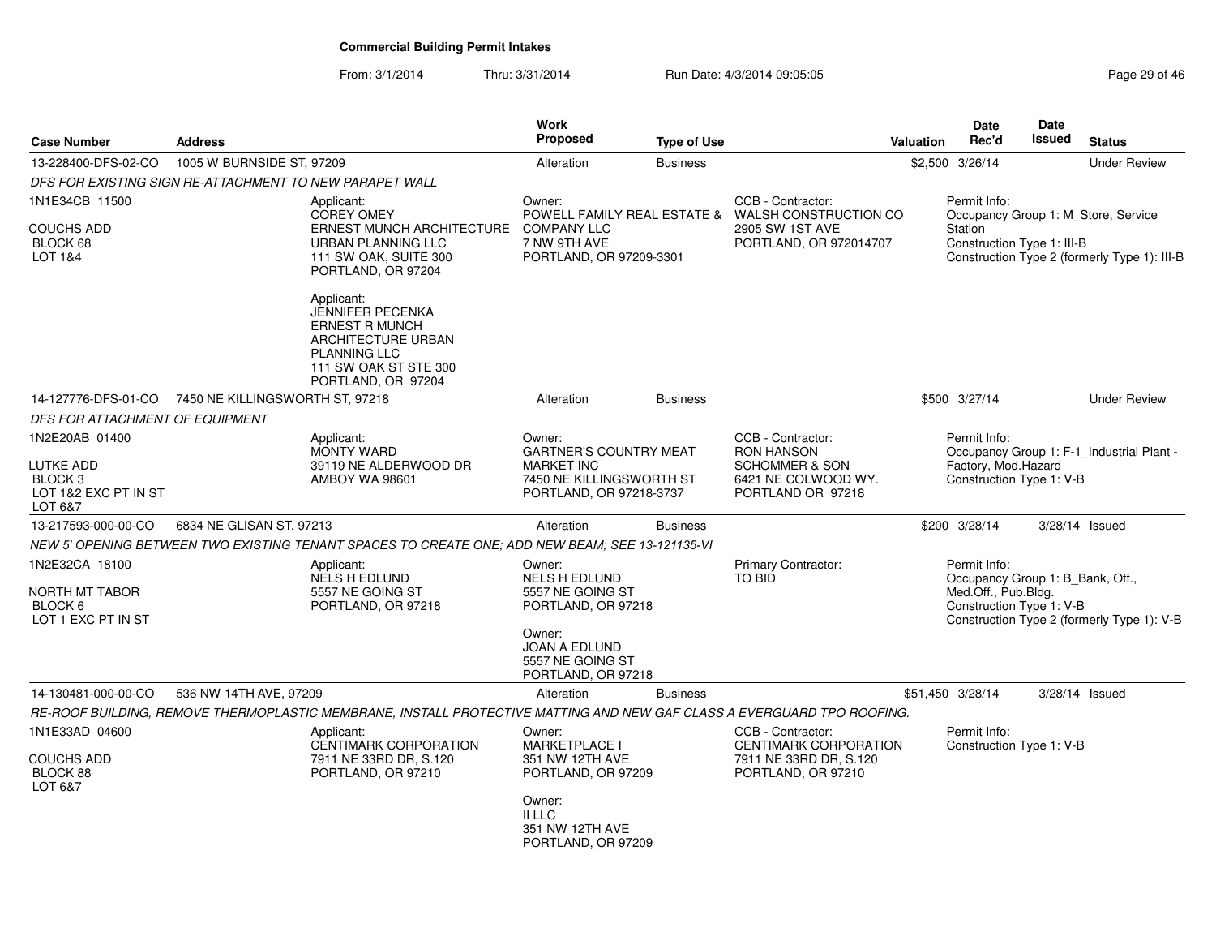## Commercial Building Permit Intakes

From: 3/1/2014 Thru: 3/31/2014 Run Date: 4/3/2014 09:05:05

| Case Number | Address | Work Proposed | Type of Use | Valuation | Date Rec'd | Date Issued | Status |
|---|---|---|---|---|---|---|---|
| 13-228400-DFS-02-CO | 1005 W BURNSIDE ST, 97209 | Alteration | Business | $2,500 | 3/26/14 | | Under Review |

*DFS FOR EXISTING SIGN RE-ATTACHMENT TO NEW PARAPET WALL*

1N1E34CB 11500
COUCHS ADD
BLOCK 68
LOT 1&4

Applicant:
COREY OMEY
ERNEST MUNCH ARCHITECTURE URBAN PLANNING LLC
111 SW OAK, SUITE 300
PORTLAND, OR 97204

Applicant:
JENNIFER PECENKA
ERNEST R MUNCH ARCHITECTURE URBAN PLANNING LLC
111 SW OAK ST STE 300
PORTLAND, OR 97204

Owner:
POWELL FAMILY REAL ESTATE & COMPANY LLC
7 NW 9TH AVE
PORTLAND, OR 97209-3301

CCB - Contractor:
WALSH CONSTRUCTION CO
2905 SW 1ST AVE
PORTLAND, OR 972014707

Permit Info:
Occupancy Group 1: M_Store, Service Station
Construction Type 1: III-B
Construction Type 2 (formerly Type 1): III-B

| Case Number | Address | Work Proposed | Type of Use | Valuation | Date Rec'd | Date Issued | Status |
|---|---|---|---|---|---|---|---|
| 14-127776-DFS-01-CO | 7450 NE KILLINGSWORTH ST, 97218 | Alteration | Business | $500 | 3/27/14 | | Under Review |

*DFS FOR ATTACHMENT OF EQUIPMENT*

1N2E20AB 01400
LUTKE ADD
BLOCK 3
LOT 1&2 EXC PT IN ST
LOT 6&7

Applicant:
MONTY WARD
39119 NE ALDERWOOD DR
AMBOY WA 98601

Owner:
GARTNER'S COUNTRY MEAT MARKET INC
7450 NE KILLINGSWORTH ST
PORTLAND, OR 97218-3737

CCB - Contractor:
RON HANSON
SCHOMMER & SON
6421 NE COLWOOD WY.
PORTLAND OR 97218

Permit Info:
Occupancy Group 1: F-1_Industrial Plant - Factory, Mod.Hazard
Construction Type 1: V-B

| Case Number | Address | Work Proposed | Type of Use | Valuation | Date Rec'd | Date Issued | Status |
|---|---|---|---|---|---|---|---|
| 13-217593-000-00-CO | 6834 NE GLISAN ST, 97213 | Alteration | Business | $200 | 3/28/14 | 3/28/14 | Issued |

*NEW 5' OPENING BETWEEN TWO EXISTING TENANT SPACES TO CREATE ONE; ADD NEW BEAM; SEE 13-121135-VI*

1N2E32CA 18100
NORTH MT TABOR
BLOCK 6
LOT 1 EXC PT IN ST

Applicant:
NELS H EDLUND
5557 NE GOING ST
PORTLAND, OR 97218

Owner:
NELS H EDLUND
5557 NE GOING ST
PORTLAND, OR 97218

Owner:
JOAN A EDLUND
5557 NE GOING ST
PORTLAND, OR 97218

Primary Contractor:
TO BID

Permit Info:
Occupancy Group 1: B_Bank, Off., Med.Off., Pub.Bldg.
Construction Type 1: V-B
Construction Type 2 (formerly Type 1): V-B

| Case Number | Address | Work Proposed | Type of Use | Valuation | Date Rec'd | Date Issued | Status |
|---|---|---|---|---|---|---|---|
| 14-130481-000-00-CO | 536 NW 14TH AVE, 97209 | Alteration | Business | $51,450 | 3/28/14 | 3/28/14 | Issued |

*RE-ROOF BUILDING, REMOVE THERMOPLASTIC MEMBRANE, INSTALL PROTECTIVE MATTING AND NEW GAF CLASS A EVERGUARD TPO ROOFING.*

1N1E33AD 04600
COUCHS ADD
BLOCK 88
LOT 6&7

Applicant:
CENTIMARK CORPORATION
7911 NE 33RD DR, S.120
PORTLAND, OR 97210

Owner:
MARKETPLACE I
351 NW 12TH AVE
PORTLAND, OR 97209

Owner:
II LLC
351 NW 12TH AVE
PORTLAND, OR 97209

CCB - Contractor:
CENTIMARK CORPORATION
7911 NE 33RD DR, S.120
PORTLAND, OR 97210

Permit Info:
Construction Type 1: V-B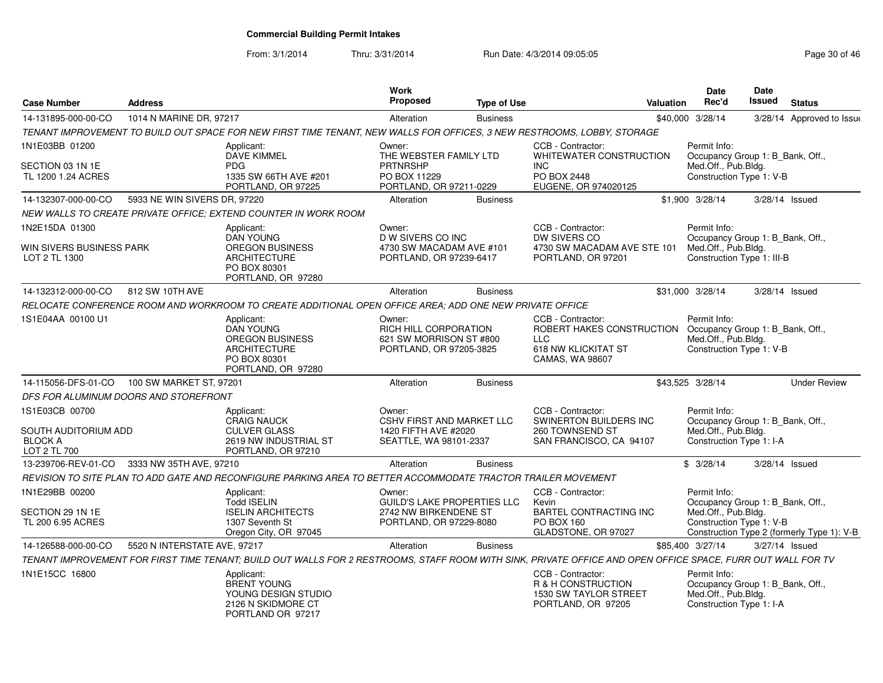**Commercial Building Permit Intakes**

From: 3/1/2014 Thru: 3/31/2014 Run Date: 4/3/2014 09:05:05

| Case Number | Address | Work Proposed | Type of Use | Valuation | Date Rec'd | Date Issued | Status |
|---|---|---|---|---|---|---|---|
| 14-131895-000-00-CO | 1014 N MARINE DR, 97217 | Alteration | Business | $40,000 | 3/28/14 | 3/28/14 | Approved to Issue |
| TENANT IMPROVEMENT TO BUILD OUT SPACE FOR NEW FIRST TIME TENANT, NEW WALLS FOR OFFICES, 3 NEW RESTROOMS, LOBBY, STORAGE | | | | | | | |
| 1N1E03BB 01200<br>SECTION 03 1N 1E<br>TL 1200 1.24 ACRES | Applicant:<br>DAVE KIMMEL<br>PDG<br>1335 SW 66TH AVE #201<br>PORTLAND, OR 97225 | Owner:<br>THE WEBSTER FAMILY LTD PRTNRSHP<br>PO BOX 11229<br>PORTLAND, OR 97211-0229 | | CCB - Contractor:<br>WHITEWATER CONSTRUCTION INC<br>PO BOX 2448<br>EUGENE, OR 974020125 | Permit Info:<br>Occupancy Group 1: B_Bank, Off., Med.Off., Pub.Bldg.<br>Construction Type 1: V-B | | |
| 14-132307-000-00-CO | 5933 NE WIN SIVERS DR, 97220 | Alteration | Business | $1,900 | 3/28/14 | 3/28/14 | Issued |
| NEW WALLS TO CREATE PRIVATE OFFICE; EXTEND COUNTER IN WORK ROOM | | | | | | | |
| 1N2E15DA 01300<br>WIN SIVERS BUSINESS PARK<br>LOT 2 TL 1300 | Applicant:<br>DAN YOUNG<br>OREGON BUSINESS ARCHITECTURE<br>PO BOX 80301<br>PORTLAND, OR 97280 | Owner:<br>D W SIVERS CO INC<br>4730 SW MACADAM AVE #101<br>PORTLAND, OR 97239-6417 | | CCB - Contractor:<br>DW SIVERS CO<br>4730 SW MACADAM AVE STE 101<br>PORTLAND, OR 97201 | Permit Info:<br>Occupancy Group 1: B_Bank, Off., Med.Off., Pub.Bldg.<br>Construction Type 1: III-B | | |
| 14-132312-000-00-CO | 812 SW 10TH AVE | Alteration | Business | $31,000 | 3/28/14 | 3/28/14 | Issued |
| RELOCATE CONFERENCE ROOM AND WORKROOM TO CREATE ADDITIONAL OPEN OFFICE AREA; ADD ONE NEW PRIVATE OFFICE | | | | | | | |
| 1S1E04AA 00100 U1 | Applicant:<br>DAN YOUNG<br>OREGON BUSINESS ARCHITECTURE<br>PO BOX 80301<br>PORTLAND, OR 97280 | Owner:<br>RICH HILL CORPORATION<br>621 SW MORRISON ST #800<br>PORTLAND, OR 97205-3825 | | CCB - Contractor:<br>ROBERT HAKES CONSTRUCTION LLC<br>618 NW KLICKITAT ST<br>CAMAS, WA 98607 | Permit Info:<br>Occupancy Group 1: B_Bank, Off., Med.Off., Pub.Bldg.<br>Construction Type 1: V-B | | |
| 14-115056-DFS-01-CO | 100 SW MARKET ST, 97201 | Alteration | Business | $43,525 | 3/28/14 | | Under Review |
| DFS FOR ALUMINUM DOORS AND STOREFRONT | | | | | | | |
| 1S1E03CB 00700<br>SOUTH AUDITORIUM ADD<br>BLOCK A<br>LOT 2 TL 700 | Applicant:<br>CRAIG NAUCK<br>CULVER GLASS<br>2619 NW INDUSTRIAL ST<br>PORTLAND, OR 97210 | Owner:<br>CSHV FIRST AND MARKET LLC<br>1420 FIFTH AVE #2020<br>SEATTLE, WA 98101-2337 | | CCB - Contractor:<br>SWINERTON BUILDERS INC<br>260 TOWNSEND ST<br>SAN FRANCISCO, CA 94107 | Permit Info:<br>Occupancy Group 1: B_Bank, Off., Med.Off., Pub.Bldg.<br>Construction Type 1: I-A | | |
| 13-239706-REV-01-CO | 3333 NW 35TH AVE, 97210 | Alteration | Business | $ | 3/28/14 | 3/28/14 | Issued |
| REVISION TO SITE PLAN TO ADD GATE AND RECONFIGURE PARKING AREA TO BETTER ACCOMMODATE TRACTOR TRAILER MOVEMENT | | | | | | | |
| 1N1E29BB 00200<br>SECTION 29 1N 1E<br>TL 200 6.95 ACRES | Applicant:<br>Todd ISELIN<br>ISELIN ARCHITECTS<br>1307 Seventh St<br>Oregon City, OR 97045 | Owner:<br>GUILD'S LAKE PROPERTIES LLC<br>2742 NW BIRKENDENE ST<br>PORTLAND, OR 97229-8080 | | CCB - Contractor:<br>Kevin<br>BARTEL CONTRACTING INC<br>PO BOX 160<br>GLADSTONE, OR 97027 | Permit Info:<br>Occupancy Group 1: B_Bank, Off., Med.Off., Pub.Bldg.<br>Construction Type 1: V-B<br>Construction Type 2 (formerly Type 1): V-B | | |
| 14-126588-000-00-CO | 5520 N INTERSTATE AVE, 97217 | Alteration | Business | $85,400 | 3/27/14 | 3/27/14 | Issued |
| TENANT IMPROVEMENT FOR FIRST TIME TENANT; BUILD OUT WALLS FOR 2 RESTROOMS, STAFF ROOM WITH SINK, PRIVATE OFFICE AND OPEN OFFICE SPACE, FURR OUT WALL FOR TV | | | | | | | |
| 1N1E15CC 16800 | Applicant:<br>BRENT YOUNG<br>YOUNG DESIGN STUDIO<br>2126 N SKIDMORE CT<br>PORTLAND OR 97217 | | | CCB - Contractor:<br>R & H CONSTRUCTION<br>1530 SW TAYLOR STREET<br>PORTLAND, OR 97205 | Permit Info:<br>Occupancy Group 1: B_Bank, Off., Med.Off., Pub.Bldg.<br>Construction Type 1: I-A | | |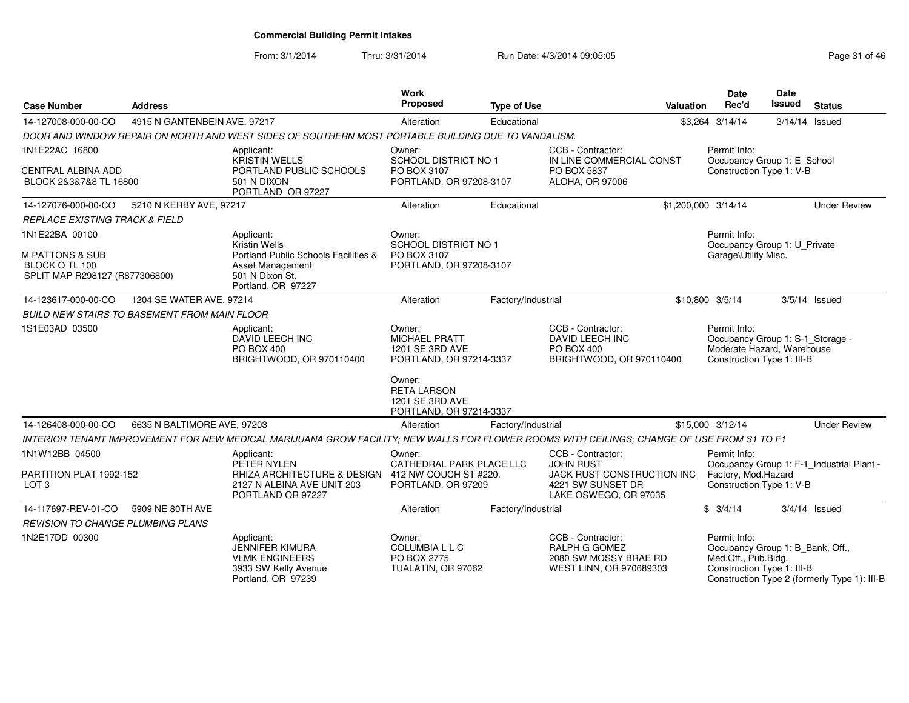# Commercial Building Permit Intakes

From: 3/1/2014 Thru: 3/31/2014 Run Date: 4/3/2014 09:05:05

| Case Number | Address | Work Proposed | Type of Use | Valuation | Date Rec'd | Date Issued | Status |
|---|---|---|---|---|---|---|---|
| 14-127008-000-00-CO | 4915 N GANTENBEIN AVE, 97217 | Alteration | Educational | $3,264 | 3/14/14 | 3/14/14 | Issued |

*DOOR AND WINDOW REPAIR ON NORTH AND WEST SIDES OF SOUTHERN MOST PORTABLE BUILDING DUE TO VANDALISM.*

1N1E22AC 16800
CENTRAL ALBINA ADD
BLOCK 2&3&7&8 TL 16800

Applicant: KRISTIN WELLS, PORTLAND PUBLIC SCHOOLS, 501 N DIXON, PORTLAND OR 97227

Owner: SCHOOL DISTRICT NO 1, PO BOX 3107, PORTLAND, OR 97208-3107

CCB - Contractor: IN LINE COMMERCIAL CONST, PO BOX 5837, ALOHA, OR 97006

Permit Info: Occupancy Group 1: E_School; Construction Type 1: V-B

---

| Case Number | Address | Work Proposed | Type of Use | Valuation | Date Rec'd | Date Issued | Status |
|---|---|---|---|---|---|---|---|
| 14-127076-000-00-CO | 5210 N KERBY AVE, 97217 | Alteration | Educational | $1,200,000 | 3/14/14 | | Under Review |

*REPLACE EXISTING TRACK & FIELD*

1N1E22BA 00100
M PATTONS & SUB
BLOCK O TL 100
SPLIT MAP R298127 (R877306800)

Applicant: Kristin Wells, Portland Public Schools Facilities & Asset Management, 501 N Dixon St., Portland, OR 97227

Owner: SCHOOL DISTRICT NO 1, PO BOX 3107, PORTLAND, OR 97208-3107

Permit Info: Occupancy Group 1: U_Private Garage\Utility Misc.

---

| Case Number | Address | Work Proposed | Type of Use | Valuation | Date Rec'd | Date Issued | Status |
|---|---|---|---|---|---|---|---|
| 14-123617-000-00-CO | 1204 SE WATER AVE, 97214 | Alteration | Factory/Industrial | $10,800 | 3/5/14 | 3/5/14 | Issued |

*BUILD NEW STAIRS TO BASEMENT FROM MAIN FLOOR*

1S1E03AD 03500

Applicant: DAVID LEECH INC, PO BOX 400, BRIGHTWOOD, OR 970110400

Owner: MICHAEL PRATT, 1201 SE 3RD AVE, PORTLAND, OR 97214-3337

Owner: RETA LARSON, 1201 SE 3RD AVE, PORTLAND, OR 97214-3337

CCB - Contractor: DAVID LEECH INC, PO BOX 400, BRIGHTWOOD, OR 970110400

Permit Info: Occupancy Group 1: S-1_Storage - Moderate Hazard, Warehouse; Construction Type 1: III-B

---

| Case Number | Address | Work Proposed | Type of Use | Valuation | Date Rec'd | Date Issued | Status |
|---|---|---|---|---|---|---|---|
| 14-126408-000-00-CO | 6635 N BALTIMORE AVE, 97203 | Alteration | Factory/Industrial | $15,000 | 3/12/14 | | Under Review |

*INTERIOR TENANT IMPROVEMENT FOR NEW MEDICAL MARIJUANA GROW FACILITY; NEW WALLS FOR FLOWER ROOMS WITH CEILINGS; CHANGE OF USE FROM S1 TO F1*

1N1W12BB 04500
PARTITION PLAT 1992-152
LOT 3

Applicant: PETER NYLEN, RHIZA ARCHITECTURE & DESIGN, 2127 N ALBINA AVE UNIT 203, PORTLAND OR 97227

Owner: CATHEDRAL PARK PLACE LLC, 412 NW COUCH ST #220., PORTLAND, OR 97209

CCB - Contractor: JOHN RUST, JACK RUST CONSTRUCTION INC, 4221 SW SUNSET DR, LAKE OSWEGO, OR 97035

Permit Info: Occupancy Group 1: F-1_Industrial Plant - Factory, Mod.Hazard; Construction Type 1: V-B

---

| Case Number | Address | Work Proposed | Type of Use | Valuation | Date Rec'd | Date Issued | Status |
|---|---|---|---|---|---|---|---|
| 14-117697-REV-01-CO | 5909 NE 80TH AVE | Alteration | Factory/Industrial | $ | 3/4/14 | 3/4/14 | Issued |

*REVISION TO CHANGE PLUMBING PLANS*

1N2E17DD 00300

Applicant: JENNIFER KIMURA, VLMK ENGINEERS, 3933 SW Kelly Avenue, Portland, OR 97239

Owner: COLUMBIA L L C, PO BOX 2775, TUALATIN, OR 97062

CCB - Contractor: RALPH G GOMEZ, 2080 SW MOSSY BRAE RD, WEST LINN, OR 970689303

Permit Info: Occupancy Group 1: B_Bank, Off., Med.Off., Pub.Bldg.; Construction Type 1: III-B; Construction Type 2 (formerly Type 1): III-B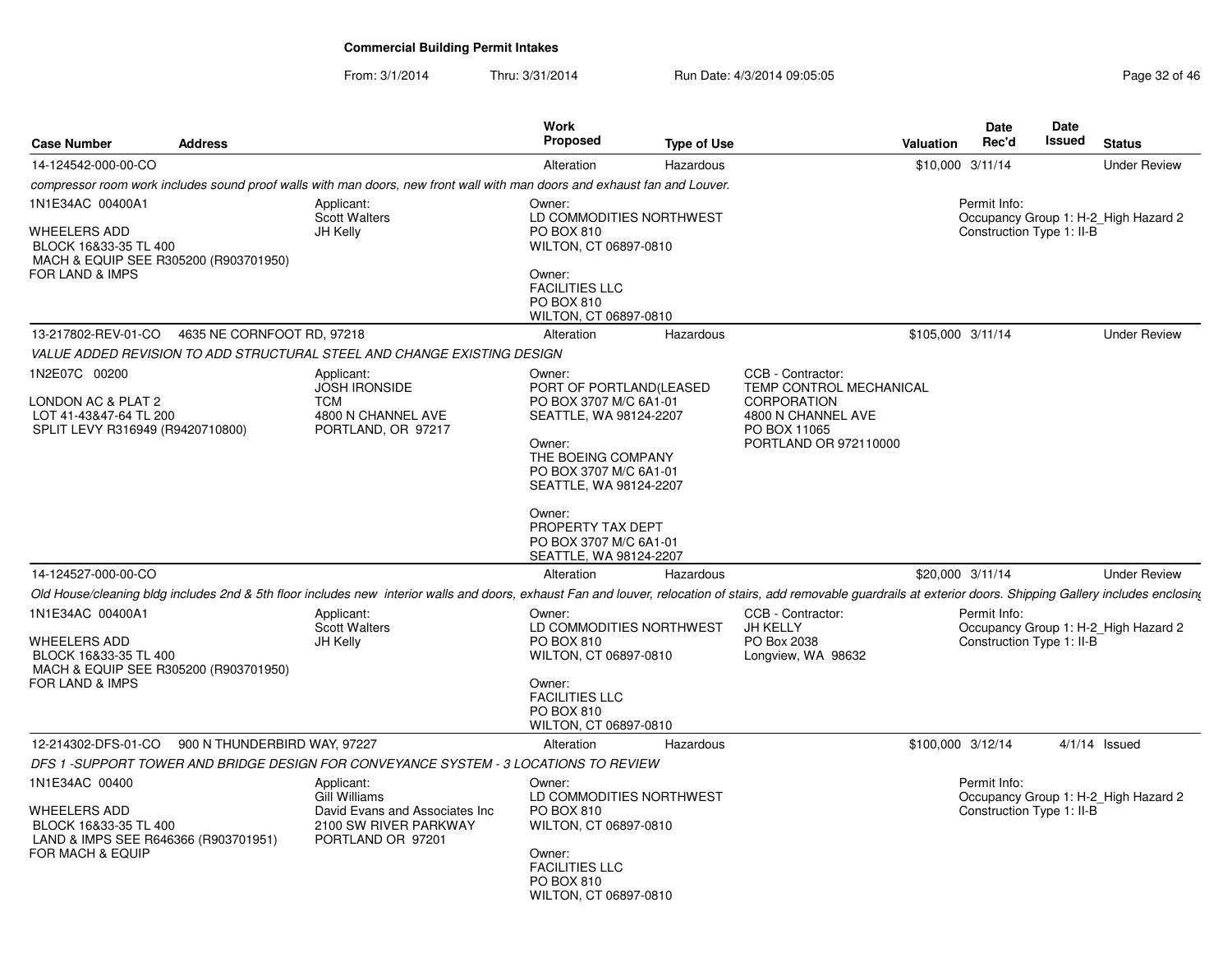**Commercial Building Permit Intakes**

From: 3/1/2014 Thru: 3/31/2014 Run Date: 4/3/2014 09:05:05

| Case Number | Address | Work Proposed | Type of Use | Valuation | Date Rec'd | Date Issued | Status |
|---|---|---|---|---|---|---|---|
| 14-124542-000-00-CO | | Alteration | Hazardous | $10,000 | 3/11/14 | | Under Review |

*compressor room work includes sound proof walls with man doors, new front wall with man doors and exhaust fan and Louver.*

1N1E34AC 00400A1

WHEELERS ADD
BLOCK 16&33-35 TL 400
MACH & EQUIP SEE R305200 (R903701950)
FOR LAND & IMPS

Applicant:
Scott Walters
JH Kelly

Owner:
LD COMMODITIES NORTHWEST
PO BOX 810
WILTON, CT 06897-0810

Owner:
FACILITIES LLC
PO BOX 810
WILTON, CT 06897-0810

Permit Info:
Occupancy Group 1: H-2_High Hazard 2
Construction Type 1: II-B

| Case Number | Address | Work Proposed | Type of Use | Valuation | Date Rec'd | Date Issued | Status |
|---|---|---|---|---|---|---|---|
| 13-217802-REV-01-CO | 4635 NE CORNFOOT RD, 97218 | Alteration | Hazardous | $105,000 | 3/11/14 | | Under Review |

*VALUE ADDED REVISION TO ADD STRUCTURAL STEEL AND CHANGE EXISTING DESIGN*

1N2E07C 00200

LONDON AC & PLAT 2
LOT 41-43&47-64 TL 200
SPLIT LEVY R316949 (R9420710800)

Applicant:
JOSH IRONSIDE
TCM
4800 N CHANNEL AVE
PORTLAND, OR 97217

Owner:
PORT OF PORTLAND(LEASED
PO BOX 3707 M/C 6A1-01
SEATTLE, WA 98124-2207

Owner:
THE BOEING COMPANY
PO BOX 3707 M/C 6A1-01
SEATTLE, WA 98124-2207

Owner:
PROPERTY TAX DEPT
PO BOX 3707 M/C 6A1-01
SEATTLE, WA 98124-2207

CCB - Contractor:
TEMP CONTROL MECHANICAL
CORPORATION
4800 N CHANNEL AVE
PO BOX 11065
PORTLAND OR 972110000

| Case Number | Address | Work Proposed | Type of Use | Valuation | Date Rec'd | Date Issued | Status |
|---|---|---|---|---|---|---|---|
| 14-124527-000-00-CO | | Alteration | Hazardous | $20,000 | 3/11/14 | | Under Review |

*Old House/cleaning bldg includes 2nd & 5th floor includes new interior walls and doors, exhaust Fan and louver, relocation of stairs, add removable guardrails at exterior doors. Shipping Gallery includes enclosing*

1N1E34AC 00400A1

WHEELERS ADD
BLOCK 16&33-35 TL 400
MACH & EQUIP SEE R305200 (R903701950)
FOR LAND & IMPS

Applicant:
Scott Walters
JH Kelly

Owner:
LD COMMODITIES NORTHWEST
PO BOX 810
WILTON, CT 06897-0810

Owner:
FACILITIES LLC
PO BOX 810
WILTON, CT 06897-0810

CCB - Contractor:
JH KELLY
PO Box 2038
Longview, WA 98632

Permit Info:
Occupancy Group 1: H-2_High Hazard 2
Construction Type 1: II-B

| Case Number | Address | Work Proposed | Type of Use | Valuation | Date Rec'd | Date Issued | Status |
|---|---|---|---|---|---|---|---|
| 12-214302-DFS-01-CO | 900 N THUNDERBIRD WAY, 97227 | Alteration | Hazardous | $100,000 | 3/12/14 | 4/1/14 | Issued |

*DFS 1 -SUPPORT TOWER AND BRIDGE DESIGN FOR CONVEYANCE SYSTEM - 3 LOCATIONS TO REVIEW*

1N1E34AC 00400

WHEELERS ADD
BLOCK 16&33-35 TL 400
LAND & IMPS SEE R646366 (R903701951)
FOR MACH & EQUIP

Applicant:
Gill Williams
David Evans and Associates Inc
2100 SW RIVER PARKWAY
PORTLAND OR 97201

Owner:
LD COMMODITIES NORTHWEST
PO BOX 810
WILTON, CT 06897-0810

Owner:
FACILITIES LLC
PO BOX 810
WILTON, CT 06897-0810

Permit Info:
Occupancy Group 1: H-2_High Hazard 2
Construction Type 1: II-B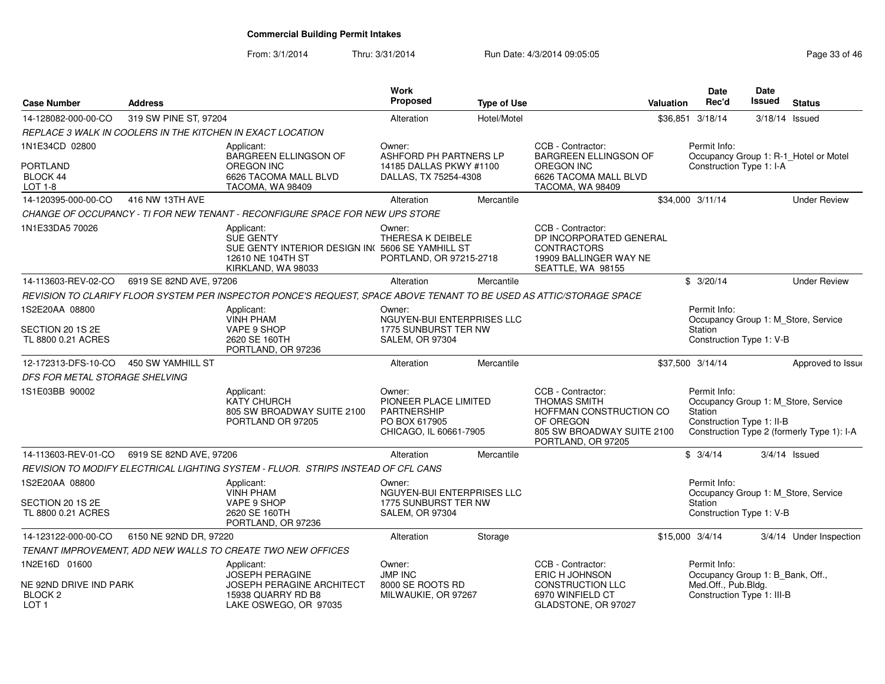# Commercial Building Permit Intakes

From: 3/1/2014 Thru: 3/31/2014 Run Date: 4/3/2014 09:05:05

| Case Number | Address | Work Proposed | Type of Use | Valuation | Date Rec'd | Date Issued | Status |
|---|---|---|---|---|---|---|---|
| 14-128082-000-00-CO | 319 SW PINE ST, 97204 | Alteration | Hotel/Motel | $36,851 | 3/18/14 | 3/18/14 | Issued |

*REPLACE 3 WALK IN COOLERS IN THE KITCHEN IN EXACT LOCATION*

1N1E34CD 02800
PORTLAND
BLOCK 44
LOT 1-8

Applicant: BARGREEN ELLINGSON OF OREGON INC, 6626 TACOMA MALL BLVD, TACOMA, WA 98409

Owner: ASHFORD PH PARTNERS LP, 14185 DALLAS PKWY #1100, DALLAS, TX 75254-4308

CCB - Contractor: BARGREEN ELLINGSON OF OREGON INC, 6626 TACOMA MALL BLVD, TACOMA, WA 98409

Permit Info: Occupancy Group 1: R-1_Hotel or Motel; Construction Type 1: I-A

---

| Case Number | Address | Work Proposed | Type of Use | Valuation | Date Rec'd | Date Issued | Status |
|---|---|---|---|---|---|---|---|
| 14-120395-000-00-CO | 416 NW 13TH AVE | Alteration | Mercantile | $34,000 | 3/11/14 | | Under Review |

*CHANGE OF OCCUPANCY - TI FOR NEW TENANT - RECONFIGURE SPACE FOR NEW UPS STORE*

1N1E33DA5 70026

Applicant: SUE GENTY, SUE GENTY INTERIOR DESIGN IN(, 12610 NE 104TH ST, KIRKLAND, WA 98033

Owner: THERESA K DEIBELE, 5606 SE YAMHILL ST, PORTLAND, OR 97215-2718

CCB - Contractor: DP INCORPORATED GENERAL CONTRACTORS, 19909 BALLINGER WAY NE, SEATTLE, WA 98155

---

| Case Number | Address | Work Proposed | Type of Use | Valuation | Date Rec'd | Date Issued | Status |
|---|---|---|---|---|---|---|---|
| 14-113603-REV-02-CO | 6919 SE 82ND AVE, 97206 | Alteration | Mercantile | $ | 3/20/14 | | Under Review |

*REVISION TO CLARIFY FLOOR SYSTEM PER INSPECTOR PONCE'S REQUEST, SPACE ABOVE TENANT TO BE USED AS ATTIC/STORAGE SPACE*

1S2E20AA 08800
SECTION 20 1S 2E
TL 8800 0.21 ACRES

Applicant: VINH PHAM, VAPE 9 SHOP, 2620 SE 160TH, PORTLAND, OR 97236

Owner: NGUYEN-BUI ENTERPRISES LLC, 1775 SUNBURST TER NW, SALEM, OR 97304

Permit Info: Occupancy Group 1: M_Store, Service Station; Construction Type 1: V-B

---

| Case Number | Address | Work Proposed | Type of Use | Valuation | Date Rec'd | Date Issued | Status |
|---|---|---|---|---|---|---|---|
| 12-172313-DFS-10-CO | 450 SW YAMHILL ST | Alteration | Mercantile | $37,500 | 3/14/14 | | Approved to Issue |

*DFS FOR METAL STORAGE SHELVING*

1S1E03BB 90002

Applicant: KATY CHURCH, 805 SW BROADWAY SUITE 2100, PORTLAND OR 97205

Owner: PIONEER PLACE LIMITED PARTNERSHIP, PO BOX 617905, CHICAGO, IL 60661-7905

CCB - Contractor: THOMAS SMITH, HOFFMAN CONSTRUCTION CO OF OREGON, 805 SW BROADWAY SUITE 2100, PORTLAND, OR 97205

Permit Info: Occupancy Group 1: M_Store, Service Station; Construction Type 1: II-B; Construction Type 2 (formerly Type 1): I-A

---

| Case Number | Address | Work Proposed | Type of Use | Valuation | Date Rec'd | Date Issued | Status |
|---|---|---|---|---|---|---|---|
| 14-113603-REV-01-CO | 6919 SE 82ND AVE, 97206 | Alteration | Mercantile | $ | 3/4/14 | 3/4/14 | Issued |

*REVISION TO MODIFY ELECTRICAL LIGHTING SYSTEM - FLUOR. STRIPS INSTEAD OF CFL CANS*

1S2E20AA 08800
SECTION 20 1S 2E
TL 8800 0.21 ACRES

Applicant: VINH PHAM, VAPE 9 SHOP, 2620 SE 160TH, PORTLAND, OR 97236

Owner: NGUYEN-BUI ENTERPRISES LLC, 1775 SUNBURST TER NW, SALEM, OR 97304

Permit Info: Occupancy Group 1: M_Store, Service Station; Construction Type 1: V-B

---

| Case Number | Address | Work Proposed | Type of Use | Valuation | Date Rec'd | Date Issued | Status |
|---|---|---|---|---|---|---|---|
| 14-123122-000-00-CO | 6150 NE 92ND DR, 97220 | Alteration | Storage | $15,000 | 3/4/14 | 3/4/14 | Under Inspection |

*TENANT IMPROVEMENT, ADD NEW WALLS TO CREATE TWO NEW OFFICES*

1N2E16D 01600
NE 92ND DRIVE IND PARK
BLOCK 2
LOT 1

Applicant: JOSEPH PERAGINE, JOSEPH PERAGINE ARCHITECT, 15938 QUARRY RD B8, LAKE OSWEGO, OR 97035

Owner: JMP INC, 8000 SE ROOTS RD, MILWAUKIE, OR 97267

CCB - Contractor: ERIC H JOHNSON, CONSTRUCTION LLC, 6970 WINFIELD CT, GLADSTONE, OR 97027

Permit Info: Occupancy Group 1: B_Bank, Off., Med.Off., Pub.Bldg.; Construction Type 1: III-B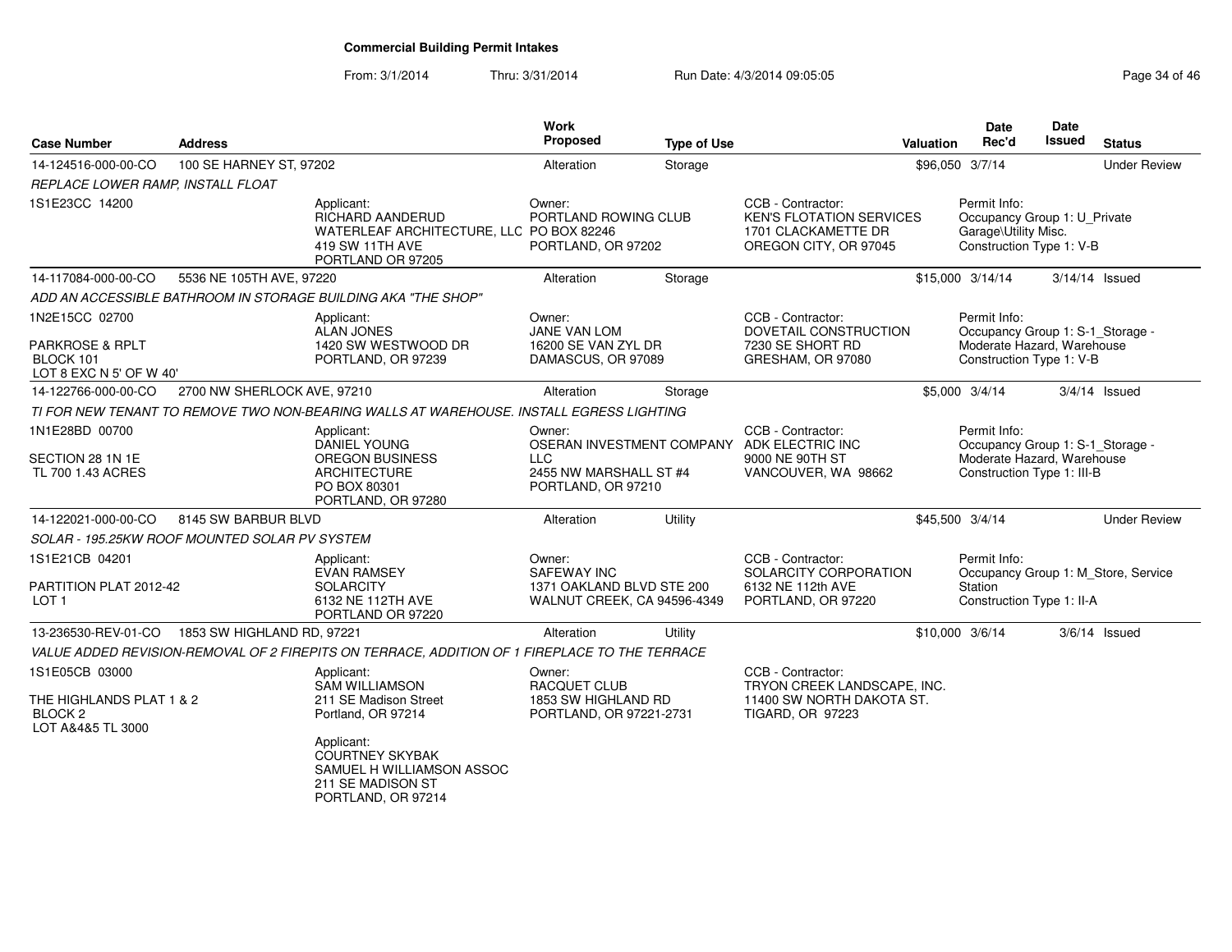# Commercial Building Permit Intakes

From: 3/1/2014 Thru: 3/31/2014 Run Date: 4/3/2014 09:05:05

| Case Number | Address | Work Proposed | Type of Use | Valuation | Date Rec'd | Date Issued | Status |
|---|---|---|---|---|---|---|---|
| 14-124516-000-00-CO | 100 SE HARNEY ST, 97202 | Alteration | Storage | $96,050 | 3/7/14 | | Under Review |
| *REPLACE LOWER RAMP, INSTALL FLOAT* | | | | | | | |
| 1S1E23CC 14200 | Applicant: RICHARD AANDERUD WATERLEAF ARCHITECTURE, LLC 419 SW 11TH AVE PORTLAND OR 97205 | Owner: PORTLAND ROWING CLUB PO BOX 82246 PORTLAND, OR 97202 | CCB - Contractor: KEN'S FLOTATION SERVICES 1701 CLACKAMETTE DR OREGON CITY, OR 97045 | | Permit Info: Occupancy Group 1: U_Private Garage\Utility Misc. Construction Type 1: V-B | | |
| 14-117084-000-00-CO | 5536 NE 105TH AVE, 97220 | Alteration | Storage | $15,000 | 3/14/14 | 3/14/14 | Issued |
| *ADD AN ACCESSIBLE BATHROOM IN STORAGE BUILDING AKA "THE SHOP"* | | | | | | | |
| 1N2E15CC 02700 PARKROSE & RPLT BLOCK 101 LOT 8 EXC N 5' OF W 40' | Applicant: ALAN JONES 1420 SW WESTWOOD DR PORTLAND, OR 97239 | Owner: JANE VAN LOM 16200 SE VAN ZYL DR DAMASCUS, OR 97089 | CCB - Contractor: DOVETAIL CONSTRUCTION 7230 SE SHORT RD GRESHAM, OR 97080 | | Permit Info: Occupancy Group 1: S-1_Storage - Moderate Hazard, Warehouse Construction Type 1: V-B | | |
| 14-122766-000-00-CO | 2700 NW SHERLOCK AVE, 97210 | Alteration | Storage | $5,000 | 3/4/14 | 3/4/14 | Issued |
| *TI FOR NEW TENANT TO REMOVE TWO NON-BEARING WALLS AT WAREHOUSE. INSTALL EGRESS LIGHTING* | | | | | | | |
| 1N1E28BD 00700 SECTION 28 1N 1E TL 700 1.43 ACRES | Applicant: DANIEL YOUNG OREGON BUSINESS ARCHITECTURE PO BOX 80301 PORTLAND, OR 97280 | Owner: OSERAN INVESTMENT COMPANY LLC 2455 NW MARSHALL ST #4 PORTLAND, OR 97210 | CCB - Contractor: ADK ELECTRIC INC 9000 NE 90TH ST VANCOUVER, WA 98662 | | Permit Info: Occupancy Group 1: S-1_Storage - Moderate Hazard, Warehouse Construction Type 1: III-B | | |
| 14-122021-000-00-CO | 8145 SW BARBUR BLVD | Alteration | Utility | $45,500 | 3/4/14 | | Under Review |
| *SOLAR - 195.25KW ROOF MOUNTED SOLAR PV SYSTEM* | | | | | | | |
| 1S1E21CB 04201 PARTITION PLAT 2012-42 LOT 1 | Applicant: EVAN RAMSEY SOLARCITY 6132 NE 112TH AVE PORTLAND OR 97220 | Owner: SAFEWAY INC 1371 OAKLAND BLVD STE 200 WALNUT CREEK, CA 94596-4349 | CCB - Contractor: SOLARCITY CORPORATION 6132 NE 112th AVE PORTLAND, OR 97220 | | Permit Info: Occupancy Group 1: M_Store, Service Station Construction Type 1: II-A | | |
| 13-236530-REV-01-CO | 1853 SW HIGHLAND RD, 97221 | Alteration | Utility | $10,000 | 3/6/14 | 3/6/14 | Issued |
| *VALUE ADDED REVISION-REMOVAL OF 2 FIREPITS ON TERRACE, ADDITION OF 1 FIREPLACE TO THE TERRACE* | | | | | | | |
| 1S1E05CB 03000 THE HIGHLANDS PLAT 1 & 2 BLOCK 2 LOT A&4&5 TL 3000 | Applicant: SAM WILLIAMSON 211 SE Madison Street Portland, OR 97214<br>Applicant: COURTNEY SKYBAK SAMUEL H WILLIAMSON ASSOC 211 SE MADISON ST PORTLAND, OR 97214 | Owner: RACQUET CLUB 1853 SW HIGHLAND RD PORTLAND, OR 97221-2731 | CCB - Contractor: TRYON CREEK LANDSCAPE, INC. 11400 SW NORTH DAKOTA ST. TIGARD, OR 97223 | | | | |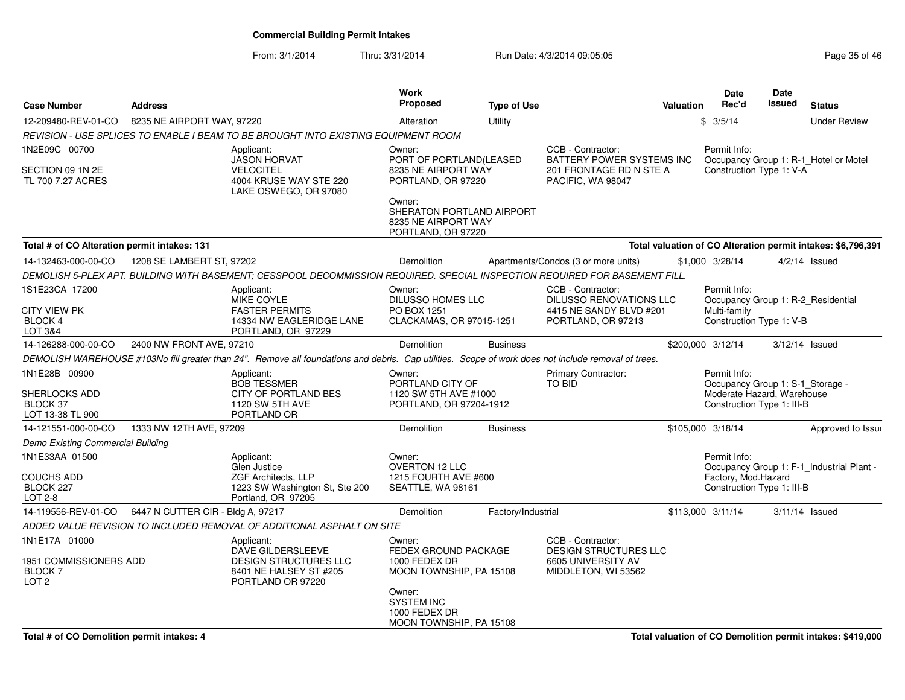**Commercial Building Permit Intakes**

From: 3/1/2014 Thru: 3/31/2014 Run Date: 4/3/2014 09:05:05

| Case Number | Address | Work Proposed | Type of Use | Valuation | Date Rec'd | Date Issued | Status |
|---|---|---|---|---|---|---|---|
| 12-209480-REV-01-CO | 8235 NE AIRPORT WAY, 97220 | Alteration | Utility | $ | 3/5/14 | | Under Review |

*REVISION - USE SPLICES TO ENABLE I BEAM TO BE BROUGHT INTO EXISTING EQUIPMENT ROOM*

1N2E09C 00700
SECTION 09 1N 2E
TL 700 7.27 ACRES

Applicant:
JASON HORVAT
VELOCITEL
4004 KRUSE WAY STE 220
LAKE OSWEGO, OR 97080

Owner:
PORT OF PORTLAND(LEASED
8235 NE AIRPORT WAY
PORTLAND, OR 97220

Owner:
SHERATON PORTLAND AIRPORT
8235 NE AIRPORT WAY
PORTLAND, OR 97220

CCB - Contractor:
BATTERY POWER SYSTEMS INC
201 FRONTAGE RD N STE A
PACIFIC, WA 98047

Permit Info:
Occupancy Group 1: R-1_Hotel or Motel
Construction Type 1: V-A

**Total # of CO Alteration permit intakes: 131** — **Total valuation of CO Alteration permit intakes: $6,796,391**

| Case Number | Address | Work Proposed | Type of Use | Valuation | Date Rec'd | Date Issued | Status |
|---|---|---|---|---|---|---|---|
| 14-132463-000-00-CO | 1208 SE LAMBERT ST, 97202 | Demolition | Apartments/Condos (3 or more units) | $1,000 | 3/28/14 | 4/2/14 | Issued |

*DEMOLISH 5-PLEX APT. BUILDING WITH BASEMENT; CESSPOOL DECOMMISSION REQUIRED. SPECIAL INSPECTION REQUIRED FOR BASEMENT FILL.*

1S1E23CA 17200
CITY VIEW PK
BLOCK 4
LOT 3&4

Applicant:
MIKE COYLE
FASTER PERMITS
14334 NW EAGLERIDGE LANE
PORTLAND, OR 97229

Owner:
DILUSSO HOMES LLC
PO BOX 1251
CLACKAMAS, OR 97015-1251

CCB - Contractor:
DILUSSO RENOVATIONS LLC
4415 NE SANDY BLVD #201
PORTLAND, OR 97213

Permit Info:
Occupancy Group 1: R-2_Residential Multi-family
Construction Type 1: V-B

| Case Number | Address | Work Proposed | Type of Use | Valuation | Date Rec'd | Date Issued | Status |
|---|---|---|---|---|---|---|---|
| 14-126288-000-00-CO | 2400 NW FRONT AVE, 97210 | Demolition | Business | $200,000 | 3/12/14 | 3/12/14 | Issued |

*DEMOLISH WAREHOUSE #103No fill greater than 24". Remove all foundations and debris. Cap utilities. Scope of work does not include removal of trees.*

1N1E28B 00900
SHERLOCKS ADD
BLOCK 37
LOT 13-38 TL 900

Applicant:
BOB TESSMER
CITY OF PORTLAND BES
1120 SW 5TH AVE
PORTLAND OR

Owner:
PORTLAND CITY OF
1120 SW 5TH AVE #1000
PORTLAND, OR 97204-1912

Primary Contractor:
TO BID

Permit Info:
Occupancy Group 1: S-1_Storage - Moderate Hazard, Warehouse
Construction Type 1: III-B

| Case Number | Address | Work Proposed | Type of Use | Valuation | Date Rec'd | Date Issued | Status |
|---|---|---|---|---|---|---|---|
| 14-121551-000-00-CO | 1333 NW 12TH AVE, 97209 | Demolition | Business | $105,000 | 3/18/14 | | Approved to Issue |

*Demo Existing Commercial Building*

1N1E33AA 01500
COUCHS ADD
BLOCK 227
LOT 2-8

Applicant:
Glen Justice
ZGF Architects, LLP
1223 SW Washington St, Ste 200
Portland, OR 97205

Owner:
OVERTON 12 LLC
1215 FOURTH AVE #600
SEATTLE, WA 98161

Permit Info:
Occupancy Group 1: F-1_Industrial Plant - Factory, Mod.Hazard
Construction Type 1: III-B

| Case Number | Address | Work Proposed | Type of Use | Valuation | Date Rec'd | Date Issued | Status |
|---|---|---|---|---|---|---|---|
| 14-119556-REV-01-CO | 6447 N CUTTER CIR - Bldg A, 97217 | Demolition | Factory/Industrial | $113,000 | 3/11/14 | 3/11/14 | Issued |

*ADDED VALUE REVISION TO INCLUDED REMOVAL OF ADDITIONAL ASPHALT ON SITE*

1N1E17A 01000
1951 COMMISSIONERS ADD
BLOCK 7
LOT 2

Applicant:
DAVE GILDERSLEEVE
DESIGN STRUCTURES LLC
8401 NE HALSEY ST #205
PORTLAND OR 97220

Owner:
FEDEX GROUND PACKAGE
1000 FEDEX DR
MOON TOWNSHIP, PA 15108

Owner:
SYSTEM INC
1000 FEDEX DR
MOON TOWNSHIP, PA 15108

CCB - Contractor:
DESIGN STRUCTURES LLC
6605 UNIVERSITY AV
MIDDLETON, WI 53562

**Total # of CO Demolition permit intakes: 4** — **Total valuation of CO Demolition permit intakes: $419,000**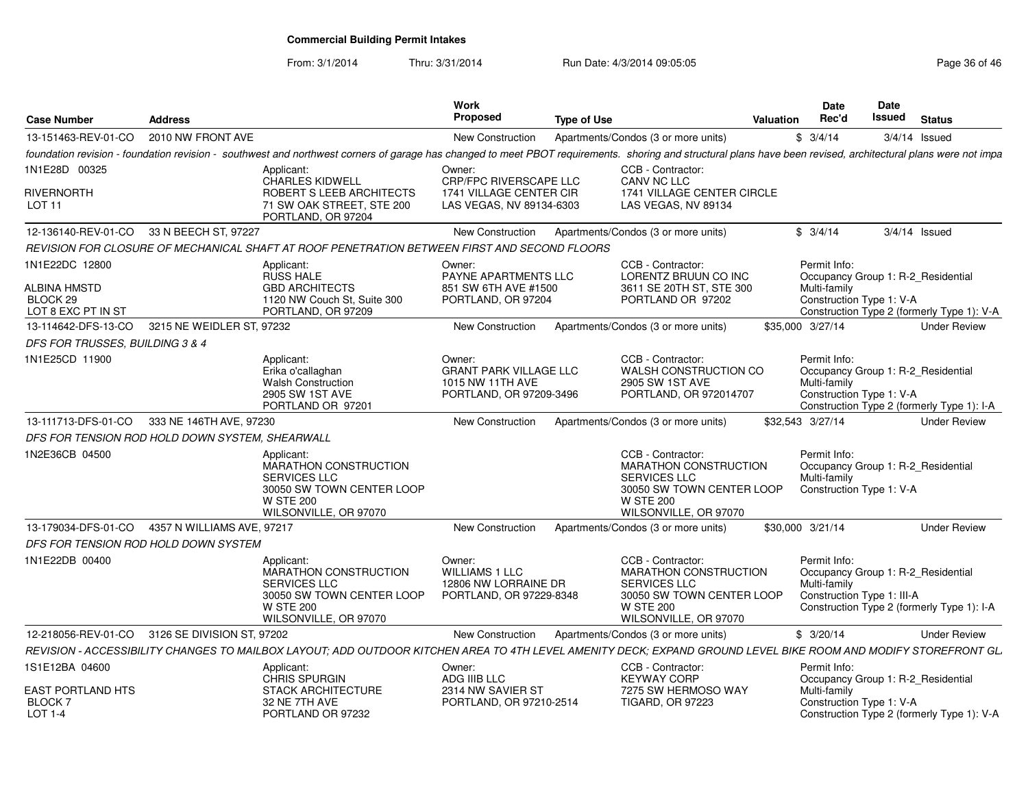**Commercial Building Permit Intakes**

From: 3/1/2014 Thru: 3/31/2014 Run Date: 4/3/2014 09:05:05

| Case Number | Address | Work Proposed | Type of Use | Valuation | Date Rec'd | Date Issued | Status |
|---|---|---|---|---|---|---|---|
| 13-151463-REV-01-CO | 2010 NW FRONT AVE | New Construction | Apartments/Condos (3 or more units) | $ | 3/4/14 | 3/4/14 | Issued |

*foundation revision - foundation revision - southwest and northwest corners of garage has changed to meet PBOT requirements. shoring and structural plans have been revised, architectural plans were not impa*

1N1E28D 00325
RIVERNORTH
LOT 11

Applicant:
CHARLES KIDWELL
ROBERT S LEEB ARCHITECTS
71 SW OAK STREET, STE 200
PORTLAND, OR 97204

Owner:
CRP/FPC RIVERSCAPE LLC
1741 VILLAGE CENTER CIR
LAS VEGAS, NV 89134-6303

CCB - Contractor:
CANV NC LLC
1741 VILLAGE CENTER CIRCLE
LAS VEGAS, NV 89134

---

| Case Number | Address | Work Proposed | Type of Use | Valuation | Date Rec'd | Date Issued | Status |
|---|---|---|---|---|---|---|---|
| 12-136140-REV-01-CO | 33 N BEECH ST, 97227 | New Construction | Apartments/Condos (3 or more units) | $ | 3/4/14 | 3/4/14 | Issued |

*REVISION FOR CLOSURE OF MECHANICAL SHAFT AT ROOF PENETRATION BETWEEN FIRST AND SECOND FLOORS*

1N1E22DC 12800
ALBINA HMSTD
BLOCK 29
LOT 8 EXC PT IN ST

Applicant:
RUSS HALE
GBD ARCHITECTS
1120 NW Couch St, Suite 300
PORTLAND, OR 97209

Owner:
PAYNE APARTMENTS LLC
851 SW 6TH AVE #1500
PORTLAND, OR 97204

CCB - Contractor:
LORENTZ BRUUN CO INC
3611 SE 20TH ST, STE 300
PORTLAND OR 97202

Permit Info:
Occupancy Group 1: R-2_Residential Multi-family
Construction Type 1: V-A
Construction Type 2 (formerly Type 1): V-A

---

| Case Number | Address | Work Proposed | Type of Use | Valuation | Date Rec'd | Date Issued | Status |
|---|---|---|---|---|---|---|---|
| 13-114642-DFS-13-CO | 3215 NE WEIDLER ST, 97232 | New Construction | Apartments/Condos (3 or more units) | $35,000 | 3/27/14 | | Under Review |

*DFS FOR TRUSSES, BUILDING 3 & 4*

1N1E25CD 11900

Applicant:
Erika o'callaghan
Walsh Construction
2905 SW 1ST AVE
PORTLAND OR 97201

Owner:
GRANT PARK VILLAGE LLC
1015 NW 11TH AVE
PORTLAND, OR 97209-3496

CCB - Contractor:
WALSH CONSTRUCTION CO
2905 SW 1ST AVE
PORTLAND, OR 972014707

Permit Info:
Occupancy Group 1: R-2_Residential Multi-family
Construction Type 1: V-A
Construction Type 2 (formerly Type 1): I-A

---

| Case Number | Address | Work Proposed | Type of Use | Valuation | Date Rec'd | Date Issued | Status |
|---|---|---|---|---|---|---|---|
| 13-111713-DFS-01-CO | 333 NE 146TH AVE, 97230 | New Construction | Apartments/Condos (3 or more units) | $32,543 | 3/27/14 | | Under Review |

*DFS FOR TENSION ROD HOLD DOWN SYSTEM, SHEARWALL*

1N2E36CB 04500

Applicant:
MARATHON CONSTRUCTION SERVICES LLC
30050 SW TOWN CENTER LOOP W STE 200
WILSONVILLE, OR 97070

CCB - Contractor:
MARATHON CONSTRUCTION SERVICES LLC
30050 SW TOWN CENTER LOOP W STE 200
WILSONVILLE, OR 97070

Permit Info:
Occupancy Group 1: R-2_Residential Multi-family
Construction Type 1: V-A

---

| Case Number | Address | Work Proposed | Type of Use | Valuation | Date Rec'd | Date Issued | Status |
|---|---|---|---|---|---|---|---|
| 13-179034-DFS-01-CO | 4357 N WILLIAMS AVE, 97217 | New Construction | Apartments/Condos (3 or more units) | $30,000 | 3/21/14 | | Under Review |

*DFS FOR TENSION ROD HOLD DOWN SYSTEM*

1N1E22DB 00400

Applicant:
MARATHON CONSTRUCTION SERVICES LLC
30050 SW TOWN CENTER LOOP W STE 200
WILSONVILLE, OR 97070

Owner:
WILLIAMS 1 LLC
12806 NW LORRAINE DR
PORTLAND, OR 97229-8348

CCB - Contractor:
MARATHON CONSTRUCTION SERVICES LLC
30050 SW TOWN CENTER LOOP W STE 200
WILSONVILLE, OR 97070

Permit Info:
Occupancy Group 1: R-2_Residential Multi-family
Construction Type 1: III-A
Construction Type 2 (formerly Type 1): I-A

---

| Case Number | Address | Work Proposed | Type of Use | Valuation | Date Rec'd | Date Issued | Status |
|---|---|---|---|---|---|---|---|
| 12-218056-REV-01-CO | 3126 SE DIVISION ST, 97202 | New Construction | Apartments/Condos (3 or more units) | $ | 3/20/14 | | Under Review |

*REVISION - ACCESSIBILITY CHANGES TO MAILBOX LAYOUT; ADD OUTDOOR KITCHEN AREA TO 4TH LEVEL AMENITY DECK; EXPAND GROUND LEVEL BIKE ROOM AND MODIFY STOREFRONT GL*

1S1E12BA 04600
EAST PORTLAND HTS
BLOCK 7
LOT 1-4

Applicant:
CHRIS SPURGIN
STACK ARCHITECTURE
32 NE 7TH AVE
PORTLAND OR 97232

Owner:
ADG IIIB LLC
2314 NW SAVIER ST
PORTLAND, OR 97210-2514

CCB - Contractor:
KEYWAY CORP
7275 SW HERMOSO WAY
TIGARD, OR 97223

Permit Info:
Occupancy Group 1: R-2_Residential Multi-family
Construction Type 1: V-A
Construction Type 2 (formerly Type 1): V-A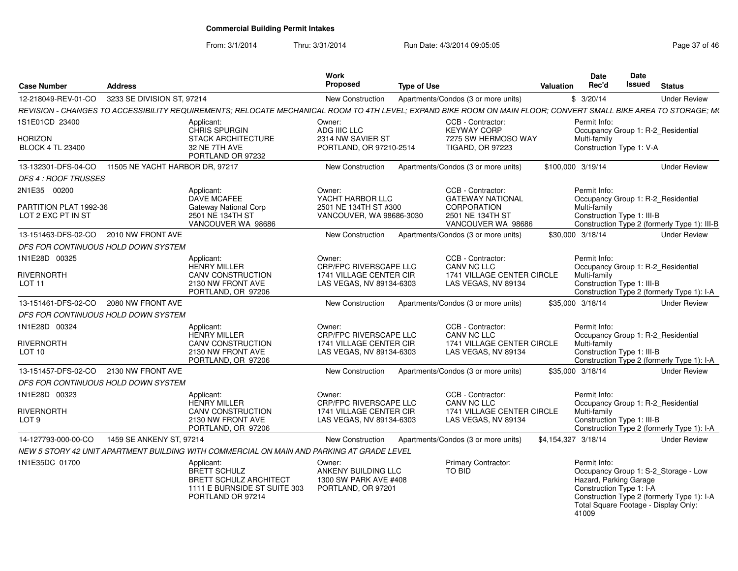**Commercial Building Permit Intakes**

From: 3/1/2014 Thru: 3/31/2014 Run Date: 4/3/2014 09:05:05

| Case Number | Address | Work Proposed | Type of Use | Valuation | Date Rec'd | Date Issued | Status |
|---|---|---|---|---|---|---|---|
| 12-218049-REV-01-CO | 3233 SE DIVISION ST, 97214 | New Construction | Apartments/Condos (3 or more units) | $ | 3/20/14 | | Under Review |

REVISION - CHANGES TO ACCESSIBILITY REQUIREMENTS; RELOCATE MECHANICAL ROOM TO 4TH LEVEL; EXPAND BIKE ROOM ON MAIN FLOOR; CONVERT SMALL BIKE AREA TO STORAGE; M(

1S1E01CD 23400
HORIZON
BLOCK 4 TL 23400

Applicant: CHRIS SPURGIN, STACK ARCHITECTURE, 32 NE 7TH AVE, PORTLAND OR 97232

Owner: ADG IIIC LLC, 2314 NW SAVIER ST, PORTLAND, OR 97210-2514

CCB - Contractor: KEYWAY CORP, 7275 SW HERMOSO WAY, TIGARD, OR 97223

Permit Info: Occupancy Group 1: R-2_Residential Multi-family; Construction Type 1: V-A

| Case Number | Address | Work Proposed | Type of Use | Valuation | Date Rec'd | Date Issued | Status |
|---|---|---|---|---|---|---|---|
| 13-132301-DFS-04-CO | 11505 NE YACHT HARBOR DR, 97217 | New Construction | Apartments/Condos (3 or more units) | $100,000 | 3/19/14 | | Under Review |

*DFS 4 : ROOF TRUSSES*

2N1E35 00200
PARTITION PLAT 1992-36
LOT 2 EXC PT IN ST

Applicant: DAVE MCAFEE, Gateway National Corp, 2501 NE 134TH ST, VANCOUVER WA 98686

Owner: YACHT HARBOR LLC, 2501 NE 134TH ST #300, VANCOUVER, WA 98686-3030

CCB - Contractor: GATEWAY NATIONAL CORPORATION, 2501 NE 134TH ST, VANCOUVER WA 98686

Permit Info: Occupancy Group 1: R-2_Residential Multi-family; Construction Type 1: III-B; Construction Type 2 (formerly Type 1): III-B

| Case Number | Address | Work Proposed | Type of Use | Valuation | Date Rec'd | Date Issued | Status |
|---|---|---|---|---|---|---|---|
| 13-151463-DFS-02-CO | 2010 NW FRONT AVE | New Construction | Apartments/Condos (3 or more units) | $30,000 | 3/18/14 | | Under Review |

*DFS FOR CONTINUOUS HOLD DOWN SYSTEM*

1N1E28D 00325
RIVERNORTH
LOT 11

Applicant: HENRY MILLER, CANV CONSTRUCTION, 2130 NW FRONT AVE, PORTLAND, OR 97206

Owner: CRP/FPC RIVERSCAPE LLC, 1741 VILLAGE CENTER CIR, LAS VEGAS, NV 89134-6303

CCB - Contractor: CANV NC LLC, 1741 VILLAGE CENTER CIRCLE, LAS VEGAS, NV 89134

Permit Info: Occupancy Group 1: R-2_Residential Multi-family; Construction Type 1: III-B; Construction Type 2 (formerly Type 1): I-A

| Case Number | Address | Work Proposed | Type of Use | Valuation | Date Rec'd | Date Issued | Status |
|---|---|---|---|---|---|---|---|
| 13-151461-DFS-02-CO | 2080 NW FRONT AVE | New Construction | Apartments/Condos (3 or more units) | $35,000 | 3/18/14 | | Under Review |

*DFS FOR CONTINUOUS HOLD DOWN SYSTEM*

1N1E28D 00324
RIVERNORTH
LOT 10

Applicant: HENRY MILLER, CANV CONSTRUCTION, 2130 NW FRONT AVE, PORTLAND, OR 97206

Owner: CRP/FPC RIVERSCAPE LLC, 1741 VILLAGE CENTER CIR, LAS VEGAS, NV 89134-6303

CCB - Contractor: CANV NC LLC, 1741 VILLAGE CENTER CIRCLE, LAS VEGAS, NV 89134

Permit Info: Occupancy Group 1: R-2_Residential Multi-family; Construction Type 1: III-B; Construction Type 2 (formerly Type 1): I-A

| Case Number | Address | Work Proposed | Type of Use | Valuation | Date Rec'd | Date Issued | Status |
|---|---|---|---|---|---|---|---|
| 13-151457-DFS-02-CO | 2130 NW FRONT AVE | New Construction | Apartments/Condos (3 or more units) | $35,000 | 3/18/14 | | Under Review |

*DFS FOR CONTINUOUS HOLD DOWN SYSTEM*

1N1E28D 00323
RIVERNORTH
LOT 9

Applicant: HENRY MILLER, CANV CONSTRUCTION, 2130 NW FRONT AVE, PORTLAND, OR 97206

Owner: CRP/FPC RIVERSCAPE LLC, 1741 VILLAGE CENTER CIR, LAS VEGAS, NV 89134-6303

CCB - Contractor: CANV NC LLC, 1741 VILLAGE CENTER CIRCLE, LAS VEGAS, NV 89134

Permit Info: Occupancy Group 1: R-2_Residential Multi-family; Construction Type 1: III-B; Construction Type 2 (formerly Type 1): I-A

| Case Number | Address | Work Proposed | Type of Use | Valuation | Date Rec'd | Date Issued | Status |
|---|---|---|---|---|---|---|---|
| 14-127793-000-00-CO | 1459 SE ANKENY ST, 97214 | New Construction | Apartments/Condos (3 or more units) | $4,154,327 | 3/18/14 | | Under Review |

*NEW 5 STORY 42 UNIT APARTMENT BUILDING WITH COMMERCIAL ON MAIN AND PARKING AT GRADE LEVEL*

1N1E35DC 01700

Applicant: BRETT SCHULZ, BRETT SCHULZ ARCHITECT, 1111 E BURNSIDE ST SUITE 303, PORTLAND OR 97214

Owner: ANKENY BUILDING LLC, 1300 SW PARK AVE #408, PORTLAND, OR 97201

Primary Contractor: TO BID

Permit Info: Occupancy Group 1: S-2_Storage - Low Hazard, Parking Garage; Construction Type 1: I-A; Construction Type 2 (formerly Type 1): I-A; Total Square Footage - Display Only: 41009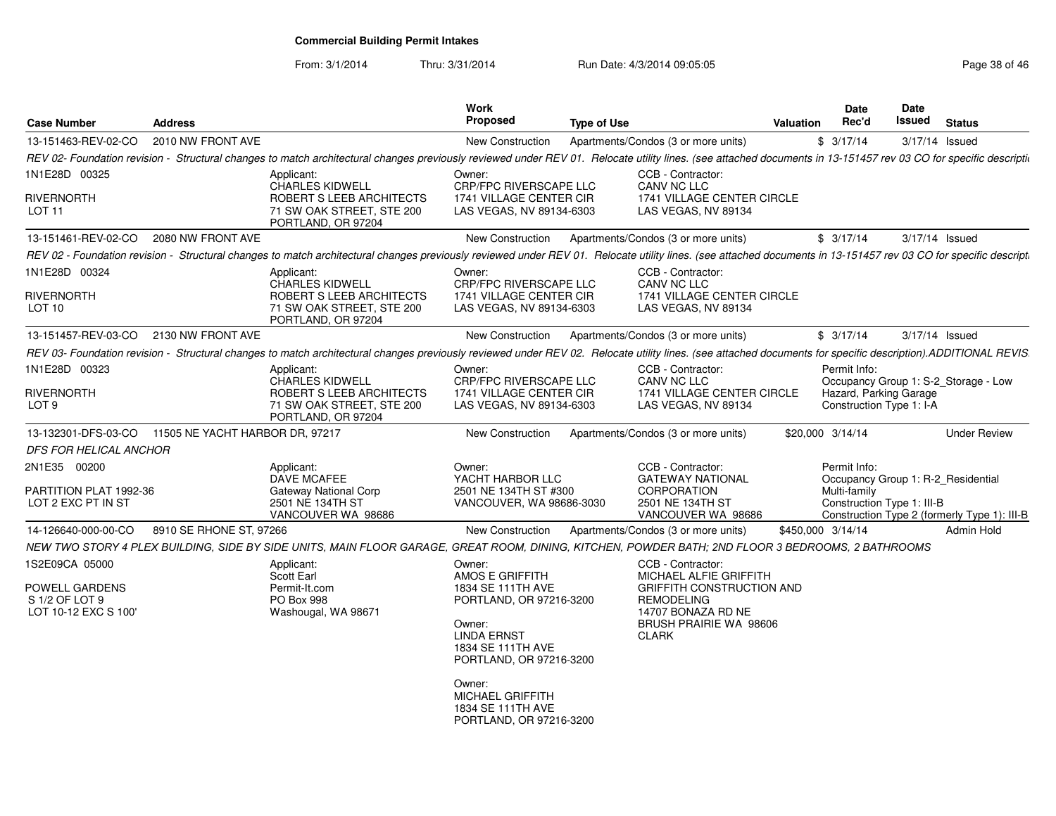**Commercial Building Permit Intakes**

From: 3/1/2014 Thru: 3/31/2014 Run Date: 4/3/2014 09:05:05

| Case Number | Address | Work Proposed | Type of Use | Valuation | Date Rec'd | Date Issued | Status |
|---|---|---|---|---|---|---|---|
| 13-151463-REV-02-CO | 2010 NW FRONT AVE | New Construction | Apartments/Condos (3 or more units) | $ | 3/17/14 | 3/17/14 | Issued |

REV 02- Foundation revision - Structural changes to match architectural changes previously reviewed under REV 01. Relocate utility lines. (see attached documents in 13-151457 rev 03 CO for specific descripti

1N1E28D 00325
RIVERNORTH
LOT 11

Applicant: CHARLES KIDWELL, ROBERT S LEEB ARCHITECTS, 71 SW OAK STREET, STE 200, PORTLAND, OR 97204

Owner: CRP/FPC RIVERSCAPE LLC, 1741 VILLAGE CENTER CIR, LAS VEGAS, NV 89134-6303

CCB - Contractor: CANV NC LLC, 1741 VILLAGE CENTER CIRCLE, LAS VEGAS, NV 89134

| Case Number | Address | Work Proposed | Type of Use | Valuation | Date Rec'd | Date Issued | Status |
|---|---|---|---|---|---|---|---|
| 13-151461-REV-02-CO | 2080 NW FRONT AVE | New Construction | Apartments/Condos (3 or more units) | $ | 3/17/14 | 3/17/14 | Issued |

REV 02 - Foundation revision - Structural changes to match architectural changes previously reviewed under REV 01. Relocate utility lines. (see attached documents in 13-151457 rev 03 CO for specific descripti

1N1E28D 00324
RIVERNORTH
LOT 10

Applicant: CHARLES KIDWELL, ROBERT S LEEB ARCHITECTS, 71 SW OAK STREET, STE 200, PORTLAND, OR 97204

Owner: CRP/FPC RIVERSCAPE LLC, 1741 VILLAGE CENTER CIR, LAS VEGAS, NV 89134-6303

CCB - Contractor: CANV NC LLC, 1741 VILLAGE CENTER CIRCLE, LAS VEGAS, NV 89134

| Case Number | Address | Work Proposed | Type of Use | Valuation | Date Rec'd | Date Issued | Status |
|---|---|---|---|---|---|---|---|
| 13-151457-REV-03-CO | 2130 NW FRONT AVE | New Construction | Apartments/Condos (3 or more units) | $ | 3/17/14 | 3/17/14 | Issued |

REV 03- Foundation revision - Structural changes to match architectural changes previously reviewed under REV 02. Relocate utility lines. (see attached documents for specific description).ADDITIONAL REVIS

1N1E28D 00323
RIVERNORTH
LOT 9

Applicant: CHARLES KIDWELL, ROBERT S LEEB ARCHITECTS, 71 SW OAK STREET, STE 200, PORTLAND, OR 97204

Owner: CRP/FPC RIVERSCAPE LLC, 1741 VILLAGE CENTER CIR, LAS VEGAS, NV 89134-6303

CCB - Contractor: CANV NC LLC, 1741 VILLAGE CENTER CIRCLE, LAS VEGAS, NV 89134

Permit Info: Occupancy Group 1: S-2_Storage - Low Hazard, Parking Garage; Construction Type 1: I-A

| Case Number | Address | Work Proposed | Type of Use | Valuation | Date Rec'd | Date Issued | Status |
|---|---|---|---|---|---|---|---|
| 13-132301-DFS-03-CO | 11505 NE YACHT HARBOR DR, 97217 | New Construction | Apartments/Condos (3 or more units) | $20,000 | 3/14/14 | | Under Review |

*DFS FOR HELICAL ANCHOR*

2N1E35 00200
PARTITION PLAT 1992-36
LOT 2 EXC PT IN ST

Applicant: DAVE MCAFEE, Gateway National Corp, 2501 NE 134TH ST, VANCOUVER WA 98686

Owner: YACHT HARBOR LLC, 2501 NE 134TH ST #300, VANCOUVER, WA 98686-3030

CCB - Contractor: GATEWAY NATIONAL CORPORATION, 2501 NE 134TH ST, VANCOUVER WA 98686

Permit Info: Occupancy Group 1: R-2_Residential Multi-family; Construction Type 1: III-B; Construction Type 2 (formerly Type 1): III-B

| Case Number | Address | Work Proposed | Type of Use | Valuation | Date Rec'd | Date Issued | Status |
|---|---|---|---|---|---|---|---|
| 14-126640-000-00-CO | 8910 SE RHONE ST, 97266 | New Construction | Apartments/Condos (3 or more units) | $450,000 | 3/14/14 | | Admin Hold |

NEW TWO STORY 4 PLEX BUILDING, SIDE BY SIDE UNITS, MAIN FLOOR GARAGE, GREAT ROOM, DINING, KITCHEN, POWDER BATH; 2ND FLOOR 3 BEDROOMS, 2 BATHROOMS

1S2E09CA 05000
POWELL GARDENS
S 1/2 OF LOT 9
LOT 10-12 EXC S 100'

Applicant: Scott Earl, Permit-It.com, PO Box 998, Washougal, WA 98671

Owner: AMOS E GRIFFITH, 1834 SE 111TH AVE, PORTLAND, OR 97216-3200

Owner: LINDA ERNST, 1834 SE 111TH AVE, PORTLAND, OR 97216-3200

Owner: MICHAEL GRIFFITH, 1834 SE 111TH AVE, PORTLAND, OR 97216-3200

CCB - Contractor: MICHAEL ALFIE GRIFFITH, GRIFFITH CONSTRUCTION AND REMODELING, 14707 BONAZA RD NE, BRUSH PRAIRIE WA 98606, CLARK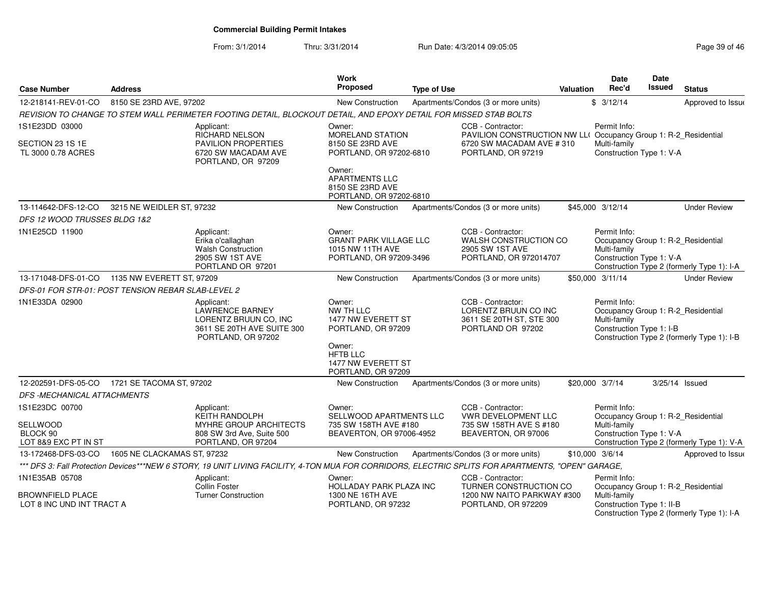# Commercial Building Permit Intakes

From: 3/1/2014 Thru: 3/31/2014 Run Date: 4/3/2014 09:05:05

| Case Number | Address | Work Proposed | Type of Use | Valuation | Date Rec'd | Date Issued | Status |
|---|---|---|---|---|---|---|---|
| 12-218141-REV-01-CO | 8150 SE 23RD AVE, 97202 | New Construction | Apartments/Condos (3 or more units) | $ | 3/12/14 | | Approved to Issue |

*REVISION TO CHANGE TO STEM WALL PERIMETER FOOTING DETAIL, BLOCKOUT DETAIL, AND EPOXY DETAIL FOR MISSED STAB BOLTS*

1S1E23DD 03000
SECTION 23 1S 1E
TL 3000 0.78 ACRES

Applicant: RICHARD NELSON, PAVILION PROPERTIES, 6720 SW MACADAM AVE, PORTLAND, OR 97209

Owner: MORELAND STATION, 8150 SE 23RD AVE, PORTLAND, OR 97202-6810

Owner: APARTMENTS LLC, 8150 SE 23RD AVE, PORTLAND, OR 97202-6810

CCB - Contractor: PAVILION CONSTRUCTION NW LL(, 6720 SW MACADAM AVE # 310, PORTLAND, OR 97219

Permit Info: Occupancy Group 1: R-2_Residential Multi-family; Construction Type 1: V-A

| Case Number | Address | Work Proposed | Type of Use | Valuation | Date Rec'd | Date Issued | Status |
|---|---|---|---|---|---|---|---|
| 13-114642-DFS-12-CO | 3215 NE WEIDLER ST, 97232 | New Construction | Apartments/Condos (3 or more units) | $45,000 | 3/12/14 | | Under Review |

*DFS 12 WOOD TRUSSES BLDG 1&2*

1N1E25CD 11900

Applicant: Erika o'callaghan, Walsh Construction, 2905 SW 1ST AVE, PORTLAND OR 97201

Owner: GRANT PARK VILLAGE LLC, 1015 NW 11TH AVE, PORTLAND, OR 97209-3496

CCB - Contractor: WALSH CONSTRUCTION CO, 2905 SW 1ST AVE, PORTLAND, OR 972014707

Permit Info: Occupancy Group 1: R-2_Residential Multi-family; Construction Type 1: V-A; Construction Type 2 (formerly Type 1): I-A

| Case Number | Address | Work Proposed | Type of Use | Valuation | Date Rec'd | Date Issued | Status |
|---|---|---|---|---|---|---|---|
| 13-171048-DFS-01-CO | 1135 NW EVERETT ST, 97209 | New Construction | Apartments/Condos (3 or more units) | $50,000 | 3/11/14 | | Under Review |

*DFS-01 FOR STR-01: POST TENSION REBAR SLAB-LEVEL 2*

1N1E33DA 02900

Applicant: LAWRENCE BARNEY, LORENTZ BRUUN CO, INC, 3611 SE 20TH AVE SUITE 300, PORTLAND, OR 97202

Owner: NW TH LLC, 1477 NW EVERETT ST, PORTLAND, OR 97209

Owner: HFTB LLC, 1477 NW EVERETT ST, PORTLAND, OR 97209

CCB - Contractor: LORENTZ BRUUN CO INC, 3611 SE 20TH ST, STE 300, PORTLAND OR 97202

Permit Info: Occupancy Group 1: R-2_Residential Multi-family; Construction Type 1: I-B; Construction Type 2 (formerly Type 1): I-B

| Case Number | Address | Work Proposed | Type of Use | Valuation | Date Rec'd | Date Issued | Status |
|---|---|---|---|---|---|---|---|
| 12-202591-DFS-05-CO | 1721 SE TACOMA ST, 97202 | New Construction | Apartments/Condos (3 or more units) | $20,000 | 3/7/14 | 3/25/14 | Issued |

*DFS -MECHANICAL ATTACHMENTS*

1S1E23DC 00700
SELLWOOD
BLOCK 90
LOT 8&9 EXC PT IN ST

Applicant: KEITH RANDOLPH, MYHRE GROUP ARCHITECTS, 808 SW 3rd Ave, Suite 500, PORTLAND, OR 97204

Owner: SELLWOOD APARTMENTS LLC, 735 SW 158TH AVE #180, BEAVERTON, OR 97006-4952

CCB - Contractor: VWR DEVELOPMENT LLC, 735 SW 158TH AVE S #180, BEAVERTON, OR 97006

Permit Info: Occupancy Group 1: R-2_Residential Multi-family; Construction Type 1: V-A; Construction Type 2 (formerly Type 1): V-A

| Case Number | Address | Work Proposed | Type of Use | Valuation | Date Rec'd | Date Issued | Status |
|---|---|---|---|---|---|---|---|
| 13-172468-DFS-03-CO | 1605 NE CLACKAMAS ST, 97232 | New Construction | Apartments/Condos (3 or more units) | $10,000 | 3/6/14 | | Approved to Issue |

*\*\*\* DFS 3: Fall Protection Devices\*\*\*NEW 6 STORY, 19 UNIT LIVING FACILITY, 4-TON MUA FOR CORRIDORS, ELECTRIC SPLITS FOR APARTMENTS, "OPEN" GARAGE,*

1N1E35AB 05708
BROWNFIELD PLACE
LOT 8 INC UND INT TRACT A

Applicant: Collin Foster, Turner Construction

Owner: HOLLADAY PARK PLAZA INC, 1300 NE 16TH AVE, PORTLAND, OR 97232

CCB - Contractor: TURNER CONSTRUCTION CO, 1200 NW NAITO PARKWAY #300, PORTLAND, OR 972209

Permit Info: Occupancy Group 1: R-2_Residential Multi-family; Construction Type 1: II-B; Construction Type 2 (formerly Type 1): I-A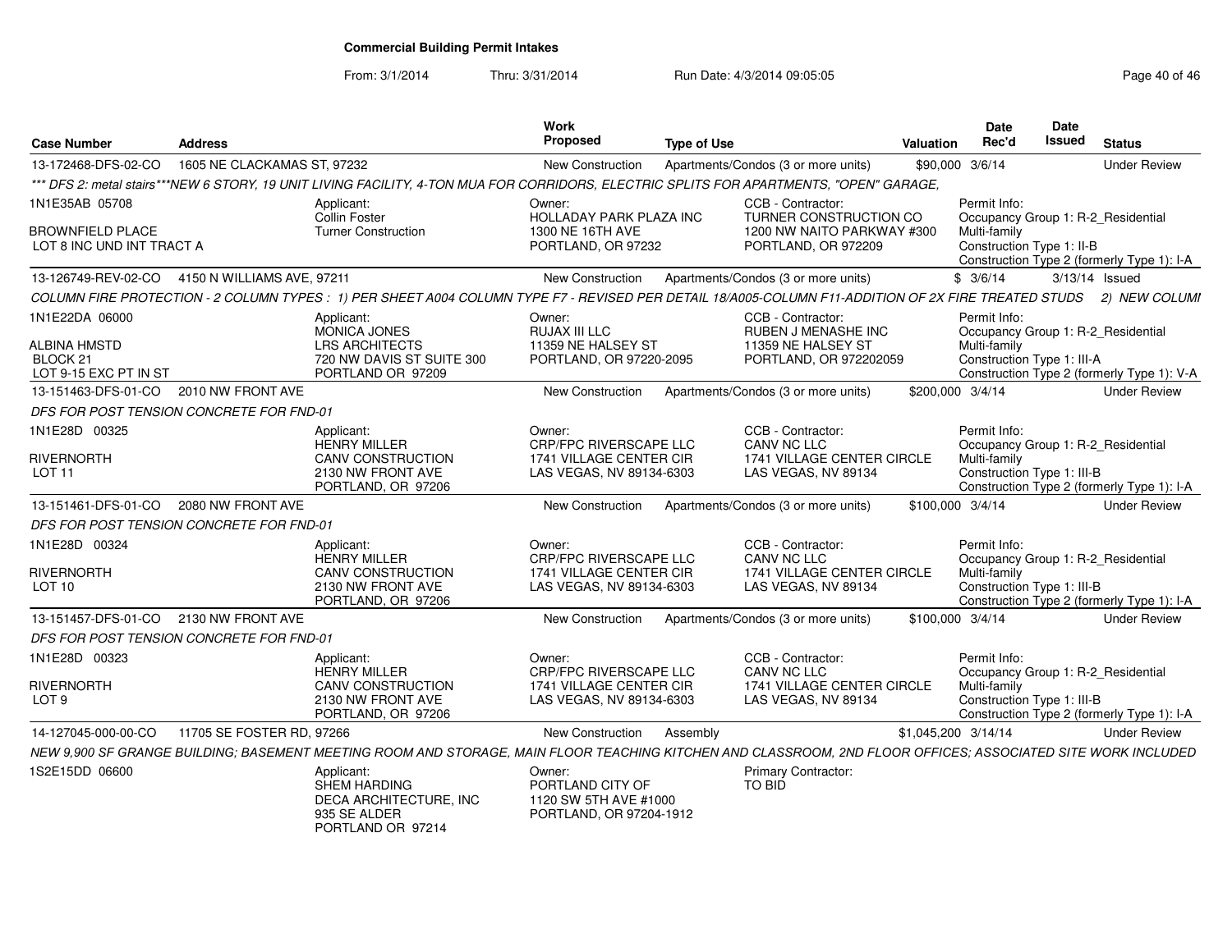**Commercial Building Permit Intakes**

From: 3/1/2014 Thru: 3/31/2014 Run Date: 4/3/2014 09:05:05

| Case Number | Address | Work Proposed | Type of Use | Valuation | Date Rec'd | Date Issued | Status |
|---|---|---|---|---|---|---|---|
| 13-172468-DFS-02-CO | 1605 NE CLACKAMAS ST, 97232 | New Construction | Apartments/Condos (3 or more units) | $90,000 | 3/6/14 | | Under Review |

*** DFS 2: metal stairs***NEW 6 STORY, 19 UNIT LIVING FACILITY, 4-TON MUA FOR CORRIDORS, ELECTRIC SPLITS FOR APARTMENTS, "OPEN" GARAGE,

1N1E35AB 05708
BROWNFIELD PLACE
LOT 8 INC UND INT TRACT A

Applicant: Collin Foster, Turner Construction

Owner: HOLLADAY PARK PLAZA INC, 1300 NE 16TH AVE, PORTLAND, OR 97232

CCB - Contractor: TURNER CONSTRUCTION CO, 1200 NW NAITO PARKWAY #300, PORTLAND, OR 972209

Permit Info: Occupancy Group 1: R-2_Residential Multi-family; Construction Type 1: II-B; Construction Type 2 (formerly Type 1): I-A

| Case Number | Address | Work Proposed | Type of Use | Valuation | Date Rec'd | Date Issued | Status |
|---|---|---|---|---|---|---|---|
| 13-126749-REV-02-CO | 4150 N WILLIAMS AVE, 97211 | New Construction | Apartments/Condos (3 or more units) | $ | 3/6/14 | 3/13/14 | Issued |

COLUMN FIRE PROTECTION - 2 COLUMN TYPES : 1) PER SHEET A004 COLUMN TYPE F7 - REVISED PER DETAIL 18/A005-COLUMN F11-ADDITION OF 2X FIRE TREATED STUDS 2) NEW COLUMI

1N1E22DA 06000
ALBINA HMSTD
BLOCK 21
LOT 9-15 EXC PT IN ST

Applicant: MONICA JONES, LRS ARCHITECTS, 720 NW DAVIS ST SUITE 300, PORTLAND OR 97209

Owner: RUJAX III LLC, 11359 NE HALSEY ST, PORTLAND, OR 97220-2095

CCB - Contractor: RUBEN J MENASHE INC, 11359 NE HALSEY ST, PORTLAND, OR 972202059

Permit Info: Occupancy Group 1: R-2_Residential Multi-family; Construction Type 1: III-A; Construction Type 2 (formerly Type 1): V-A

| Case Number | Address | Work Proposed | Type of Use | Valuation | Date Rec'd | Date Issued | Status |
|---|---|---|---|---|---|---|---|
| 13-151463-DFS-01-CO | 2010 NW FRONT AVE | New Construction | Apartments/Condos (3 or more units) | $200,000 | 3/4/14 | | Under Review |

DFS FOR POST TENSION CONCRETE FOR FND-01

1N1E28D 00325
RIVERNORTH
LOT 11

Applicant: HENRY MILLER, CANV CONSTRUCTION, 2130 NW FRONT AVE, PORTLAND, OR 97206

Owner: CRP/FPC RIVERSCAPE LLC, 1741 VILLAGE CENTER CIR, LAS VEGAS, NV 89134-6303

CCB - Contractor: CANV NC LLC, 1741 VILLAGE CENTER CIRCLE, LAS VEGAS, NV 89134

Permit Info: Occupancy Group 1: R-2_Residential Multi-family; Construction Type 1: III-B; Construction Type 2 (formerly Type 1): I-A

| Case Number | Address | Work Proposed | Type of Use | Valuation | Date Rec'd | Date Issued | Status |
|---|---|---|---|---|---|---|---|
| 13-151461-DFS-01-CO | 2080 NW FRONT AVE | New Construction | Apartments/Condos (3 or more units) | $100,000 | 3/4/14 | | Under Review |

DFS FOR POST TENSION CONCRETE FOR FND-01

1N1E28D 00324
RIVERNORTH
LOT 10

Applicant: HENRY MILLER, CANV CONSTRUCTION, 2130 NW FRONT AVE, PORTLAND, OR 97206

Owner: CRP/FPC RIVERSCAPE LLC, 1741 VILLAGE CENTER CIR, LAS VEGAS, NV 89134-6303

CCB - Contractor: CANV NC LLC, 1741 VILLAGE CENTER CIRCLE, LAS VEGAS, NV 89134

Permit Info: Occupancy Group 1: R-2_Residential Multi-family; Construction Type 1: III-B; Construction Type 2 (formerly Type 1): I-A

| Case Number | Address | Work Proposed | Type of Use | Valuation | Date Rec'd | Date Issued | Status |
|---|---|---|---|---|---|---|---|
| 13-151457-DFS-01-CO | 2130 NW FRONT AVE | New Construction | Apartments/Condos (3 or more units) | $100,000 | 3/4/14 | | Under Review |

DFS FOR POST TENSION CONCRETE FOR FND-01

1N1E28D 00323
RIVERNORTH
LOT 9

Applicant: HENRY MILLER, CANV CONSTRUCTION, 2130 NW FRONT AVE, PORTLAND, OR 97206

Owner: CRP/FPC RIVERSCAPE LLC, 1741 VILLAGE CENTER CIR, LAS VEGAS, NV 89134-6303

CCB - Contractor: CANV NC LLC, 1741 VILLAGE CENTER CIRCLE, LAS VEGAS, NV 89134

Permit Info: Occupancy Group 1: R-2_Residential Multi-family; Construction Type 1: III-B; Construction Type 2 (formerly Type 1): I-A

| Case Number | Address | Work Proposed | Type of Use | Valuation | Date Rec'd | Date Issued | Status |
|---|---|---|---|---|---|---|---|
| 14-127045-000-00-CO | 11705 SE FOSTER RD, 97266 | New Construction | Assembly | $1,045,200 | 3/14/14 | | Under Review |

NEW 9,900 SF GRANGE BUILDING; BASEMENT MEETING ROOM AND STORAGE, MAIN FLOOR TEACHING KITCHEN AND CLASSROOM, 2ND FLOOR OFFICES; ASSOCIATED SITE WORK INCLUDED

1S2E15DD 06600

Applicant: SHEM HARDING, DECA ARCHITECTURE, INC, 935 SE ALDER, PORTLAND OR 97214

Owner: PORTLAND CITY OF, 1120 SW 5TH AVE #1000, PORTLAND, OR 97204-1912

Primary Contractor: TO BID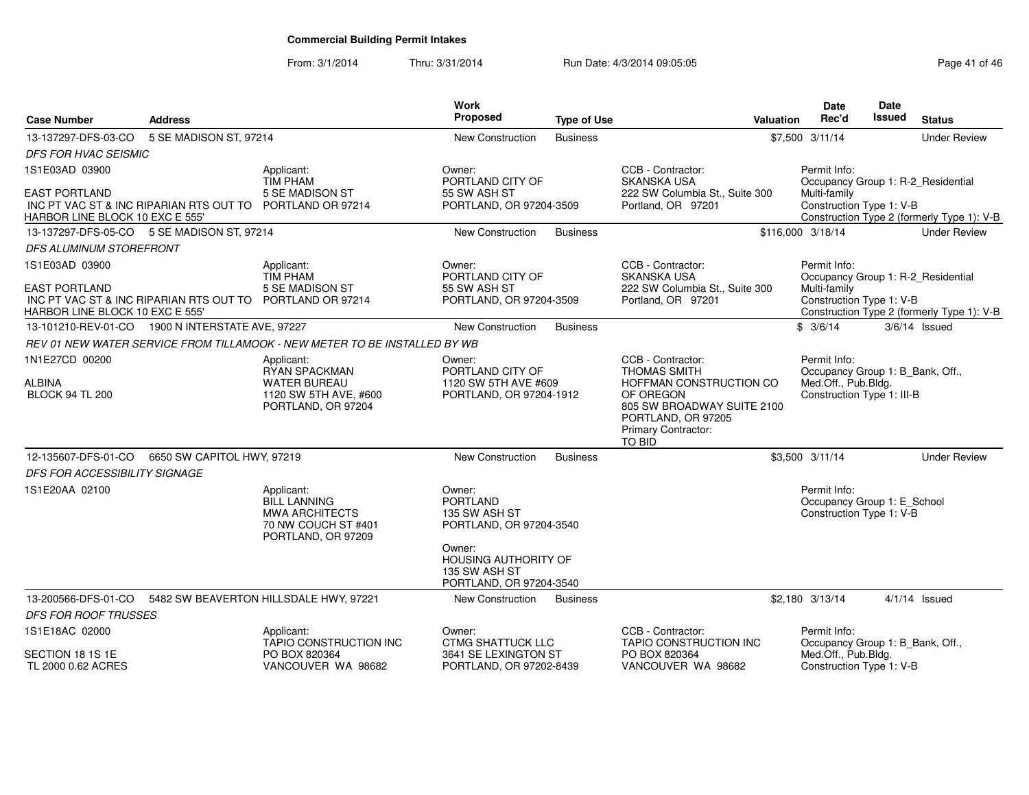**Commercial Building Permit Intakes**

From: 3/1/2014 Thru: 3/31/2014 Run Date: 4/3/2014 09:05:05

| Case Number | Address | Work Proposed | Type of Use | Valuation | Date Rec'd | Date Issued | Status |
|---|---|---|---|---|---|---|---|
| 13-137297-DFS-03-CO | 5 SE MADISON ST, 97214 | New Construction | Business | $7,500 | 3/11/14 | | Under Review |

*DFS FOR HVAC SEISMIC*

1S1E03AD 03900

EAST PORTLAND
INC PT VAC ST & INC RIPARIAN RTS OUT TO HARBOR LINE BLOCK 10 EXC E 555'

Applicant: TIM PHAM, 5 SE MADISON ST, PORTLAND OR 97214

Owner: PORTLAND CITY OF, 55 SW ASH ST, PORTLAND, OR 97204-3509

CCB - Contractor: SKANSKA USA, 222 SW Columbia St., Suite 300, Portland, OR 97201

Permit Info: Occupancy Group 1: R-2_Residential Multi-family; Construction Type 1: V-B; Construction Type 2 (formerly Type 1): V-B

| Case Number | Address | Work Proposed | Type of Use | Valuation | Date Rec'd | Date Issued | Status |
|---|---|---|---|---|---|---|---|
| 13-137297-DFS-05-CO | 5 SE MADISON ST, 97214 | New Construction | Business | $116,000 | 3/18/14 | | Under Review |

*DFS ALUMINUM STOREFRONT*

1S1E03AD 03900

EAST PORTLAND
INC PT VAC ST & INC RIPARIAN RTS OUT TO HARBOR LINE BLOCK 10 EXC E 555'

Applicant: TIM PHAM, 5 SE MADISON ST, PORTLAND OR 97214

Owner: PORTLAND CITY OF, 55 SW ASH ST, PORTLAND, OR 97204-3509

CCB - Contractor: SKANSKA USA, 222 SW Columbia St., Suite 300, Portland, OR 97201

Permit Info: Occupancy Group 1: R-2_Residential Multi-family; Construction Type 1: V-B; Construction Type 2 (formerly Type 1): V-B

| Case Number | Address | Work Proposed | Type of Use | Valuation | Date Rec'd | Date Issued | Status |
|---|---|---|---|---|---|---|---|
| 13-101210-REV-01-CO | 1900 N INTERSTATE AVE, 97227 | New Construction | Business | $ | 3/6/14 | 3/6/14 | Issued |

*REV 01 NEW WATER SERVICE FROM TILLAMOOK - NEW METER TO BE INSTALLED BY WB*

1N1E27CD 00200

ALBINA
BLOCK 94 TL 200

Applicant: RYAN SPACKMAN, WATER BUREAU, 1120 SW 5TH AVE, #600, PORTLAND, OR 97204

Owner: PORTLAND CITY OF, 1120 SW 5TH AVE #609, PORTLAND, OR 97204-1912

CCB - Contractor: THOMAS SMITH, HOFFMAN CONSTRUCTION CO OF OREGON, 805 SW BROADWAY SUITE 2100, PORTLAND, OR 97205
Primary Contractor: TO BID

Permit Info: Occupancy Group 1: B_Bank, Off., Med.Off., Pub.Bldg.; Construction Type 1: III-B

| Case Number | Address | Work Proposed | Type of Use | Valuation | Date Rec'd | Date Issued | Status |
|---|---|---|---|---|---|---|---|
| 12-135607-DFS-01-CO | 6650 SW CAPITOL HWY, 97219 | New Construction | Business | $3,500 | 3/11/14 | | Under Review |

*DFS FOR ACCESSIBILITY SIGNAGE*

1S1E20AA 02100

Applicant: BILL LANNING, MWA ARCHITECTS, 70 NW COUCH ST #401, PORTLAND, OR 97209

Owner: PORTLAND, 135 SW ASH ST, PORTLAND, OR 97204-3540

Owner: HOUSING AUTHORITY OF, 135 SW ASH ST, PORTLAND, OR 97204-3540

Permit Info: Occupancy Group 1: E_School; Construction Type 1: V-B

| Case Number | Address | Work Proposed | Type of Use | Valuation | Date Rec'd | Date Issued | Status |
|---|---|---|---|---|---|---|---|
| 13-200566-DFS-01-CO | 5482 SW BEAVERTON HILLSDALE HWY, 97221 | New Construction | Business | $2,180 | 3/13/14 | 4/1/14 | Issued |

*DFS FOR ROOF TRUSSES*

1S1E18AC 02000

SECTION 18 1S 1E
TL 2000 0.62 ACRES

Applicant: TAPIO CONSTRUCTION INC, PO BOX 820364, VANCOUVER WA 98682

Owner: CTMG SHATTUCK LLC, 3641 SE LEXINGTON ST, PORTLAND, OR 97202-8439

CCB - Contractor: TAPIO CONSTRUCTION INC, PO BOX 820364, VANCOUVER WA 98682

Permit Info: Occupancy Group 1: B_Bank, Off., Med.Off., Pub.Bldg.; Construction Type 1: V-B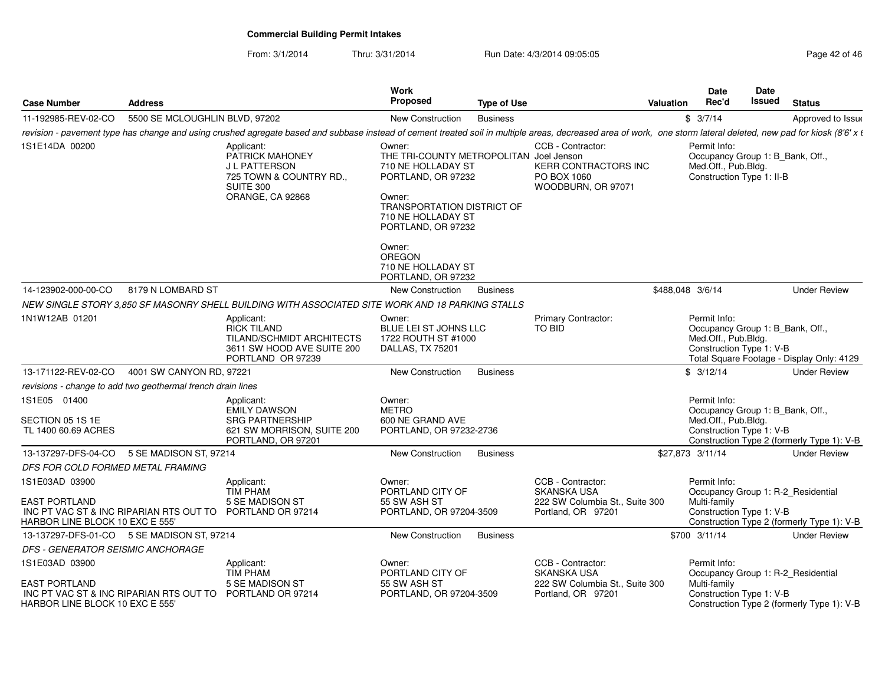# Commercial Building Permit Intakes

From: 3/1/2014 Thru: 3/31/2014 Run Date: 4/3/2014 09:05:05

| Case Number | Address | | Work Proposed | Type of Use | | Valuation | Date Rec'd | Date Issued | Status |
|---|---|---|---|---|---|---|---|---|---|
| 11-192985-REV-02-CO | 5500 SE MCLOUGHLIN BLVD, 97202 | | New Construction | Business | | $ | 3/7/14 | | Approved to Issue |
| *revision - pavement type has change and using crushed agregate based and subbase instead of cement treated soil in multiple areas, decreased area of work, one storm lateral deleted, new pad for kiosk (8'6' x 6* | | | | | | | | | |
| 1S1E14DA 00200 | | Applicant: PATRICK MAHONEY J L PATTERSON 725 TOWN & COUNTRY RD., SUITE 300 ORANGE, CA 92868 | Owner: THE TRI-COUNTY METROPOLITAN 710 NE HOLLADAY ST PORTLAND, OR 97232 Owner: TRANSPORTATION DISTRICT OF 710 NE HOLLADAY ST PORTLAND, OR 97232 Owner: OREGON 710 NE HOLLADAY ST PORTLAND, OR 97232 | | CCB - Contractor: Joel Jenson KERR CONTRACTORS INC PO BOX 1060 WOODBURN, OR 97071 | | Permit Info: Occupancy Group 1: B_Bank, Off., Med.Off., Pub.Bldg. Construction Type 1: II-B | | |
| 14-123902-000-00-CO | 8179 N LOMBARD ST | | New Construction | Business | | $488,048 | 3/6/14 | | Under Review |
| *NEW SINGLE STORY 3,850 SF MASONRY SHELL BUILDING WITH ASSOCIATED SITE WORK AND 18 PARKING STALLS* | | | | | | | | | |
| 1N1W12AB 01201 | | Applicant: RICK TILAND TILAND/SCHMIDT ARCHITECTS 3611 SW HOOD AVE SUITE 200 PORTLAND OR 97239 | Owner: BLUE LEI ST JOHNS LLC 1722 ROUTH ST #1000 DALLAS, TX 75201 | | Primary Contractor: TO BID | | Permit Info: Occupancy Group 1: B_Bank, Off., Med.Off., Pub.Bldg. Construction Type 1: V-B Total Square Footage - Display Only: 4129 | | |
| 13-171122-REV-02-CO | 4001 SW CANYON RD, 97221 | | New Construction | Business | | $ | 3/12/14 | | Under Review |
| *revisions - change to add two geothermal french drain lines* | | | | | | | | | |
| 1S1E05 01400 SECTION 05 1S 1E TL 1400 60.69 ACRES | | Applicant: EMILY DAWSON SRG PARTNERSHIP 621 SW MORRISON, SUITE 200 PORTLAND, OR 97201 | Owner: METRO 600 NE GRAND AVE PORTLAND, OR 97232-2736 | | | | Permit Info: Occupancy Group 1: B_Bank, Off., Med.Off., Pub.Bldg. Construction Type 1: V-B Construction Type 2 (formerly Type 1): V-B | | |
| 13-137297-DFS-04-CO | 5 SE MADISON ST, 97214 | | New Construction | Business | | $27,873 | 3/11/14 | | Under Review |
| *DFS FOR COLD FORMED METAL FRAMING* | | | | | | | | | |
| 1S1E03AD 03900 EAST PORTLAND INC PT VAC ST & INC RIPARIAN RTS OUT TO HARBOR LINE BLOCK 10 EXC E 555' | | Applicant: TIM PHAM 5 SE MADISON ST PORTLAND OR 97214 | Owner: PORTLAND CITY OF 55 SW ASH ST PORTLAND, OR 97204-3509 | | CCB - Contractor: SKANSKA USA 222 SW Columbia St., Suite 300 Portland, OR 97201 | | Permit Info: Occupancy Group 1: R-2_Residential Multi-family Construction Type 1: V-B Construction Type 2 (formerly Type 1): V-B | | |
| 13-137297-DFS-01-CO | 5 SE MADISON ST, 97214 | | New Construction | Business | | $700 | 3/11/14 | | Under Review |
| *DFS - GENERATOR SEISMIC ANCHORAGE* | | | | | | | | | |
| 1S1E03AD 03900 EAST PORTLAND INC PT VAC ST & INC RIPARIAN RTS OUT TO HARBOR LINE BLOCK 10 EXC E 555' | | Applicant: TIM PHAM 5 SE MADISON ST PORTLAND OR 97214 | Owner: PORTLAND CITY OF 55 SW ASH ST PORTLAND, OR 97204-3509 | | CCB - Contractor: SKANSKA USA 222 SW Columbia St., Suite 300 Portland, OR 97201 | | Permit Info: Occupancy Group 1: R-2_Residential Multi-family Construction Type 1: V-B Construction Type 2 (formerly Type 1): V-B | | |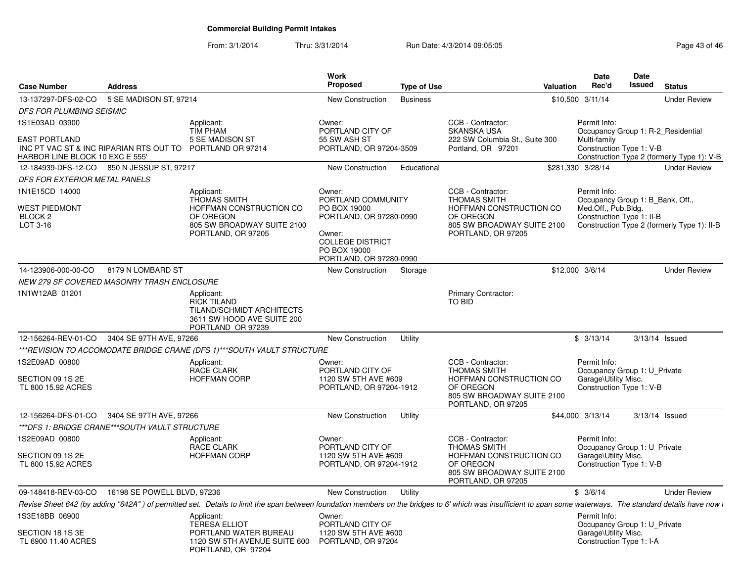# Commercial Building Permit Intakes

From: 3/1/2014 Thru: 3/31/2014 Run Date: 4/3/2014 09:05:05

| Case Number | Address | Work Proposed | Type of Use | Valuation | Date Rec'd | Date Issued | Status |
|---|---|---|---|---|---|---|---|
| 13-137297-DFS-02-CO | 5 SE MADISON ST, 97214 | New Construction | Business | $10,500 | 3/11/14 | | Under Review |

*DFS FOR PLUMBING SEISMIC*

1S1E03AD 03900

EAST PORTLAND
INC PT VAC ST & INC RIPARIAN RTS OUT TO HARBOR LINE BLOCK 10 EXC E 555'

Applicant:
TIM PHAM
5 SE MADISON ST
PORTLAND OR 97214

Owner:
PORTLAND CITY OF
55 SW ASH ST
PORTLAND, OR 97204-3509

CCB - Contractor:
SKANSKA USA
222 SW Columbia St., Suite 300
Portland, OR 97201

Permit Info:
Occupancy Group 1: R-2_Residential Multi-family
Construction Type 1: V-B
Construction Type 2 (formerly Type 1): V-B

| Case Number | Address | Work Proposed | Type of Use | Valuation | Date Rec'd | Date Issued | Status |
|---|---|---|---|---|---|---|---|
| 12-184939-DFS-12-CO | 850 N JESSUP ST, 97217 | New Construction | Educational | $281,330 | 3/28/14 | | Under Review |

*DFS FOR EXTERIOR METAL PANELS*

1N1E15CD 14000

WEST PIEDMONT
BLOCK 2
LOT 3-16

Applicant:
THOMAS SMITH
HOFFMAN CONSTRUCTION CO OF OREGON
805 SW BROADWAY SUITE 2100
PORTLAND, OR 97205

Owner:
PORTLAND COMMUNITY
PO BOX 19000
PORTLAND, OR 97280-0990

Owner:
COLLEGE DISTRICT
PO BOX 19000
PORTLAND, OR 97280-0990

CCB - Contractor:
THOMAS SMITH
HOFFMAN CONSTRUCTION CO OF OREGON
805 SW BROADWAY SUITE 2100
PORTLAND, OR 97205

Permit Info:
Occupancy Group 1: B_Bank, Off., Med.Off., Pub.Bldg.
Construction Type 1: II-B
Construction Type 2 (formerly Type 1): II-B

| Case Number | Address | Work Proposed | Type of Use | Valuation | Date Rec'd | Date Issued | Status |
|---|---|---|---|---|---|---|---|
| 14-123906-000-00-CO | 8179 N LOMBARD ST | New Construction | Storage | $12,000 | 3/6/14 | | Under Review |

*NEW 279 SF COVERED MASONRY TRASH ENCLOSURE*

1N1W12AB 01201

Applicant:
RICK TILAND
TILAND/SCHMIDT ARCHITECTS
3611 SW HOOD AVE SUITE 200
PORTLAND OR 97239

Primary Contractor:
TO BID

| Case Number | Address | Work Proposed | Type of Use | Valuation | Date Rec'd | Date Issued | Status |
|---|---|---|---|---|---|---|---|
| 12-156264-REV-01-CO | 3404 SE 97TH AVE, 97266 | New Construction | Utility | $ | 3/13/14 | 3/13/14 | Issued |

****REVISION TO ACCOMODATE BRIDGE CRANE (DFS 1)***SOUTH VAULT STRUCTURE*

1S2E09AD 00800

SECTION 09 1S 2E
TL 800 15.92 ACRES

Applicant:
RACE CLARK
HOFFMAN CORP

Owner:
PORTLAND CITY OF
1120 SW 5TH AVE #609
PORTLAND, OR 97204-1912

CCB - Contractor:
THOMAS SMITH
HOFFMAN CONSTRUCTION CO OF OREGON
805 SW BROADWAY SUITE 2100
PORTLAND, OR 97205

Permit Info:
Occupancy Group 1: U_Private Garage\Utility Misc.
Construction Type 1: V-B

| Case Number | Address | Work Proposed | Type of Use | Valuation | Date Rec'd | Date Issued | Status |
|---|---|---|---|---|---|---|---|
| 12-156264-DFS-01-CO | 3404 SE 97TH AVE, 97266 | New Construction | Utility | $44,000 | 3/13/14 | 3/13/14 | Issued |

****DFS 1: BRIDGE CRANE***SOUTH VAULT STRUCTURE*

1S2E09AD 00800

SECTION 09 1S 2E
TL 800 15.92 ACRES

Applicant:
RACE CLARK
HOFFMAN CORP

Owner:
PORTLAND CITY OF
1120 SW 5TH AVE #609
PORTLAND, OR 97204-1912

CCB - Contractor:
THOMAS SMITH
HOFFMAN CONSTRUCTION CO OF OREGON
805 SW BROADWAY SUITE 2100
PORTLAND, OR 97205

Permit Info:
Occupancy Group 1: U_Private Garage\Utility Misc.
Construction Type 1: V-B

| Case Number | Address | Work Proposed | Type of Use | Valuation | Date Rec'd | Date Issued | Status |
|---|---|---|---|---|---|---|---|
| 09-148418-REV-03-CO | 16198 SE POWELL BLVD, 97236 | New Construction | Utility | $ | 3/6/14 | | Under Review |

*Revise Sheet 642 (by adding "642A" ) of permitted set. Details to limit the span between foundation members on the bridges to 6' which was insufficient to span some waterways. The standard details have now l*

1S3E18BB 06900

SECTION 18 1S 3E
TL 6900 11.40 ACRES

Applicant:
TERESA ELLIOT
PORTLAND WATER BUREAU
1120 SW 5TH AVENUE SUITE 600
PORTLAND, OR 97204

Owner:
PORTLAND CITY OF
1120 SW 5TH AVE #600
PORTLAND, OR 97204

Permit Info:
Occupancy Group 1: U_Private Garage\Utility Misc.
Construction Type 1: I-A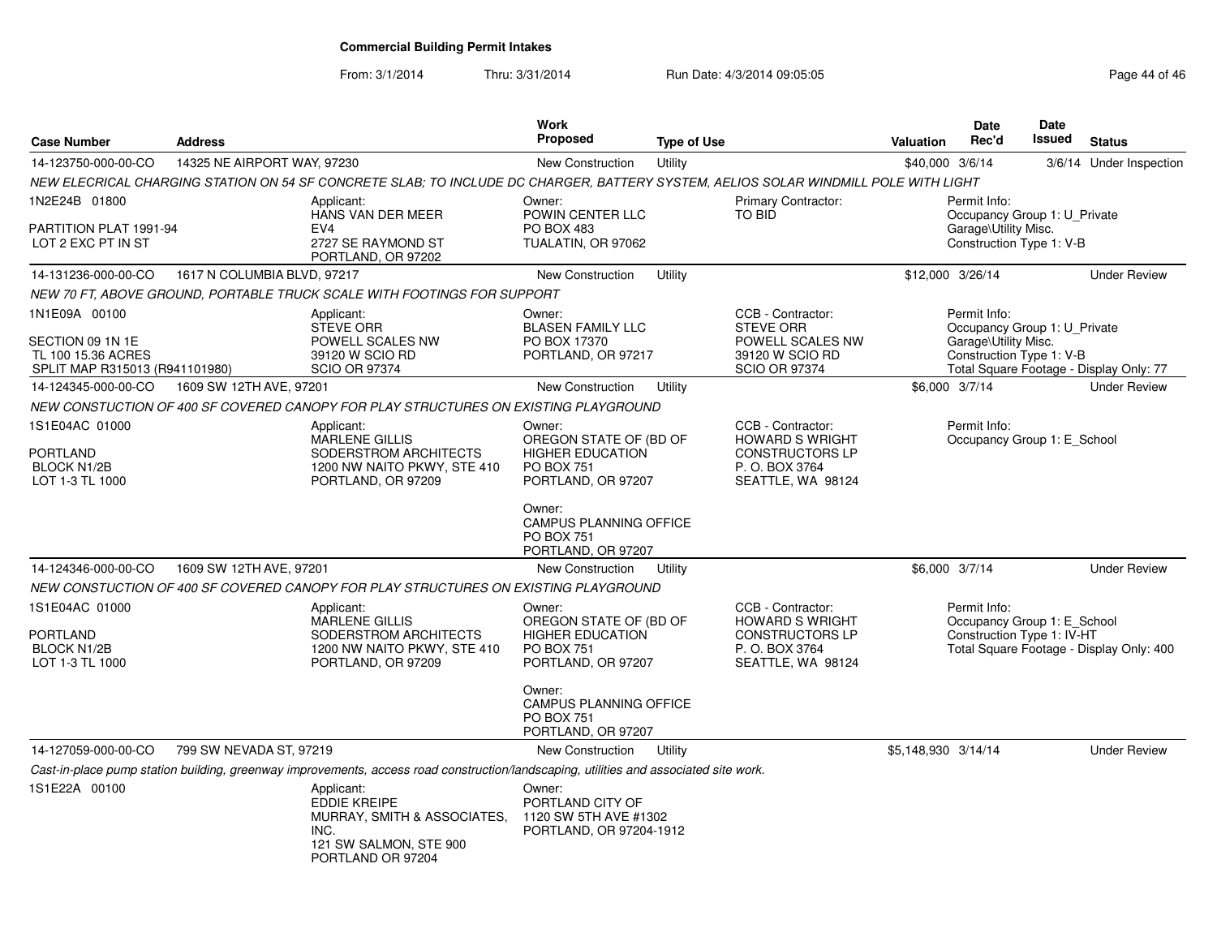# Commercial Building Permit Intakes

From: 3/1/2014 Thru: 3/31/2014 Run Date: 4/3/2014 09:05:05

| Case Number | Address | Work Proposed | Type of Use | Valuation | Date Rec'd | Date Issued | Status |
|---|---|---|---|---|---|---|---|
| 14-123750-000-00-CO | 14325 NE AIRPORT WAY, 97230 | New Construction | Utility | $40,000 | 3/6/14 | 3/6/14 | Under Inspection |

*NEW ELECRICAL CHARGING STATION ON 54 SF CONCRETE SLAB; TO INCLUDE DC CHARGER, BATTERY SYSTEM, AELIOS SOLAR WINDMILL POLE WITH LIGHT*

1N2E24B 01800
PARTITION PLAT 1991-94
LOT 2 EXC PT IN ST

Applicant:
HANS VAN DER MEER
EV4
2727 SE RAYMOND ST
PORTLAND, OR 97202

Owner:
POWIN CENTER LLC
PO BOX 483
TUALATIN, OR 97062

Primary Contractor:
TO BID

Permit Info:
Occupancy Group 1: U_Private Garage\Utility Misc.
Construction Type 1: V-B

| Case Number | Address | Work Proposed | Type of Use | Valuation | Date Rec'd | Date Issued | Status |
|---|---|---|---|---|---|---|---|
| 14-131236-000-00-CO | 1617 N COLUMBIA BLVD, 97217 | New Construction | Utility | $12,000 | 3/26/14 | | Under Review |

*NEW 70 FT, ABOVE GROUND, PORTABLE TRUCK SCALE WITH FOOTINGS FOR SUPPORT*

1N1E09A 00100
SECTION 09 1N 1E
TL 100 15.36 ACRES
SPLIT MAP R315013 (R941101980)

Applicant:
STEVE ORR
POWELL SCALES NW
39120 W SCIO RD
SCIO OR 97374

Owner:
BLASEN FAMILY LLC
PO BOX 17370
PORTLAND, OR 97217

CCB - Contractor:
STEVE ORR
POWELL SCALES NW
39120 W SCIO RD
SCIO OR 97374

Permit Info:
Occupancy Group 1: U_Private Garage\Utility Misc.
Construction Type 1: V-B
Total Square Footage - Display Only: 77

| Case Number | Address | Work Proposed | Type of Use | Valuation | Date Rec'd | Date Issued | Status |
|---|---|---|---|---|---|---|---|
| 14-124345-000-00-CO | 1609 SW 12TH AVE, 97201 | New Construction | Utility | $6,000 | 3/7/14 | | Under Review |

*NEW CONSTUCTION OF 400 SF COVERED CANOPY FOR PLAY STRUCTURES ON EXISTING PLAYGROUND*

1S1E04AC 01000
PORTLAND
BLOCK N1/2B
LOT 1-3 TL 1000

Applicant:
MARLENE GILLIS
SODERSTROM ARCHITECTS
1200 NW NAITO PKWY, STE 410
PORTLAND, OR 97209

Owner:
OREGON STATE OF (BD OF HIGHER EDUCATION
PO BOX 751
PORTLAND, OR 97207

Owner:
CAMPUS PLANNING OFFICE
PO BOX 751
PORTLAND, OR 97207

CCB - Contractor:
HOWARD S WRIGHT CONSTRUCTORS LP
P. O. BOX 3764
SEATTLE, WA 98124

Permit Info:
Occupancy Group 1: E_School

| Case Number | Address | Work Proposed | Type of Use | Valuation | Date Rec'd | Date Issued | Status |
|---|---|---|---|---|---|---|---|
| 14-124346-000-00-CO | 1609 SW 12TH AVE, 97201 | New Construction | Utility | $6,000 | 3/7/14 | | Under Review |

*NEW CONSTUCTION OF 400 SF COVERED CANOPY FOR PLAY STRUCTURES ON EXISTING PLAYGROUND*

1S1E04AC 01000
PORTLAND
BLOCK N1/2B
LOT 1-3 TL 1000

Applicant:
MARLENE GILLIS
SODERSTROM ARCHITECTS
1200 NW NAITO PKWY, STE 410
PORTLAND, OR 97209

Owner:
OREGON STATE OF (BD OF HIGHER EDUCATION
PO BOX 751
PORTLAND, OR 97207

Owner:
CAMPUS PLANNING OFFICE
PO BOX 751
PORTLAND, OR 97207

CCB - Contractor:
HOWARD S WRIGHT CONSTRUCTORS LP
P. O. BOX 3764
SEATTLE, WA 98124

Permit Info:
Occupancy Group 1: E_School
Construction Type 1: IV-HT
Total Square Footage - Display Only: 400

| Case Number | Address | Work Proposed | Type of Use | Valuation | Date Rec'd | Date Issued | Status |
|---|---|---|---|---|---|---|---|
| 14-127059-000-00-CO | 799 SW NEVADA ST, 97219 | New Construction | Utility | $5,148,930 | 3/14/14 | | Under Review |

*Cast-in-place pump station building, greenway improvements, access road construction/landscaping, utilities and associated site work.*

1S1E22A 00100

Applicant:
EDDIE KREIPE
MURRAY, SMITH & ASSOCIATES, INC.
121 SW SALMON, STE 900
PORTLAND OR 97204

Owner:
PORTLAND CITY OF
1120 SW 5TH AVE #1302
PORTLAND, OR 97204-1912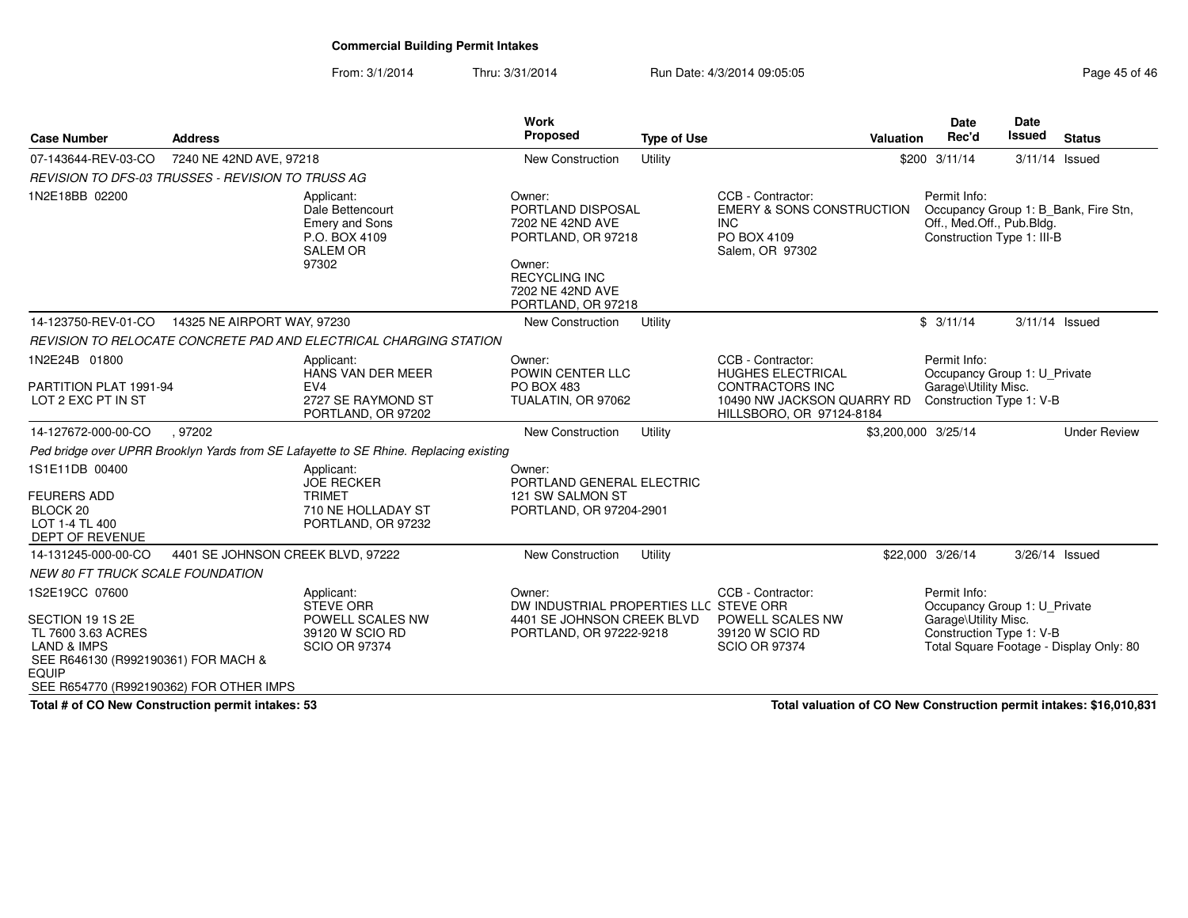**Commercial Building Permit Intakes**

From: 3/1/2014 Thru: 3/31/2014 Run Date: 4/3/2014 09:05:05

| Case Number | Address | Work Proposed | Type of Use | Valuation | Date Rec'd | Date Issued | Status |
|---|---|---|---|---|---|---|---|
| 07-143644-REV-03-CO | 7240 NE 42ND AVE, 97218 | New Construction | Utility | $200 | 3/11/14 | 3/11/14 | Issued |

*REVISION TO DFS-03 TRUSSES - REVISION TO TRUSS AG*

1N2E18BB 02200

Applicant: Dale Bettencourt, Emery and Sons, P.O. BOX 4109, SALEM OR 97302

Owner: PORTLAND DISPOSAL, 7202 NE 42ND AVE, PORTLAND, OR 97218

Owner: RECYCLING INC, 7202 NE 42ND AVE, PORTLAND, OR 97218

CCB - Contractor: EMERY & SONS CONSTRUCTION INC, PO BOX 4109, Salem, OR 97302

Permit Info: Occupancy Group 1: B_Bank, Fire Stn, Off., Med.Off., Pub.Bldg. Construction Type 1: III-B

| Case Number | Address | Work Proposed | Type of Use | Valuation | Date Rec'd | Date Issued | Status |
|---|---|---|---|---|---|---|---|
| 14-123750-REV-01-CO | 14325 NE AIRPORT WAY, 97230 | New Construction | Utility | $ | 3/11/14 | 3/11/14 | Issued |

*REVISION TO RELOCATE CONCRETE PAD AND ELECTRICAL CHARGING STATION*

1N2E24B 01800

PARTITION PLAT 1991-94
LOT 2 EXC PT IN ST

Applicant: HANS VAN DER MEER, EV4, 2727 SE RAYMOND ST, PORTLAND, OR 97202

Owner: POWIN CENTER LLC, PO BOX 483, TUALATIN, OR 97062

CCB - Contractor: HUGHES ELECTRICAL CONTRACTORS INC, 10490 NW JACKSON QUARRY RD, HILLSBORO, OR 97124-8184

Permit Info: Occupancy Group 1: U_Private Garage\Utility Misc. Construction Type 1: V-B

| Case Number | Address | Work Proposed | Type of Use | Valuation | Date Rec'd | Date Issued | Status |
|---|---|---|---|---|---|---|---|
| 14-127672-000-00-CO | , 97202 | New Construction | Utility | $3,200,000 | 3/25/14 | | Under Review |

*Ped bridge over UPRR Brooklyn Yards from SE Lafayette to SE Rhine. Replacing existing*

1S1E11DB 00400

FEURERS ADD
BLOCK 20
LOT 1-4 TL 400
DEPT OF REVENUE

Applicant: JOE RECKER, TRIMET, 710 NE HOLLADAY ST, PORTLAND, OR 97232

Owner: PORTLAND GENERAL ELECTRIC, 121 SW SALMON ST, PORTLAND, OR 97204-2901

| Case Number | Address | Work Proposed | Type of Use | Valuation | Date Rec'd | Date Issued | Status |
|---|---|---|---|---|---|---|---|
| 14-131245-000-00-CO | 4401 SE JOHNSON CREEK BLVD, 97222 | New Construction | Utility | $22,000 | 3/26/14 | 3/26/14 | Issued |

*NEW 80 FT TRUCK SCALE FOUNDATION*

1S2E19CC 07600

SECTION 19 1S 2E
TL 7600 3.63 ACRES
LAND & IMPS
SEE R646130 (R992190361) FOR MACH & EQUIP
SEE R654770 (R992190362) FOR OTHER IMPS

Applicant: STEVE ORR, POWELL SCALES NW, 39120 W SCIO RD, SCIO OR 97374

Owner: DW INDUSTRIAL PROPERTIES LLC, 4401 SE JOHNSON CREEK BLVD, PORTLAND, OR 97222-9218

CCB - Contractor: STEVE ORR, POWELL SCALES NW, 39120 W SCIO RD, SCIO OR 97374

Permit Info: Occupancy Group 1: U_Private Garage\Utility Misc. Construction Type 1: V-B Total Square Footage - Display Only: 80

**Total # of CO New Construction permit intakes: 53**

**Total valuation of CO New Construction permit intakes: $16,010,831**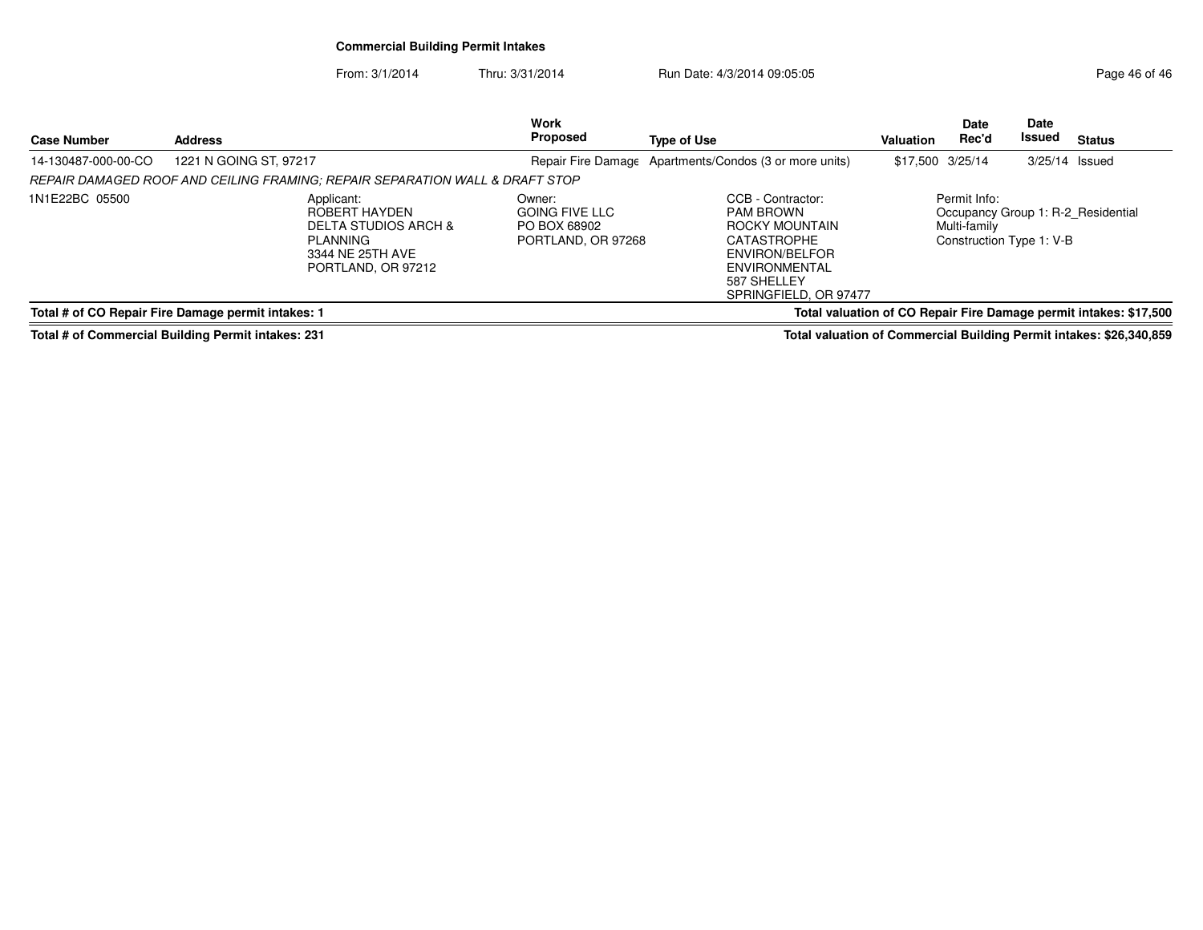# Commercial Building Permit Intakes

From: 3/1/2014 Thru: 3/31/2014 Run Date: 4/3/2014 09:05:05

| Case Number | Address | Work Proposed | Type of Use | Valuation | Date Rec'd | Date Issued | Status |
|---|---|---|---|---|---|---|---|
| 14-130487-000-00-CO | 1221 N GOING ST, 97217 | Repair Fire Damage | Apartments/Condos (3 or more units) | $17,500 | 3/25/14 | 3/25/14 | Issued |

*REPAIR DAMAGED ROOF AND CEILING FRAMING; REPAIR SEPARATION WALL & DRAFT STOP*

1N1E22BC 05500

Applicant:
ROBERT HAYDEN
DELTA STUDIOS ARCH &
PLANNING
3344 NE 25TH AVE
PORTLAND, OR 97212

Owner:
GOING FIVE LLC
PO BOX 68902
PORTLAND, OR 97268

CCB - Contractor:
PAM BROWN
ROCKY MOUNTAIN
CATASTROPHE
ENVIRON/BELFOR
ENVIRONMENTAL
587 SHELLEY
SPRINGFIELD, OR 97477

Permit Info:
Occupancy Group 1: R-2_Residential
Multi-family
Construction Type 1: V-B

**Total # of CO Repair Fire Damage permit intakes: 1**

**Total valuation of CO Repair Fire Damage permit intakes: $17,500**

**Total # of Commercial Building Permit intakes: 231**

**Total valuation of Commercial Building Permit intakes: $26,340,859**